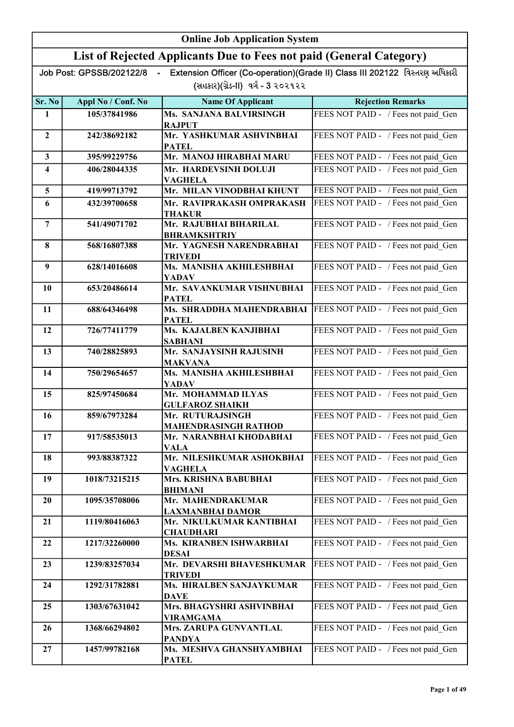# Online Job Application System

## List of Rejected Applicants Due to Fees not paid (General Category)

Job Post: GPSSB/202122/8 - Extension Officer (Co-operation)(Grade II) Class III 202122 વિસ્તરણ અધિકારી (સહકાર)(ગ્રેડ-II) વર્ગ - 3 ૨૦૨૧૨૨

| Sr. No | Appl No / Conf. No | Name Of Applicant | Rejection Remarks |
|---|---|---|---|
| 1 | 105/37841986 | Ms. SANJANA BALVIRSINGH RAJPUT | FEES NOT PAID - / Fees not paid_Gen |
| 2 | 242/38692182 | Mr. YASHKUMAR ASHVINBHAI PATEL | FEES NOT PAID - / Fees not paid_Gen |
| 3 | 395/99229756 | Mr. MANOJ HIRABHAI MARU | FEES NOT PAID - / Fees not paid_Gen |
| 4 | 406/28044335 | Mr. HARDEVSINH DOLUJI VAGHELA | FEES NOT PAID - / Fees not paid_Gen |
| 5 | 419/99713792 | Mr. MILAN VINODBHAI KHUNT | FEES NOT PAID - / Fees not paid_Gen |
| 6 | 432/39700658 | Mr. RAVIPRAKASH OMPRAKASH THAKUR | FEES NOT PAID - / Fees not paid_Gen |
| 7 | 541/49071702 | Mr. RAJUBHAI BIHARILAL BHRAMKSHTRIY | FEES NOT PAID - / Fees not paid_Gen |
| 8 | 568/16807388 | Mr. YAGNESH NARENDRABHAI TRIVEDI | FEES NOT PAID - / Fees not paid_Gen |
| 9 | 628/14016608 | Ms. MANISHA AKHILESHBHAI YADAV | FEES NOT PAID - / Fees not paid_Gen |
| 10 | 653/20486614 | Mr. SAVANKUMAR VISHNUBHAI PATEL | FEES NOT PAID - / Fees not paid_Gen |
| 11 | 688/64346498 | Ms. SHRADDHA MAHENDRABHAI PATEL | FEES NOT PAID - / Fees not paid_Gen |
| 12 | 726/77411779 | Ms. KAJALBEN KANJIBHAI SABHANI | FEES NOT PAID - / Fees not paid_Gen |
| 13 | 740/28825893 | Mr. SANJAYSINH RAJUSINH MAKVANA | FEES NOT PAID - / Fees not paid_Gen |
| 14 | 750/29654657 | Ms. MANISHA AKHILESHBHAI YADAV | FEES NOT PAID - / Fees not paid_Gen |
| 15 | 825/97450684 | Mr. MOHAMMAD ILYAS GULFAROZ SHAIKH | FEES NOT PAID - / Fees not paid_Gen |
| 16 | 859/67973284 | Mr. RUTURAJSINGH MAHENDRASINGH RATHOD | FEES NOT PAID - / Fees not paid_Gen |
| 17 | 917/58535013 | Mr. NARANBHAI KHODABHAI VALA | FEES NOT PAID - / Fees not paid_Gen |
| 18 | 993/88387322 | Mr. NILESHKUMAR ASHOKBHAI VAGHELA | FEES NOT PAID - / Fees not paid_Gen |
| 19 | 1018/73215215 | Mrs. KRISHNA BABUBHAI BHIMANI | FEES NOT PAID - / Fees not paid_Gen |
| 20 | 1095/35708006 | Mr. MAHENDRAKUMAR LAXMANBHAI DAMOR | FEES NOT PAID - / Fees not paid_Gen |
| 21 | 1119/80416063 | Mr. NIKULKUMAR KANTIBHAI CHAUDHARI | FEES NOT PAID - / Fees not paid_Gen |
| 22 | 1217/32260000 | Ms. KIRANBEN ISHWARBHAI DESAI | FEES NOT PAID - / Fees not paid_Gen |
| 23 | 1239/83257034 | Mr. DEVARSHI BHAVESHKUMAR TRIVEDI | FEES NOT PAID - / Fees not paid_Gen |
| 24 | 1292/31782881 | Ms. HIRALBEN SANJAYKUMAR DAVE | FEES NOT PAID - / Fees not paid_Gen |
| 25 | 1303/67631042 | Mrs. BHAGYSHRI ASHVINBHAI VIRAMGAMA | FEES NOT PAID - / Fees not paid_Gen |
| 26 | 1368/66294802 | Mrs. ZARUPA GUNVANTLAL PANDYA | FEES NOT PAID - / Fees not paid_Gen |
| 27 | 1457/99782168 | Ms. MESHVA GHANSHYAMBHAI PATEL | FEES NOT PAID - / Fees not paid_Gen |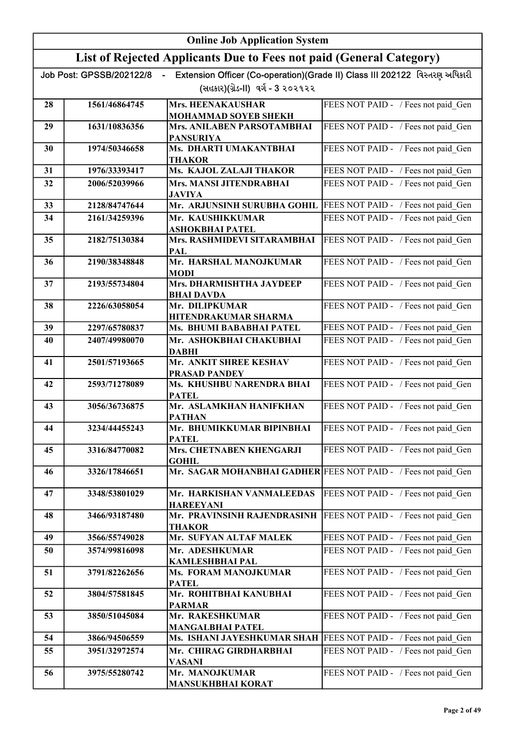| Online Job Application System | | | |
|---|---|---|---|
| List of Rejected Applicants Due to Fees not paid (General Category) | | | |
| Job Post: GPSSB/202122/8 - Extension Officer (Co-operation)(Grade II) Class III 202122 વિસ્તરણ અધિકારી (સહકાર)(ગ્રેડ-II) વર્ગ - 3 ૨૦૨૧૨૨ | | | |
| 28 | 1561/46864745 | Mrs. HEENAKAUSHAR MOHAMMAD SOYEB SHEKH | FEES NOT PAID - / Fees not paid_Gen |
| 29 | 1631/10836356 | Mrs. ANILABEN PARSOTAMBHAI PANSURIYA | FEES NOT PAID - / Fees not paid_Gen |
| 30 | 1974/50346658 | Ms. DHARTI UMAKANTBHAI THAKOR | FEES NOT PAID - / Fees not paid_Gen |
| 31 | 1976/33393417 | Ms. KAJOL ZALAJI THAKOR | FEES NOT PAID - / Fees not paid_Gen |
| 32 | 2006/52039966 | Mrs. MANSI JITENDRABHAI JAVIYA | FEES NOT PAID - / Fees not paid_Gen |
| 33 | 2128/84747644 | Mr. ARJUNSINH SURUBHA GOHIL | FEES NOT PAID - / Fees not paid_Gen |
| 34 | 2161/34259396 | Mr. KAUSHIKKUMAR ASHOKBHAI PATEL | FEES NOT PAID - / Fees not paid_Gen |
| 35 | 2182/75130384 | Mrs. RASHMIDEVI SITARAMBHAI PAL | FEES NOT PAID - / Fees not paid_Gen |
| 36 | 2190/38348848 | Mr. HARSHAL MANOJKUMAR MODI | FEES NOT PAID - / Fees not paid_Gen |
| 37 | 2193/55734804 | Mrs. DHARMISHTHA JAYDEEP BHAI DAVDA | FEES NOT PAID - / Fees not paid_Gen |
| 38 | 2226/63058054 | Mr. DILIPKUMAR HITENDRAKUMAR SHARMA | FEES NOT PAID - / Fees not paid_Gen |
| 39 | 2297/65780837 | Ms. BHUMI BABABHAI PATEL | FEES NOT PAID - / Fees not paid_Gen |
| 40 | 2407/49980070 | Mr. ASHOKBHAI CHAKUBHAI DABHI | FEES NOT PAID - / Fees not paid_Gen |
| 41 | 2501/57193665 | Mr. ANKIT SHREE KESHAV PRASAD PANDEY | FEES NOT PAID - / Fees not paid_Gen |
| 42 | 2593/71278089 | Ms. KHUSHBU NARENDRA BHAI PATEL | FEES NOT PAID - / Fees not paid_Gen |
| 43 | 3056/36736875 | Mr. ASLAMKHAN HANIFKHAN PATHAN | FEES NOT PAID - / Fees not paid_Gen |
| 44 | 3234/44455243 | Mr. BHUMIKKUMAR BIPINBHAI PATEL | FEES NOT PAID - / Fees not paid_Gen |
| 45 | 3316/84770082 | Mrs. CHETNABEN KHENGARJI GOHIL | FEES NOT PAID - / Fees not paid_Gen |
| 46 | 3326/17846651 | Mr. SAGAR MOHANBHAI GADHER | FEES NOT PAID - / Fees not paid_Gen |
| 47 | 3348/53801029 | Mr. HARKISHAN VANMALEEDAS HAREEYANI | FEES NOT PAID - / Fees not paid_Gen |
| 48 | 3466/93187480 | Mr. PRAVINSINH RAJENDRASINH THAKOR | FEES NOT PAID - / Fees not paid_Gen |
| 49 | 3566/55749028 | Mr. SUFYAN ALTAF MALEK | FEES NOT PAID - / Fees not paid_Gen |
| 50 | 3574/99816098 | Mr. ADESHKUMAR KAMLESHBHAI PAL | FEES NOT PAID - / Fees not paid_Gen |
| 51 | 3791/82262656 | Ms. FORAM MANOJKUMAR PATEL | FEES NOT PAID - / Fees not paid_Gen |
| 52 | 3804/57581845 | Mr. ROHITBHAI KANUBHAI PARMAR | FEES NOT PAID - / Fees not paid_Gen |
| 53 | 3850/51045084 | Mr. RAKESHKUMAR MANGALBHAI PATEL | FEES NOT PAID - / Fees not paid_Gen |
| 54 | 3866/94506559 | Ms. ISHANI JAYESHKUMAR SHAH | FEES NOT PAID - / Fees not paid_Gen |
| 55 | 3951/32972574 | Mr. CHIRAG GIRDHARBHAI VASANI | FEES NOT PAID - / Fees not paid_Gen |
| 56 | 3975/55280742 | Mr. MANOJKUMAR MANSUKHBHAI KORAT | FEES NOT PAID - / Fees not paid_Gen |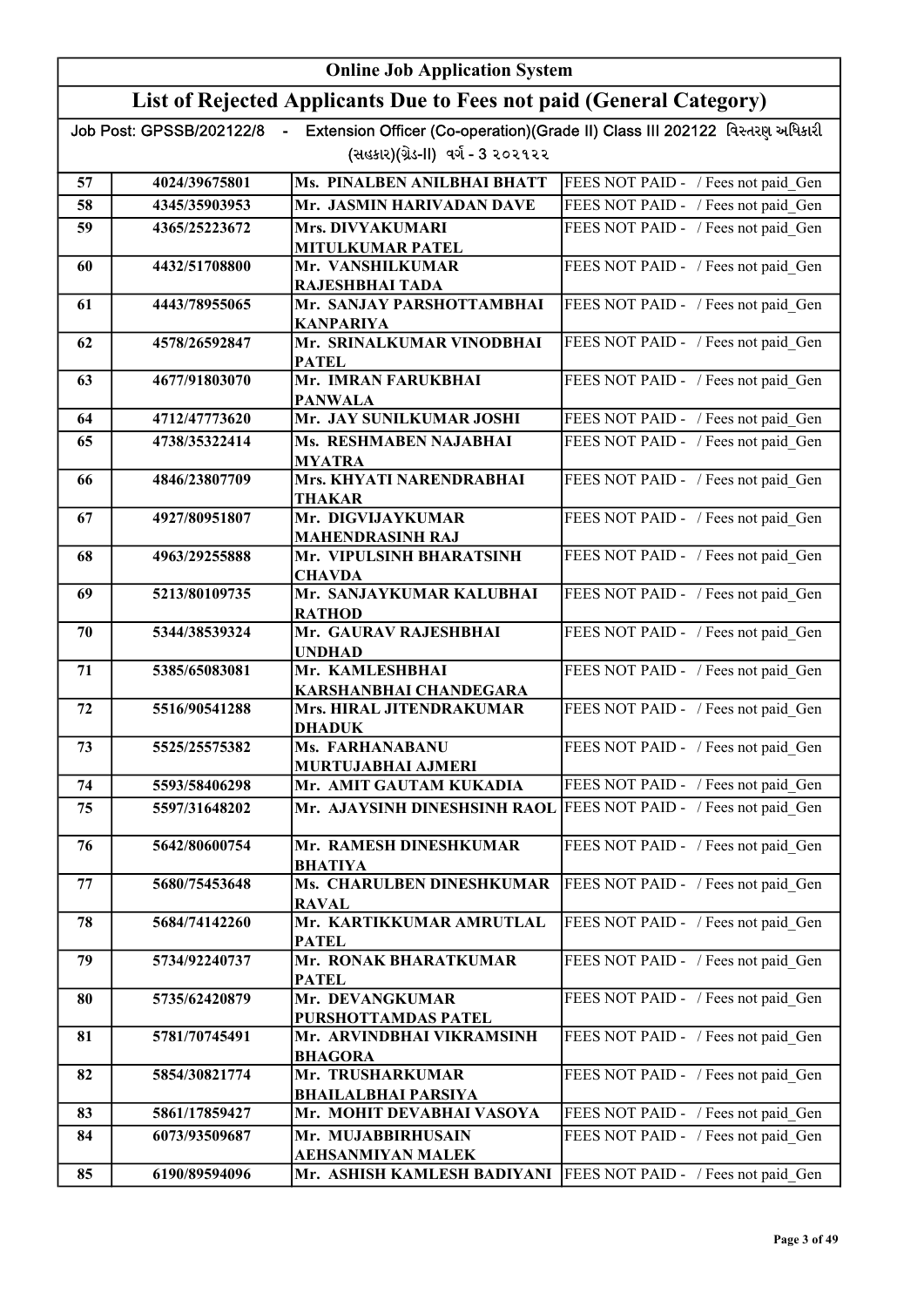# Online Job Application System

## List of Rejected Applicants Due to Fees not paid (General Category)

Job Post: GPSSB/202122/8 - Extension Officer (Co-operation)(Grade II) Class III 202122 વિસ્તરણ અધિકારી (સહકાર)(ગ્રેડ-II) વર્ગ - 3 ૨૦૨૧૨૨

| | | | |
|---|---|---|---|
| 57 | 4024/39675801 | Ms. PINALBEN ANILBHAI BHATT | FEES NOT PAID - / Fees not paid_Gen |
| 58 | 4345/35903953 | Mr. JASMIN HARIVADAN DAVE | FEES NOT PAID - / Fees not paid_Gen |
| 59 | 4365/25223672 | Mrs. DIVYAKUMARI MITULKUMAR PATEL | FEES NOT PAID - / Fees not paid_Gen |
| 60 | 4432/51708800 | Mr. VANSHILKUMAR RAJESHBHAI TADA | FEES NOT PAID - / Fees not paid_Gen |
| 61 | 4443/78955065 | Mr. SANJAY PARSHOTTAMBHAI KANPARIYA | FEES NOT PAID - / Fees not paid_Gen |
| 62 | 4578/26592847 | Mr. SRINALKUMAR VINODBHAI PATEL | FEES NOT PAID - / Fees not paid_Gen |
| 63 | 4677/91803070 | Mr. IMRAN FARUKBHAI PANWALA | FEES NOT PAID - / Fees not paid_Gen |
| 64 | 4712/47773620 | Mr. JAY SUNILKUMAR JOSHI | FEES NOT PAID - / Fees not paid_Gen |
| 65 | 4738/35322414 | Ms. RESHMABEN NAJABHAI MYATRA | FEES NOT PAID - / Fees not paid_Gen |
| 66 | 4846/23807709 | Mrs. KHYATI NARENDRABHAI THAKAR | FEES NOT PAID - / Fees not paid_Gen |
| 67 | 4927/80951807 | Mr. DIGVIJAYKUMAR MAHENDRASINH RAJ | FEES NOT PAID - / Fees not paid_Gen |
| 68 | 4963/29255888 | Mr. VIPULSINH BHARATSINH CHAVDA | FEES NOT PAID - / Fees not paid_Gen |
| 69 | 5213/80109735 | Mr. SANJAYKUMAR KALUBHAI RATHOD | FEES NOT PAID - / Fees not paid_Gen |
| 70 | 5344/38539324 | Mr. GAURAV RAJESHBHAI UNDHAD | FEES NOT PAID - / Fees not paid_Gen |
| 71 | 5385/65083081 | Mr. KAMLESHBHAI KARSHANBHAI CHANDEGARA | FEES NOT PAID - / Fees not paid_Gen |
| 72 | 5516/90541288 | Mrs. HIRAL JITENDRAKUMAR DHADUK | FEES NOT PAID - / Fees not paid_Gen |
| 73 | 5525/25575382 | Ms. FARHANABANU MURTUJABHAI AJMERI | FEES NOT PAID - / Fees not paid_Gen |
| 74 | 5593/58406298 | Mr. AMIT GAUTAM KUKADIA | FEES NOT PAID - / Fees not paid_Gen |
| 75 | 5597/31648202 | Mr. AJAYSINH DINESHSINH RAOL | FEES NOT PAID - / Fees not paid_Gen |
| 76 | 5642/80600754 | Mr. RAMESH DINESHKUMAR BHATIYA | FEES NOT PAID - / Fees not paid_Gen |
| 77 | 5680/75453648 | Ms. CHARULBEN DINESHKUMAR RAVAL | FEES NOT PAID - / Fees not paid_Gen |
| 78 | 5684/74142260 | Mr. KARTIKKUMAR AMRUTLAL PATEL | FEES NOT PAID - / Fees not paid_Gen |
| 79 | 5734/92240737 | Mr. RONAK BHARATKUMAR PATEL | FEES NOT PAID - / Fees not paid_Gen |
| 80 | 5735/62420879 | Mr. DEVANGKUMAR PURSHOTTAMDAS PATEL | FEES NOT PAID - / Fees not paid_Gen |
| 81 | 5781/70745491 | Mr. ARVINDBHAI VIKRAMSINH BHAGORA | FEES NOT PAID - / Fees not paid_Gen |
| 82 | 5854/30821774 | Mr. TRUSHARKUMAR BHAILALBHAI PARSIYA | FEES NOT PAID - / Fees not paid_Gen |
| 83 | 5861/17859427 | Mr. MOHIT DEVABHAI VASOYA | FEES NOT PAID - / Fees not paid_Gen |
| 84 | 6073/93509687 | Mr. MUJABBIRHUSAIN AEHSANMIYAN MALEK | FEES NOT PAID - / Fees not paid_Gen |
| 85 | 6190/89594096 | Mr. ASHISH KAMLESH BADIYANI | FEES NOT PAID - / Fees not paid_Gen |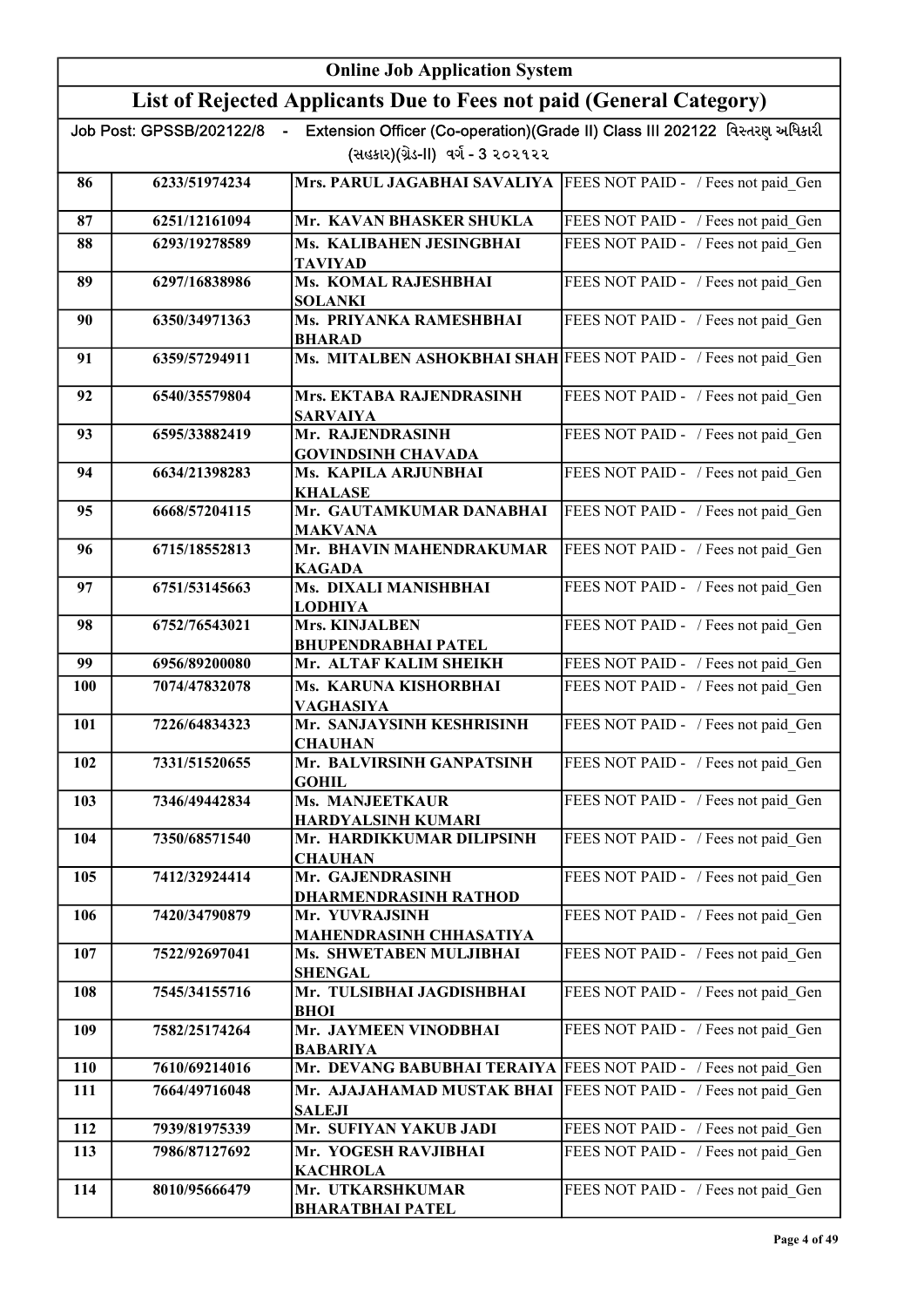# Online Job Application System

## List of Rejected Applicants Due to Fees not paid (General Category)

Job Post: GPSSB/202122/8 - Extension Officer (Co-operation)(Grade II) Class III 202122 વિસ્તરણ અધિકારી (સહકાર)(ગ્રેડ-II) વર્ગ - 3 ૨૦૨૧૨૨

| | | | |
|---|---|---|---|
| 86 | 6233/51974234 | Mrs. PARUL JAGABHAI SAVALIYA | FEES NOT PAID - / Fees not paid_Gen |
| 87 | 6251/12161094 | Mr. KAVAN BHASKER SHUKLA | FEES NOT PAID - / Fees not paid_Gen |
| 88 | 6293/19278589 | Ms. KALIBAHEN JESINGBHAI TAVIYAD | FEES NOT PAID - / Fees not paid_Gen |
| 89 | 6297/16838986 | Ms. KOMAL RAJESHBHAI SOLANKI | FEES NOT PAID - / Fees not paid_Gen |
| 90 | 6350/34971363 | Ms. PRIYANKA RAMESHBHAI BHARAD | FEES NOT PAID - / Fees not paid_Gen |
| 91 | 6359/57294911 | Ms. MITALBEN ASHOKBHAI SHAH | FEES NOT PAID - / Fees not paid_Gen |
| 92 | 6540/35579804 | Mrs. EKTABA RAJENDRASINH SARVAIYA | FEES NOT PAID - / Fees not paid_Gen |
| 93 | 6595/33882419 | Mr. RAJENDRASINH GOVINDSINH CHAVADA | FEES NOT PAID - / Fees not paid_Gen |
| 94 | 6634/21398283 | Ms. KAPILA ARJUNBHAI KHALASE | FEES NOT PAID - / Fees not paid_Gen |
| 95 | 6668/57204115 | Mr. GAUTAMKUMAR DANABHAI MAKVANA | FEES NOT PAID - / Fees not paid_Gen |
| 96 | 6715/18552813 | Mr. BHAVIN MAHENDRAKUMAR KAGADA | FEES NOT PAID - / Fees not paid_Gen |
| 97 | 6751/53145663 | Ms. DIXALI MANISHBHAI LODHIYA | FEES NOT PAID - / Fees not paid_Gen |
| 98 | 6752/76543021 | Mrs. KINJALBEN BHUPENDRABHAI PATEL | FEES NOT PAID - / Fees not paid_Gen |
| 99 | 6956/89200080 | Mr. ALTAF KALIM SHEIKH | FEES NOT PAID - / Fees not paid_Gen |
| 100 | 7074/47832078 | Ms. KARUNA KISHORBHAI VAGHASIYA | FEES NOT PAID - / Fees not paid_Gen |
| 101 | 7226/64834323 | Mr. SANJAYSINH KESHRISINH CHAUHAN | FEES NOT PAID - / Fees not paid_Gen |
| 102 | 7331/51520655 | Mr. BALVIRSINH GANPATSINH GOHIL | FEES NOT PAID - / Fees not paid_Gen |
| 103 | 7346/49442834 | Ms. MANJEETKAUR HARDYALSINH KUMARI | FEES NOT PAID - / Fees not paid_Gen |
| 104 | 7350/68571540 | Mr. HARDIKKUMAR DILIPSINH CHAUHAN | FEES NOT PAID - / Fees not paid_Gen |
| 105 | 7412/32924414 | Mr. GAJENDRASINH DHARMENDRASINH RATHOD | FEES NOT PAID - / Fees not paid_Gen |
| 106 | 7420/34790879 | Mr. YUVRAJSINH MAHENDRASINH CHHASATIYA | FEES NOT PAID - / Fees not paid_Gen |
| 107 | 7522/92697041 | Ms. SHWETABEN MULJIBHAI SHENGAL | FEES NOT PAID - / Fees not paid_Gen |
| 108 | 7545/34155716 | Mr. TULSIBHAI JAGDISHBHAI BHOI | FEES NOT PAID - / Fees not paid_Gen |
| 109 | 7582/25174264 | Mr. JAYMEEN VINODBHAI BABARIYA | FEES NOT PAID - / Fees not paid_Gen |
| 110 | 7610/69214016 | Mr. DEVANG BABUBHAI TERAIYA | FEES NOT PAID - / Fees not paid_Gen |
| 111 | 7664/49716048 | Mr. AJAJAHAMAD MUSTAK BHAI SALEJI | FEES NOT PAID - / Fees not paid_Gen |
| 112 | 7939/81975339 | Mr. SUFIYAN YAKUB JADI | FEES NOT PAID - / Fees not paid_Gen |
| 113 | 7986/87127692 | Mr. YOGESH RAVJIBHAI KACHROLA | FEES NOT PAID - / Fees not paid_Gen |
| 114 | 8010/95666479 | Mr. UTKARSHKUMAR BHARATBHAI PATEL | FEES NOT PAID - / Fees not paid_Gen |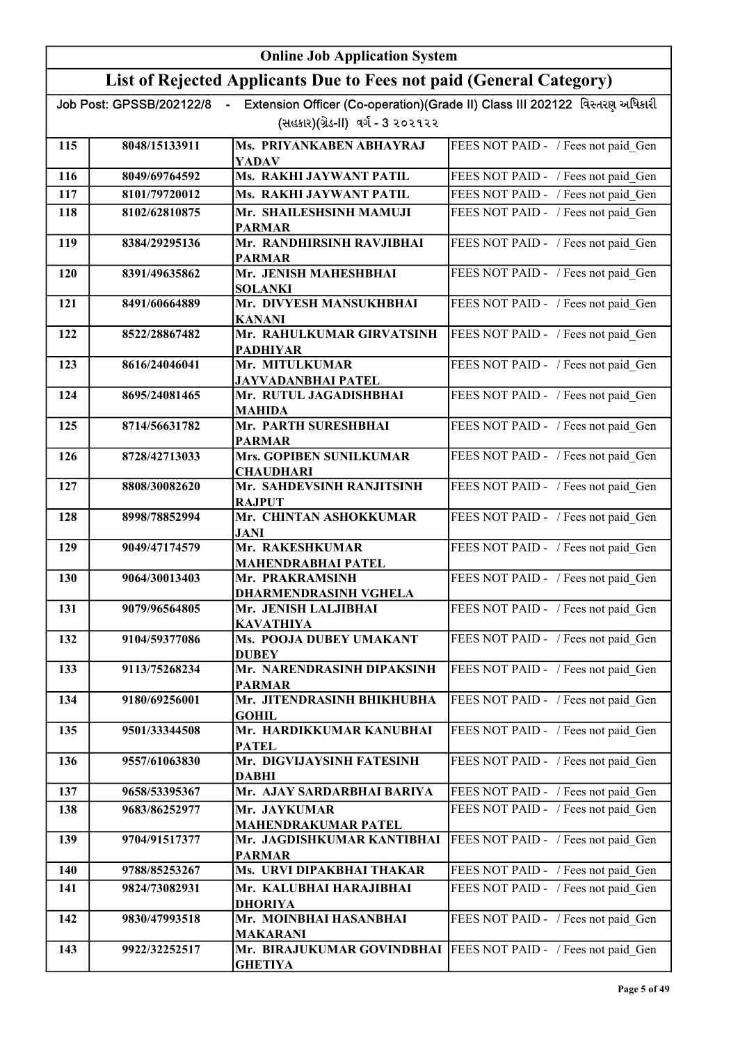# Online Job Application System

## List of Rejected Applicants Due to Fees not paid (General Category)

Job Post: GPSSB/202122/8 - Extension Officer (Co-operation)(Grade II) Class III 202122 વિસ્તરણ અધિકારી (સહકાર)(ગ્રેડ-II) વર્ગ - 3 ૨૦૨૧૨૨

| | | | |
|---|---|---|---|
| 115 | 8048/15133911 | Ms. PRIYANKABEN ABHAYRAJ YADAV | FEES NOT PAID - / Fees not paid_Gen |
| 116 | 8049/69764592 | Ms. RAKHI JAYWANT PATIL | FEES NOT PAID - / Fees not paid_Gen |
| 117 | 8101/79720012 | Ms. RAKHI JAYWANT PATIL | FEES NOT PAID - / Fees not paid_Gen |
| 118 | 8102/62810875 | Mr. SHAILESHSINH MAMUJI PARMAR | FEES NOT PAID - / Fees not paid_Gen |
| 119 | 8384/29295136 | Mr. RANDHIRSINH RAVJIBHAI PARMAR | FEES NOT PAID - / Fees not paid_Gen |
| 120 | 8391/49635862 | Mr. JENISH MAHESHBHAI SOLANKI | FEES NOT PAID - / Fees not paid_Gen |
| 121 | 8491/60664889 | Mr. DIVYESH MANSUKHBHAI KANANI | FEES NOT PAID - / Fees not paid_Gen |
| 122 | 8522/28867482 | Mr. RAHULKUMAR GIRVATSINH PADHIYAR | FEES NOT PAID - / Fees not paid_Gen |
| 123 | 8616/24046041 | Mr. MITULKUMAR JAYVADANBHAI PATEL | FEES NOT PAID - / Fees not paid_Gen |
| 124 | 8695/24081465 | Mr. RUTUL JAGADISHBHAI MAHIDA | FEES NOT PAID - / Fees not paid_Gen |
| 125 | 8714/56631782 | Mr. PARTH SURESHBHAI PARMAR | FEES NOT PAID - / Fees not paid_Gen |
| 126 | 8728/42713033 | Mrs. GOPIBEN SUNILKUMAR CHAUDHARI | FEES NOT PAID - / Fees not paid_Gen |
| 127 | 8808/30082620 | Mr. SAHDEVSINH RANJITSINH RAJPUT | FEES NOT PAID - / Fees not paid_Gen |
| 128 | 8998/78852994 | Mr. CHINTAN ASHOKKUMAR JANI | FEES NOT PAID - / Fees not paid_Gen |
| 129 | 9049/47174579 | Mr. RAKESHKUMAR MAHENDRABHAI PATEL | FEES NOT PAID - / Fees not paid_Gen |
| 130 | 9064/30013403 | Mr. PRAKRAMSINH DHARMENDRASINH VGHELA | FEES NOT PAID - / Fees not paid_Gen |
| 131 | 9079/96564805 | Mr. JENISH LALJIBHAI KAVATHIYA | FEES NOT PAID - / Fees not paid_Gen |
| 132 | 9104/59377086 | Ms. POOJA DUBEY UMAKANT DUBEY | FEES NOT PAID - / Fees not paid_Gen |
| 133 | 9113/75268234 | Mr. NARENDRASINH DIPAKSINH PARMAR | FEES NOT PAID - / Fees not paid_Gen |
| 134 | 9180/69256001 | Mr. JITENDRASINH BHIKHUBHA GOHIL | FEES NOT PAID - / Fees not paid_Gen |
| 135 | 9501/33344508 | Mr. HARDIKKUMAR KANUBHAI PATEL | FEES NOT PAID - / Fees not paid_Gen |
| 136 | 9557/61063830 | Mr. DIGVIJAYSINH FATESINH DABHI | FEES NOT PAID - / Fees not paid_Gen |
| 137 | 9658/53395367 | Mr. AJAY SARDARBHAI BARIYA | FEES NOT PAID - / Fees not paid_Gen |
| 138 | 9683/86252977 | Mr. JAYKUMAR MAHENDRAKUMAR PATEL | FEES NOT PAID - / Fees not paid_Gen |
| 139 | 9704/91517377 | Mr. JAGDISHKUMAR KANTIBHAI PARMAR | FEES NOT PAID - / Fees not paid_Gen |
| 140 | 9788/85253267 | Ms. URVI DIPAKBHAI THAKAR | FEES NOT PAID - / Fees not paid_Gen |
| 141 | 9824/73082931 | Mr. KALUBHAI HARAJIBHAI DHORIYA | FEES NOT PAID - / Fees not paid_Gen |
| 142 | 9830/47993518 | Mr. MOINBHAI HASANBHAI MAKARANI | FEES NOT PAID - / Fees not paid_Gen |
| 143 | 9922/32252517 | Mr. BIRAJUKUMAR GOVINDBHAI GHETIYA | FEES NOT PAID - / Fees not paid_Gen |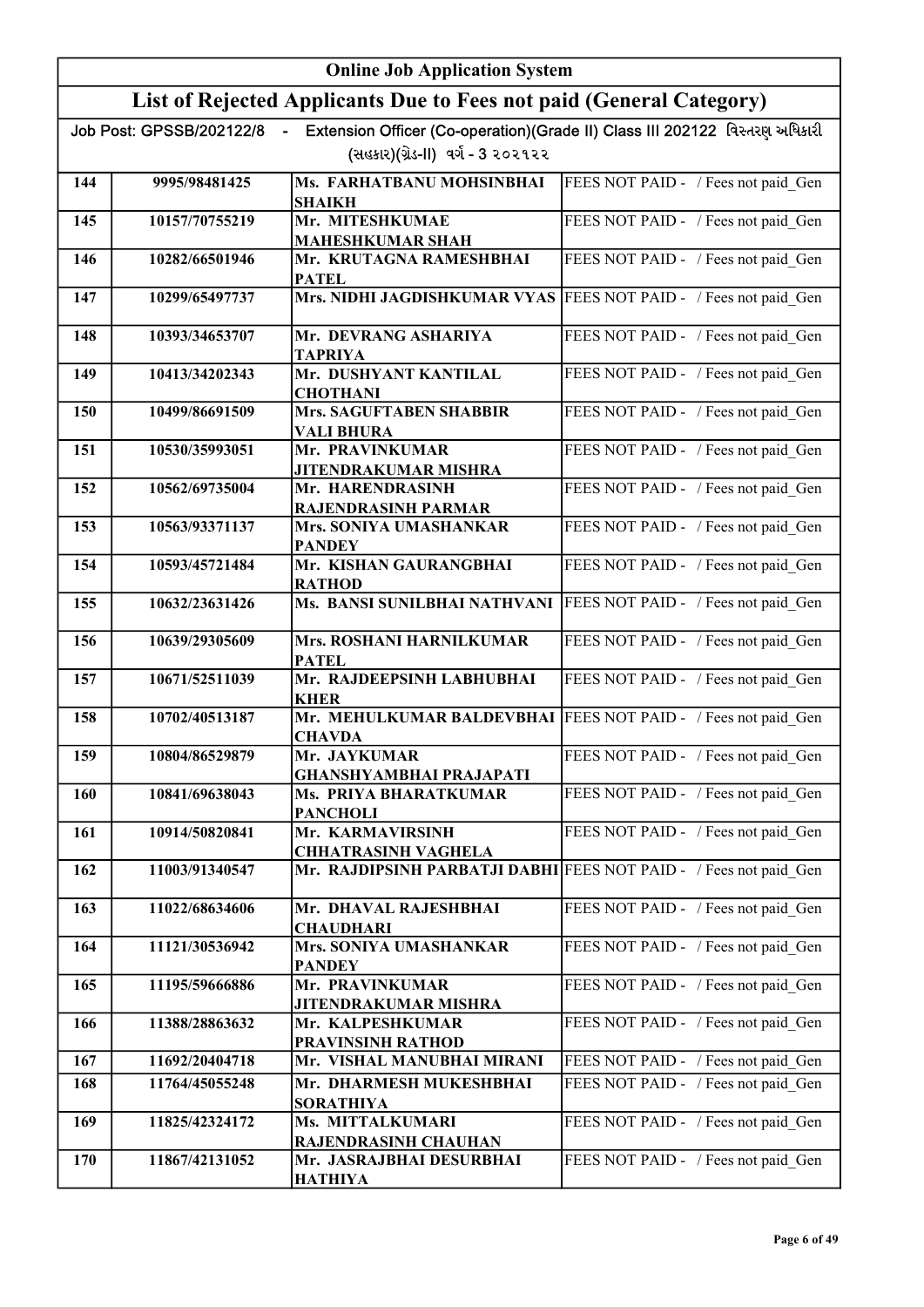# Online Job Application System

## List of Rejected Applicants Due to Fees not paid (General Category)

Job Post: GPSSB/202122/8 - Extension Officer (Co-operation)(Grade II) Class III 202122 વિસ્તરણ અધિકારી (સહકાર)(ગ્રેડ-II) વર્ગ - 3 ૨૦૨૧૨૨

| | | | |
|---|---|---|---|
| 144 | 9995/98481425 | Ms. FARHATBANU MOHSINBHAI SHAIKH | FEES NOT PAID - / Fees not paid_Gen |
| 145 | 10157/70755219 | Mr. MITESHKUMAE MAHESHKUMAR SHAH | FEES NOT PAID - / Fees not paid_Gen |
| 146 | 10282/66501946 | Mr. KRUTAGNA RAMESHBHAI PATEL | FEES NOT PAID - / Fees not paid_Gen |
| 147 | 10299/65497737 | Mrs. NIDHI JAGDISHKUMAR VYAS | FEES NOT PAID - / Fees not paid_Gen |
| 148 | 10393/34653707 | Mr. DEVRANG ASHARIYA TAPRIYA | FEES NOT PAID - / Fees not paid_Gen |
| 149 | 10413/34202343 | Mr. DUSHYANT KANTILAL CHOTHANI | FEES NOT PAID - / Fees not paid_Gen |
| 150 | 10499/86691509 | Mrs. SAGUFTABEN SHABBIR VALI BHURA | FEES NOT PAID - / Fees not paid_Gen |
| 151 | 10530/35993051 | Mr. PRAVINKUMAR JITENDRAKUMAR MISHRA | FEES NOT PAID - / Fees not paid_Gen |
| 152 | 10562/69735004 | Mr. HARENDRASINH RAJENDRASINH PARMAR | FEES NOT PAID - / Fees not paid_Gen |
| 153 | 10563/93371137 | Mrs. SONIYA UMASHANKAR PANDEY | FEES NOT PAID - / Fees not paid_Gen |
| 154 | 10593/45721484 | Mr. KISHAN GAURANGBHAI RATHOD | FEES NOT PAID - / Fees not paid_Gen |
| 155 | 10632/23631426 | Ms. BANSI SUNILBHAI NATHVANI | FEES NOT PAID - / Fees not paid_Gen |
| 156 | 10639/29305609 | Mrs. ROSHANI HARNILKUMAR PATEL | FEES NOT PAID - / Fees not paid_Gen |
| 157 | 10671/52511039 | Mr. RAJDEEPSINH LABHUBHAI KHER | FEES NOT PAID - / Fees not paid_Gen |
| 158 | 10702/40513187 | Mr. MEHULKUMAR BALDEVBHAI CHAVDA | FEES NOT PAID - / Fees not paid_Gen |
| 159 | 10804/86529879 | Mr. JAYKUMAR GHANSHYAMBHAI PRAJAPATI | FEES NOT PAID - / Fees not paid_Gen |
| 160 | 10841/69638043 | Ms. PRIYA BHARATKUMAR PANCHOLI | FEES NOT PAID - / Fees not paid_Gen |
| 161 | 10914/50820841 | Mr. KARMAVIRSINH CHHATRASINH VAGHELA | FEES NOT PAID - / Fees not paid_Gen |
| 162 | 11003/91340547 | Mr. RAJDIPSINH PARBATJI DABHI | FEES NOT PAID - / Fees not paid_Gen |
| 163 | 11022/68634606 | Mr. DHAVAL RAJESHBHAI CHAUDHARI | FEES NOT PAID - / Fees not paid_Gen |
| 164 | 11121/30536942 | Mrs. SONIYA UMASHANKAR PANDEY | FEES NOT PAID - / Fees not paid_Gen |
| 165 | 11195/59666886 | Mr. PRAVINKUMAR JITENDRAKUMAR MISHRA | FEES NOT PAID - / Fees not paid_Gen |
| 166 | 11388/28863632 | Mr. KALPESHKUMAR PRAVINSINH RATHOD | FEES NOT PAID - / Fees not paid_Gen |
| 167 | 11692/20404718 | Mr. VISHAL MANUBHAI MIRANI | FEES NOT PAID - / Fees not paid_Gen |
| 168 | 11764/45055248 | Mr. DHARMESH MUKESHBHAI SORATHIYA | FEES NOT PAID - / Fees not paid_Gen |
| 169 | 11825/42324172 | Ms. MITTALKUMARI RAJENDRASINH CHAUHAN | FEES NOT PAID - / Fees not paid_Gen |
| 170 | 11867/42131052 | Mr. JASRAJBHAI DESURBHAI HATHIYA | FEES NOT PAID - / Fees not paid_Gen |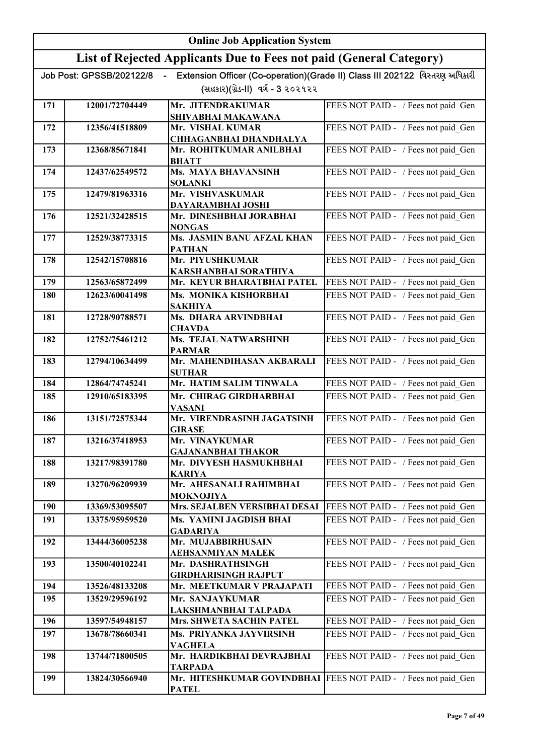| Online Job Application System | | | |
|---|---|---|---|
| **List of Rejected Applicants Due to Fees not paid (General Category)** | | | |
| Job Post: GPSSB/202122/8 - Extension Officer (Co-operation)(Grade II) Class III 202122 વિસ્તરણ અધિકારી (સહકાર)(ગ્રેડ-II) વર્ગ - 3 ૨૦૨૧૨૨ | | | |
| **171** | **12001/72704449** | **Mr. JITENDRAKUMAR SHIVABHAI MAKAWANA** | FEES NOT PAID - / Fees not paid_Gen |
| **172** | **12356/41518809** | **Mr. VISHAL KUMAR CHHAGANBHAI DHANDHALYA** | FEES NOT PAID - / Fees not paid_Gen |
| **173** | **12368/85671841** | **Mr. ROHITKUMAR ANILBHAI BHATT** | FEES NOT PAID - / Fees not paid_Gen |
| **174** | **12437/62549572** | **Ms. MAYA BHAVANSINH SOLANKI** | FEES NOT PAID - / Fees not paid_Gen |
| **175** | **12479/81963316** | **Mr. VISHVASKUMAR DAYARAMBHAI JOSHI** | FEES NOT PAID - / Fees not paid_Gen |
| **176** | **12521/32428515** | **Mr. DINESHBHAI JORABHAI NONGAS** | FEES NOT PAID - / Fees not paid_Gen |
| **177** | **12529/38773315** | **Ms. JASMIN BANU AFZAL KHAN PATHAN** | FEES NOT PAID - / Fees not paid_Gen |
| **178** | **12542/15708816** | **Mr. PIYUSHKUMAR KARSHANBHAI SORATHIYA** | FEES NOT PAID - / Fees not paid_Gen |
| **179** | **12563/65872499** | **Mr. KEYUR BHARATBHAI PATEL** | FEES NOT PAID - / Fees not paid_Gen |
| **180** | **12623/60041498** | **Ms. MONIKA KISHORBHAI SAKHIYA** | FEES NOT PAID - / Fees not paid_Gen |
| **181** | **12728/90788571** | **Ms. DHARA ARVINDBHAI CHAVDA** | FEES NOT PAID - / Fees not paid_Gen |
| **182** | **12752/75461212** | **Ms. TEJAL NATWARSHINH PARMAR** | FEES NOT PAID - / Fees not paid_Gen |
| **183** | **12794/10634499** | **Mr. MAHENDIHASAN AKBARALI SUTHAR** | FEES NOT PAID - / Fees not paid_Gen |
| **184** | **12864/74745241** | **Mr. HATIM SALIM TINWALA** | FEES NOT PAID - / Fees not paid_Gen |
| **185** | **12910/65183395** | **Mr. CHIRAG GIRDHARBHAI VASANI** | FEES NOT PAID - / Fees not paid_Gen |
| **186** | **13151/72575344** | **Mr. VIRENDRASINH JAGATSINH GIRASE** | FEES NOT PAID - / Fees not paid_Gen |
| **187** | **13216/37418953** | **Mr. VINAYKUMAR GAJANANBHAI THAKOR** | FEES NOT PAID - / Fees not paid_Gen |
| **188** | **13217/98391780** | **Mr. DIVYESH HASMUKHBHAI KARIYA** | FEES NOT PAID - / Fees not paid_Gen |
| **189** | **13270/96209939** | **Mr. AHESANALI RAHIMBHAI MOKNOJIYA** | FEES NOT PAID - / Fees not paid_Gen |
| **190** | **13369/53095507** | **Mrs. SEJALBEN VERSIBHAI DESAI** | FEES NOT PAID - / Fees not paid_Gen |
| **191** | **13375/95959520** | **Ms. YAMINI JAGDISH BHAI GADARIYA** | FEES NOT PAID - / Fees not paid_Gen |
| **192** | **13444/36005238** | **Mr. MUJABBIRHUSAIN AEHSANMIYAN MALEK** | FEES NOT PAID - / Fees not paid_Gen |
| **193** | **13500/40102241** | **Mr. DASHRATHSINGH GIRDHARISINGH RAJPUT** | FEES NOT PAID - / Fees not paid_Gen |
| **194** | **13526/48133208** | **Mr. MEETKUMAR V PRAJAPATI** | FEES NOT PAID - / Fees not paid_Gen |
| **195** | **13529/29596192** | **Mr. SANJAYKUMAR LAKSHMANBHAI TALPADA** | FEES NOT PAID - / Fees not paid_Gen |
| **196** | **13597/54948157** | **Mrs. SHWETA SACHIN PATEL** | FEES NOT PAID - / Fees not paid_Gen |
| **197** | **13678/78660341** | **Ms. PRIYANKA JAYVIRSINH VAGHELA** | FEES NOT PAID - / Fees not paid_Gen |
| **198** | **13744/71800505** | **Mr. HARDIKBHAI DEVRAJBHAI TARPADA** | FEES NOT PAID - / Fees not paid_Gen |
| **199** | **13824/30566940** | **Mr. HITESHKUMAR GOVINDBHAI PATEL** | FEES NOT PAID - / Fees not paid_Gen |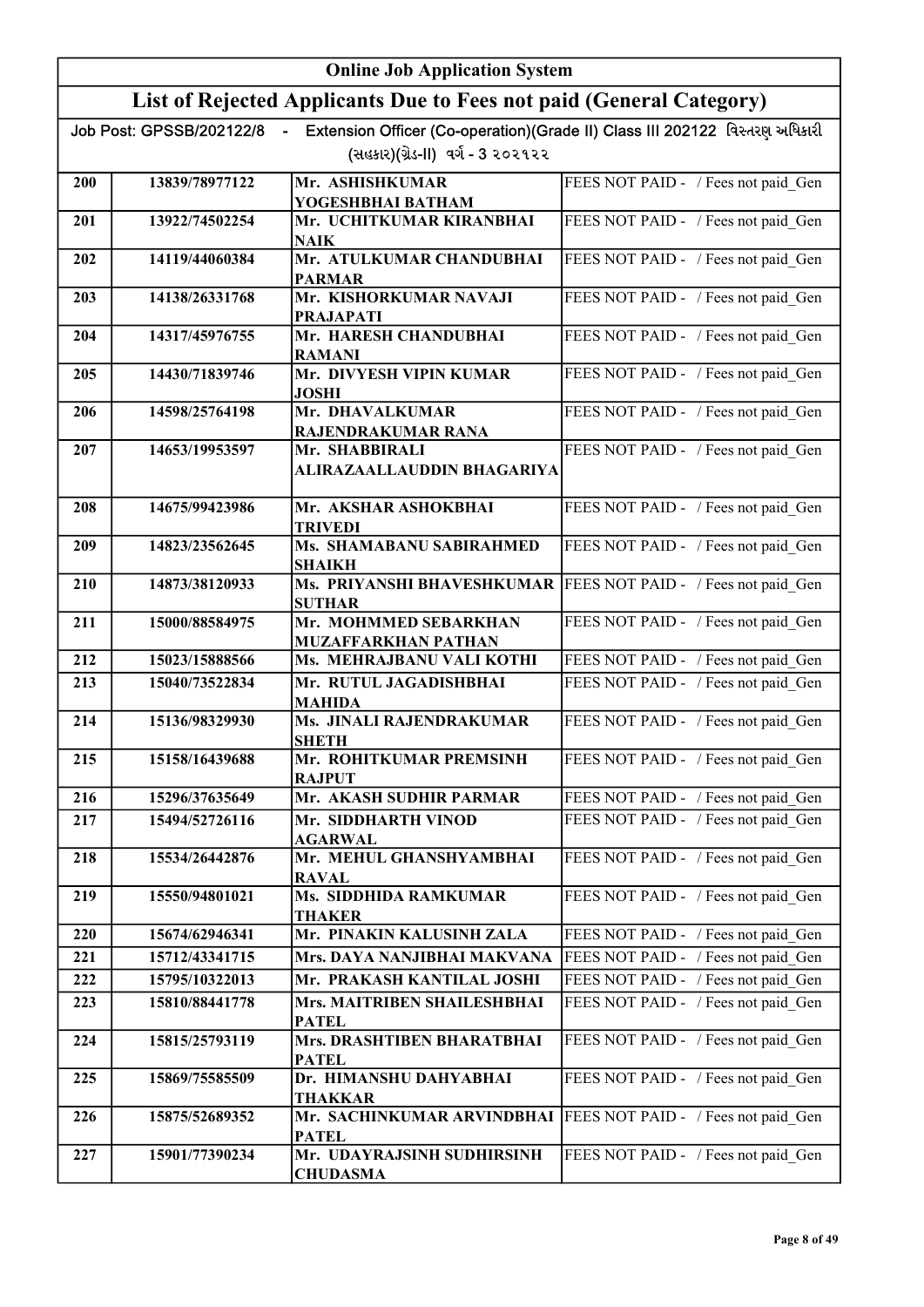# Online Job Application System

## List of Rejected Applicants Due to Fees not paid (General Category)

Job Post: GPSSB/202122/8 - Extension Officer (Co-operation)(Grade II) Class III 202122 વિસ્તરણ અધિકારી (સહકાર)(ગ્રેડ-II) વર્ગ - 3 ૨૦૨૧૨૨

| | | | |
|---|---|---|---|
| 200 | 13839/78977122 | Mr. ASHISHKUMAR YOGESHBHAI BATHAM | FEES NOT PAID - / Fees not paid_Gen |
| 201 | 13922/74502254 | Mr. UCHITKUMAR KIRANBHAI NAIK | FEES NOT PAID - / Fees not paid_Gen |
| 202 | 14119/44060384 | Mr. ATULKUMAR CHANDUBHAI PARMAR | FEES NOT PAID - / Fees not paid_Gen |
| 203 | 14138/26331768 | Mr. KISHORKUMAR NAVAJI PRAJAPATI | FEES NOT PAID - / Fees not paid_Gen |
| 204 | 14317/45976755 | Mr. HARESH CHANDUBHAI RAMANI | FEES NOT PAID - / Fees not paid_Gen |
| 205 | 14430/71839746 | Mr. DIVYESH VIPIN KUMAR JOSHI | FEES NOT PAID - / Fees not paid_Gen |
| 206 | 14598/25764198 | Mr. DHAVALKUMAR RAJENDRAKUMAR RANA | FEES NOT PAID - / Fees not paid_Gen |
| 207 | 14653/19953597 | Mr. SHABBIRALI ALIRAZAALLAUDDIN BHAGARIYA | FEES NOT PAID - / Fees not paid_Gen |
| 208 | 14675/99423986 | Mr. AKSHAR ASHOKBHAI TRIVEDI | FEES NOT PAID - / Fees not paid_Gen |
| 209 | 14823/23562645 | Ms. SHAMABANU SABIRAHMED SHAIKH | FEES NOT PAID - / Fees not paid_Gen |
| 210 | 14873/38120933 | Ms. PRIYANSHI BHAVESHKUMAR SUTHAR | FEES NOT PAID - / Fees not paid_Gen |
| 211 | 15000/88584975 | Mr. MOHMMED SEBARKHAN MUZAFFARKHAN PATHAN | FEES NOT PAID - / Fees not paid_Gen |
| 212 | 15023/15888566 | Ms. MEHRAJBANU VALI KOTHI | FEES NOT PAID - / Fees not paid_Gen |
| 213 | 15040/73522834 | Mr. RUTUL JAGADISHBHAI MAHIDA | FEES NOT PAID - / Fees not paid_Gen |
| 214 | 15136/98329930 | Ms. JINALI RAJENDRAKUMAR SHETH | FEES NOT PAID - / Fees not paid_Gen |
| 215 | 15158/16439688 | Mr. ROHITKUMAR PREMSINH RAJPUT | FEES NOT PAID - / Fees not paid_Gen |
| 216 | 15296/37635649 | Mr. AKASH SUDHIR PARMAR | FEES NOT PAID - / Fees not paid_Gen |
| 217 | 15494/52726116 | Mr. SIDDHARTH VINOD AGARWAL | FEES NOT PAID - / Fees not paid_Gen |
| 218 | 15534/26442876 | Mr. MEHUL GHANSHYAMBHAI RAVAL | FEES NOT PAID - / Fees not paid_Gen |
| 219 | 15550/94801021 | Ms. SIDDHIDA RAMKUMAR THAKER | FEES NOT PAID - / Fees not paid_Gen |
| 220 | 15674/62946341 | Mr. PINAKIN KALUSINH ZALA | FEES NOT PAID - / Fees not paid_Gen |
| 221 | 15712/43341715 | Mrs. DAYA NANJIBHAI MAKVANA | FEES NOT PAID - / Fees not paid_Gen |
| 222 | 15795/10322013 | Mr. PRAKASH KANTILAL JOSHI | FEES NOT PAID - / Fees not paid_Gen |
| 223 | 15810/88441778 | Mrs. MAITRIBEN SHAILESHBHAI PATEL | FEES NOT PAID - / Fees not paid_Gen |
| 224 | 15815/25793119 | Mrs. DRASHTIBEN BHARATBHAI PATEL | FEES NOT PAID - / Fees not paid_Gen |
| 225 | 15869/75585509 | Dr. HIMANSHU DAHYABHAI THAKKAR | FEES NOT PAID - / Fees not paid_Gen |
| 226 | 15875/52689352 | Mr. SACHINKUMAR ARVINDBHAI PATEL | FEES NOT PAID - / Fees not paid_Gen |
| 227 | 15901/77390234 | Mr. UDAYRAJSINH SUDHIRSINH CHUDASMA | FEES NOT PAID - / Fees not paid_Gen |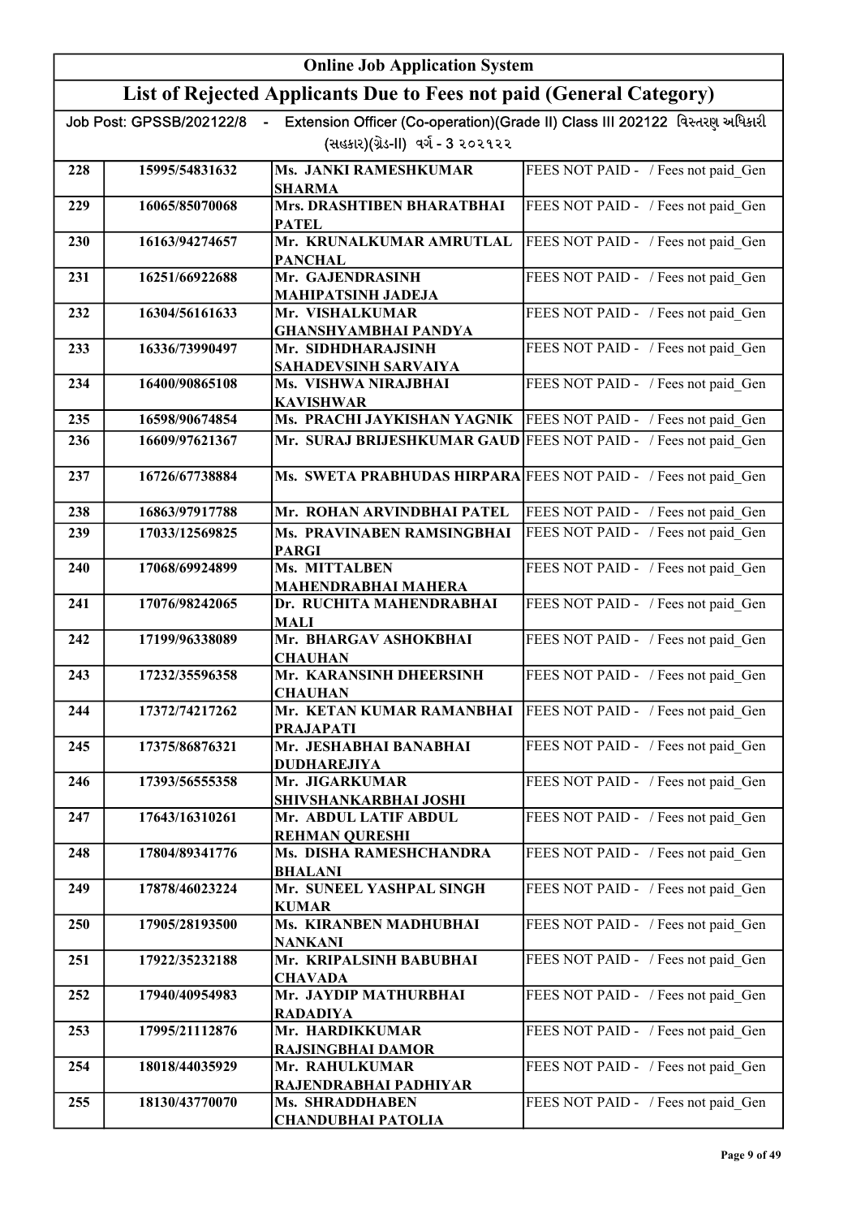## Online Job Application System

## List of Rejected Applicants Due to Fees not paid (General Category)

Job Post: GPSSB/202122/8 - Extension Officer (Co-operation)(Grade II) Class III 202122 વિસ્તરણ અધિકારી (સહકાર)(ગ્રેડ-II) વર્ગ - 3 ૨૦૨૧૨૨

| | | | |
|---|---|---|---|
| 228 | 15995/54831632 | Ms. JANKI RAMESHKUMAR SHARMA | FEES NOT PAID - / Fees not paid_Gen |
| 229 | 16065/85070068 | Mrs. DRASHTIBEN BHARATBHAI PATEL | FEES NOT PAID - / Fees not paid_Gen |
| 230 | 16163/94274657 | Mr. KRUNALKUMAR AMRUTLAL PANCHAL | FEES NOT PAID - / Fees not paid_Gen |
| 231 | 16251/66922688 | Mr. GAJENDRASINH MAHIPATSINH JADEJA | FEES NOT PAID - / Fees not paid_Gen |
| 232 | 16304/56161633 | Mr. VISHALKUMAR GHANSHYAMBHAI PANDYA | FEES NOT PAID - / Fees not paid_Gen |
| 233 | 16336/73990497 | Mr. SIDHDHARAJSINH SAHADEVSINH SARVAIYA | FEES NOT PAID - / Fees not paid_Gen |
| 234 | 16400/90865108 | Ms. VISHWA NIRAJBHAI KAVISHWAR | FEES NOT PAID - / Fees not paid_Gen |
| 235 | 16598/90674854 | Ms. PRACHI JAYKISHAN YAGNIK | FEES NOT PAID - / Fees not paid_Gen |
| 236 | 16609/97621367 | Mr. SURAJ BRIJESHKUMAR GAUD | FEES NOT PAID - / Fees not paid_Gen |
| 237 | 16726/67738884 | Ms. SWETA PRABHUDAS HIRPARA | FEES NOT PAID - / Fees not paid_Gen |
| 238 | 16863/97917788 | Mr. ROHAN ARVINDBHAI PATEL | FEES NOT PAID - / Fees not paid_Gen |
| 239 | 17033/12569825 | Ms. PRAVINABEN RAMSINGBHAI PARGI | FEES NOT PAID - / Fees not paid_Gen |
| 240 | 17068/69924899 | Ms. MITTALBEN MAHENDRABHAI MAHERA | FEES NOT PAID - / Fees not paid_Gen |
| 241 | 17076/98242065 | Dr. RUCHITA MAHENDRABHAI MALI | FEES NOT PAID - / Fees not paid_Gen |
| 242 | 17199/96338089 | Mr. BHARGAV ASHOKBHAI CHAUHAN | FEES NOT PAID - / Fees not paid_Gen |
| 243 | 17232/35596358 | Mr. KARANSINH DHEERSINH CHAUHAN | FEES NOT PAID - / Fees not paid_Gen |
| 244 | 17372/74217262 | Mr. KETAN KUMAR RAMANBHAI PRAJAPATI | FEES NOT PAID - / Fees not paid_Gen |
| 245 | 17375/86876321 | Mr. JESHABHAI BANABHAI DUDHAREJIYA | FEES NOT PAID - / Fees not paid_Gen |
| 246 | 17393/56555358 | Mr. JIGARKUMAR SHIVSHANKARBHAI JOSHI | FEES NOT PAID - / Fees not paid_Gen |
| 247 | 17643/16310261 | Mr. ABDUL LATIF ABDUL REHMAN QURESHI | FEES NOT PAID - / Fees not paid_Gen |
| 248 | 17804/89341776 | Ms. DISHA RAMESHCHANDRA BHALANI | FEES NOT PAID - / Fees not paid_Gen |
| 249 | 17878/46023224 | Mr. SUNEEL YASHPAL SINGH KUMAR | FEES NOT PAID - / Fees not paid_Gen |
| 250 | 17905/28193500 | Ms. KIRANBEN MADHUBHAI NANKANI | FEES NOT PAID - / Fees not paid_Gen |
| 251 | 17922/35232188 | Mr. KRIPALSINH BABUBHAI CHAVADA | FEES NOT PAID - / Fees not paid_Gen |
| 252 | 17940/40954983 | Mr. JAYDIP MATHURBHAI RADADIYA | FEES NOT PAID - / Fees not paid_Gen |
| 253 | 17995/21112876 | Mr. HARDIKKUMAR RAJSINGBHAI DAMOR | FEES NOT PAID - / Fees not paid_Gen |
| 254 | 18018/44035929 | Mr. RAHULKUMAR RAJENDRABHAI PADHIYAR | FEES NOT PAID - / Fees not paid_Gen |
| 255 | 18130/43770070 | Ms. SHRADDHABEN CHANDUBHAI PATOLIA | FEES NOT PAID - / Fees not paid_Gen |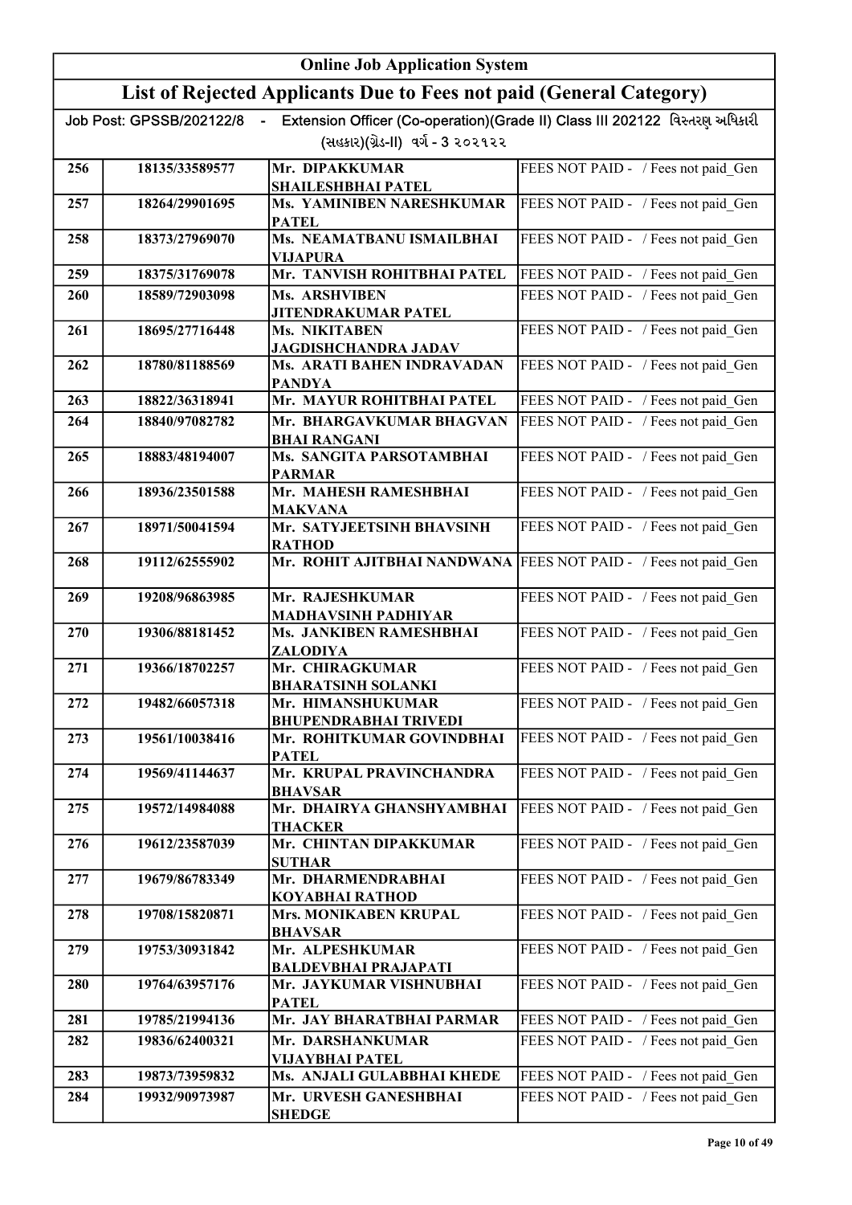| Online Job Application System | | | |
|---|---|---|---|
| **List of Rejected Applicants Due to Fees not paid (General Category)** | | | |
| Job Post: GPSSB/202122/8 - Extension Officer (Co-operation)(Grade II) Class III 202122 વિસ્તરણ અધિકારી (સહકાર)(ગ્રેડ-II) વર્ગ - 3 ૨૦૨૧૨૨ | | | |
| 256 | 18135/33589577 | Mr. DIPAKKUMAR SHAILESHBHAI PATEL | FEES NOT PAID - / Fees not paid_Gen |
| 257 | 18264/29901695 | Ms. YAMINIBEN NARESHKUMAR PATEL | FEES NOT PAID - / Fees not paid_Gen |
| 258 | 18373/27969070 | Ms. NEAMATBANU ISMAILBHAI VIJAPURA | FEES NOT PAID - / Fees not paid_Gen |
| 259 | 18375/31769078 | Mr. TANVISH ROHITBHAI PATEL | FEES NOT PAID - / Fees not paid_Gen |
| 260 | 18589/72903098 | Ms. ARSHVIBEN JITENDRAKUMAR PATEL | FEES NOT PAID - / Fees not paid_Gen |
| 261 | 18695/27716448 | Ms. NIKITABEN JAGDISHCHANDRA JADAV | FEES NOT PAID - / Fees not paid_Gen |
| 262 | 18780/81188569 | Ms. ARATI BAHEN INDRAVADAN PANDYA | FEES NOT PAID - / Fees not paid_Gen |
| 263 | 18822/36318941 | Mr. MAYUR ROHITBHAI PATEL | FEES NOT PAID - / Fees not paid_Gen |
| 264 | 18840/97082782 | Mr. BHARGAVKUMAR BHAGVAN BHAI RANGANI | FEES NOT PAID - / Fees not paid_Gen |
| 265 | 18883/48194007 | Ms. SANGITA PARSOTAMBHAI PARMAR | FEES NOT PAID - / Fees not paid_Gen |
| 266 | 18936/23501588 | Mr. MAHESH RAMESHBHAI MAKVANA | FEES NOT PAID - / Fees not paid_Gen |
| 267 | 18971/50041594 | Mr. SATYJEETSINH BHAVSINH RATHOD | FEES NOT PAID - / Fees not paid_Gen |
| 268 | 19112/62555902 | Mr. ROHIT AJITBHAI NANDWANA | FEES NOT PAID - / Fees not paid_Gen |
| 269 | 19208/96863985 | Mr. RAJESHKUMAR MADHAVSINH PADHIYAR | FEES NOT PAID - / Fees not paid_Gen |
| 270 | 19306/88181452 | Ms. JANKIBEN RAMESHBHAI ZALODIYA | FEES NOT PAID - / Fees not paid_Gen |
| 271 | 19366/18702257 | Mr. CHIRAGKUMAR BHARATSINH SOLANKI | FEES NOT PAID - / Fees not paid_Gen |
| 272 | 19482/66057318 | Mr. HIMANSHUKUMAR BHUPENDRABHAI TRIVEDI | FEES NOT PAID - / Fees not paid_Gen |
| 273 | 19561/10038416 | Mr. ROHITKUMAR GOVINDBHAI PATEL | FEES NOT PAID - / Fees not paid_Gen |
| 274 | 19569/41144637 | Mr. KRUPAL PRAVINCHANDRA BHAVSAR | FEES NOT PAID - / Fees not paid_Gen |
| 275 | 19572/14984088 | Mr. DHAIRYA GHANSHYAMBHAI THACKER | FEES NOT PAID - / Fees not paid_Gen |
| 276 | 19612/23587039 | Mr. CHINTAN DIPAKKUMAR SUTHAR | FEES NOT PAID - / Fees not paid_Gen |
| 277 | 19679/86783349 | Mr. DHARMENDRABHAI KOYABHAI RATHOD | FEES NOT PAID - / Fees not paid_Gen |
| 278 | 19708/15820871 | Mrs. MONIKABEN KRUPAL BHAVSAR | FEES NOT PAID - / Fees not paid_Gen |
| 279 | 19753/30931842 | Mr. ALPESHKUMAR BALDEVBHAI PRAJAPATI | FEES NOT PAID - / Fees not paid_Gen |
| 280 | 19764/63957176 | Mr. JAYKUMAR VISHNUBHAI PATEL | FEES NOT PAID - / Fees not paid_Gen |
| 281 | 19785/21994136 | Mr. JAY BHARATBHAI PARMAR | FEES NOT PAID - / Fees not paid_Gen |
| 282 | 19836/62400321 | Mr. DARSHANKUMAR VIJAYBHAI PATEL | FEES NOT PAID - / Fees not paid_Gen |
| 283 | 19873/73959832 | Ms. ANJALI GULABBHAI KHEDE | FEES NOT PAID - / Fees not paid_Gen |
| 284 | 19932/90973987 | Mr. URVESH GANESHBHAI SHEDGE | FEES NOT PAID - / Fees not paid_Gen |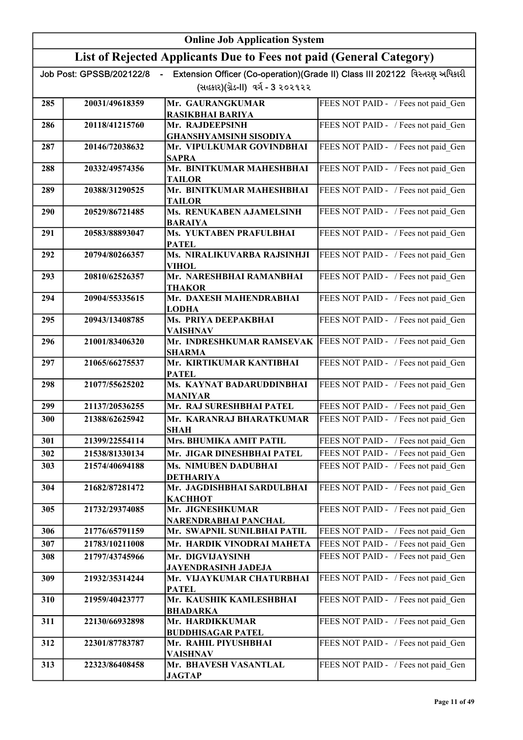# Online Job Application System

## List of Rejected Applicants Due to Fees not paid (General Category)

Job Post: GPSSB/202122/8 - Extension Officer (Co-operation)(Grade II) Class III 202122 વિસ્તરણ અધિકારી (સહકાર)(ગ્રેડ-II) વર્ગ - 3 ૨૦૨૧૨૨

| | | | |
|---|---|---|---|
| 285 | 20031/49618359 | Mr. GAURANGKUMAR RASIKBHAI BARIYA | FEES NOT PAID - / Fees not paid_Gen |
| 286 | 20118/41215760 | Mr. RAJDEEPSINH GHANSHYAMSINH SISODIYA | FEES NOT PAID - / Fees not paid_Gen |
| 287 | 20146/72038632 | Mr. VIPULKUMAR GOVINDBHAI SAPRA | FEES NOT PAID - / Fees not paid_Gen |
| 288 | 20332/49574356 | Mr. BINITKUMAR MAHESHBHAI TAILOR | FEES NOT PAID - / Fees not paid_Gen |
| 289 | 20388/31290525 | Mr. BINITKUMAR MAHESHBHAI TAILOR | FEES NOT PAID - / Fees not paid_Gen |
| 290 | 20529/86721485 | Ms. RENUKABEN AJAMELSINH BARAIYA | FEES NOT PAID - / Fees not paid_Gen |
| 291 | 20583/88893047 | Ms. YUKTABEN PRAFULBHAI PATEL | FEES NOT PAID - / Fees not paid_Gen |
| 292 | 20794/80266357 | Ms. NIRALIKUVARBA RAJSINHJI VIHOL | FEES NOT PAID - / Fees not paid_Gen |
| 293 | 20810/62526357 | Mr. NARESHBHAI RAMANBHAI THAKOR | FEES NOT PAID - / Fees not paid_Gen |
| 294 | 20904/55335615 | Mr. DAXESH MAHENDRABHAI LODHA | FEES NOT PAID - / Fees not paid_Gen |
| 295 | 20943/13408785 | Ms. PRIYA DEEPAKBHAI VAISHNAV | FEES NOT PAID - / Fees not paid_Gen |
| 296 | 21001/83406320 | Mr. INDRESHKUMAR RAMSEVAK SHARMA | FEES NOT PAID - / Fees not paid_Gen |
| 297 | 21065/66275537 | Mr. KIRTIKUMAR KANTIBHAI PATEL | FEES NOT PAID - / Fees not paid_Gen |
| 298 | 21077/55625202 | Ms. KAYNAT BADARUDDINBHAI MANIYAR | FEES NOT PAID - / Fees not paid_Gen |
| 299 | 21137/20536255 | Mr. RAJ SURESHBHAI PATEL | FEES NOT PAID - / Fees not paid_Gen |
| 300 | 21388/62625942 | Mr. KARANRAJ BHARATKUMAR SHAH | FEES NOT PAID - / Fees not paid_Gen |
| 301 | 21399/22554114 | Mrs. BHUMIKA AMIT PATIL | FEES NOT PAID - / Fees not paid_Gen |
| 302 | 21538/81330134 | Mr. JIGAR DINESHBHAI PATEL | FEES NOT PAID - / Fees not paid_Gen |
| 303 | 21574/40694188 | Ms. NIMUBEN DADUBHAI DETHARIYA | FEES NOT PAID - / Fees not paid_Gen |
| 304 | 21682/87281472 | Mr. JAGDISHBHAI SARDULBHAI KACHHOT | FEES NOT PAID - / Fees not paid_Gen |
| 305 | 21732/29374085 | Mr. JIGNESHKUMAR NARENDRABHAI PANCHAL | FEES NOT PAID - / Fees not paid_Gen |
| 306 | 21776/65791159 | Mr. SWAPNIL SUNILBHAI PATIL | FEES NOT PAID - / Fees not paid_Gen |
| 307 | 21783/10211008 | Mr. HARDIK VINODRAI MAHETA | FEES NOT PAID - / Fees not paid_Gen |
| 308 | 21797/43745966 | Mr. DIGVIJAYSINH JAYENDRASINH JADEJA | FEES NOT PAID - / Fees not paid_Gen |
| 309 | 21932/35314244 | Mr. VIJAYKUMAR CHATURBHAI PATEL | FEES NOT PAID - / Fees not paid_Gen |
| 310 | 21959/40423777 | Mr. KAUSHIK KAMLESHBHAI BHADARKA | FEES NOT PAID - / Fees not paid_Gen |
| 311 | 22130/66932898 | Mr. HARDIKKUMAR BUDDHISAGAR PATEL | FEES NOT PAID - / Fees not paid_Gen |
| 312 | 22301/87783787 | Mr. RAHIL PIYUSHBHAI VAISHNAV | FEES NOT PAID - / Fees not paid_Gen |
| 313 | 22323/86408458 | Mr. BHAVESH VASANTLAL JAGTAP | FEES NOT PAID - / Fees not paid_Gen |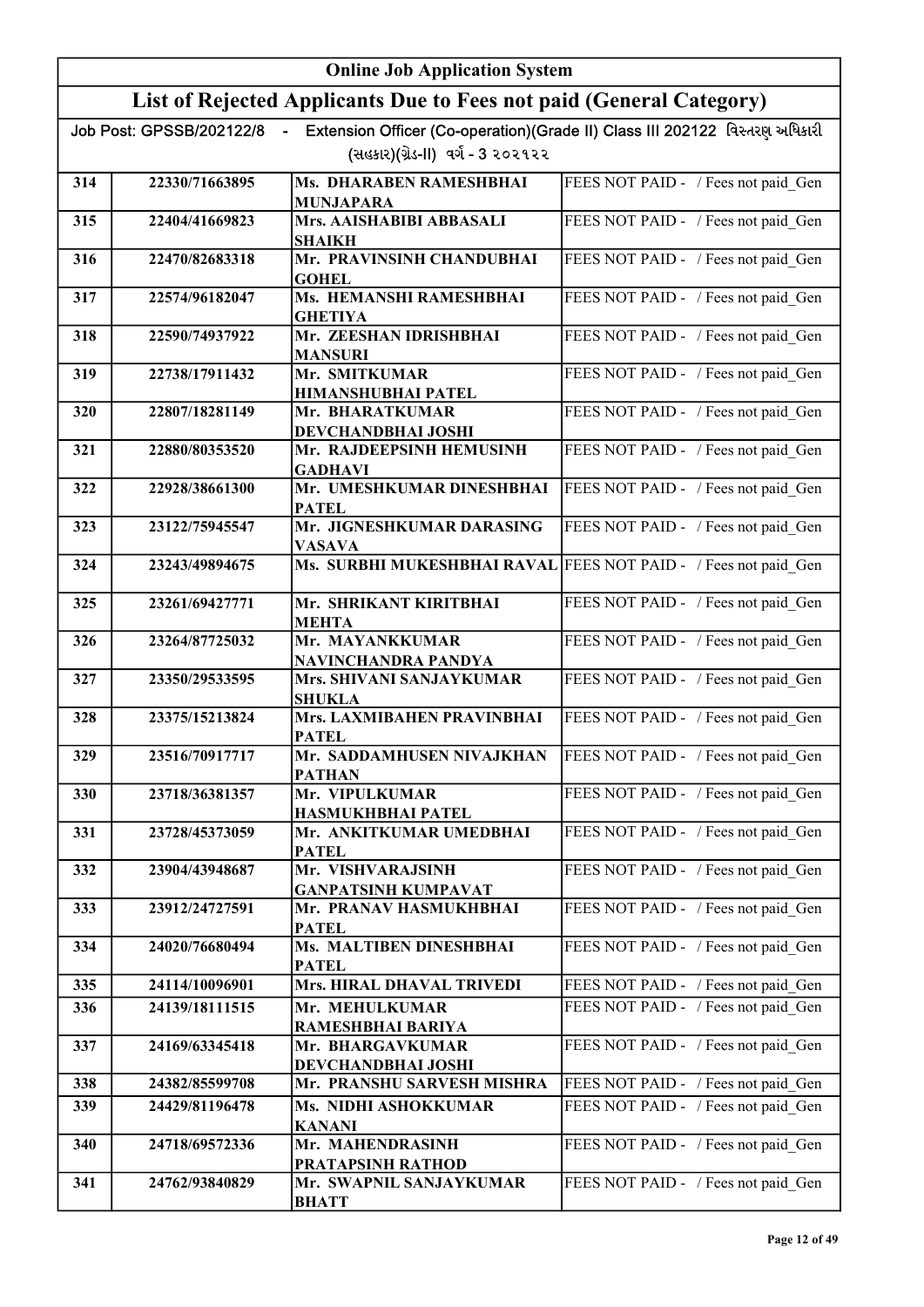| Online Job Application System | | | |
|---|---|---|---|
| **List of Rejected Applicants Due to Fees not paid (General Category)** | | | |
| Job Post: GPSSB/202122/8 - Extension Officer (Co-operation)(Grade II) Class III 202122 વિસ્તરણ અધિકારી (સહકાર)(ગ્રેડ-II) વર્ગ - 3 ૨૦૨૧૨૨ | | | |
| 314 | 22330/71663895 | Ms. DHARABEN RAMESHBHAI MUNJAPARA | FEES NOT PAID - / Fees not paid_Gen |
| 315 | 22404/41669823 | Mrs. AAISHABIBI ABBASALI SHAIKH | FEES NOT PAID - / Fees not paid_Gen |
| 316 | 22470/82683318 | Mr. PRAVINSINH CHANDUBHAI GOHEL | FEES NOT PAID - / Fees not paid_Gen |
| 317 | 22574/96182047 | Ms. HEMANSHI RAMESHBHAI GHETIYA | FEES NOT PAID - / Fees not paid_Gen |
| 318 | 22590/74937922 | Mr. ZEESHAN IDRISHBHAI MANSURI | FEES NOT PAID - / Fees not paid_Gen |
| 319 | 22738/17911432 | Mr. SMITKUMAR HIMANSHUBHAI PATEL | FEES NOT PAID - / Fees not paid_Gen |
| 320 | 22807/18281149 | Mr. BHARATKUMAR DEVCHANDBHAI JOSHI | FEES NOT PAID - / Fees not paid_Gen |
| 321 | 22880/80353520 | Mr. RAJDEEPSINH HEMUSINH GADHAVI | FEES NOT PAID - / Fees not paid_Gen |
| 322 | 22928/38661300 | Mr. UMESHKUMAR DINESHBHAI PATEL | FEES NOT PAID - / Fees not paid_Gen |
| 323 | 23122/75945547 | Mr. JIGNESHKUMAR DARASING VASAVA | FEES NOT PAID - / Fees not paid_Gen |
| 324 | 23243/49894675 | Ms. SURBHI MUKESHBHAI RAVAL | FEES NOT PAID - / Fees not paid_Gen |
| 325 | 23261/69427771 | Mr. SHRIKANT KIRITBHAI MEHTA | FEES NOT PAID - / Fees not paid_Gen |
| 326 | 23264/87725032 | Mr. MAYANKKUMAR NAVINCHANDRA PANDYA | FEES NOT PAID - / Fees not paid_Gen |
| 327 | 23350/29533595 | Mrs. SHIVANI SANJAYKUMAR SHUKLA | FEES NOT PAID - / Fees not paid_Gen |
| 328 | 23375/15213824 | Mrs. LAXMIBAHEN PRAVINBHAI PATEL | FEES NOT PAID - / Fees not paid_Gen |
| 329 | 23516/70917717 | Mr. SADDAMHUSEN NIVAJKHAN PATHAN | FEES NOT PAID - / Fees not paid_Gen |
| 330 | 23718/36381357 | Mr. VIPULKUMAR HASMUKHBHAI PATEL | FEES NOT PAID - / Fees not paid_Gen |
| 331 | 23728/45373059 | Mr. ANKITKUMAR UMEDBHAI PATEL | FEES NOT PAID - / Fees not paid_Gen |
| 332 | 23904/43948687 | Mr. VISHVARAJSINH GANPATSINH KUMPAVAT | FEES NOT PAID - / Fees not paid_Gen |
| 333 | 23912/24727591 | Mr. PRANAV HASMUKHBHAI PATEL | FEES NOT PAID - / Fees not paid_Gen |
| 334 | 24020/76680494 | Ms. MALTIBEN DINESHBHAI PATEL | FEES NOT PAID - / Fees not paid_Gen |
| 335 | 24114/10096901 | Mrs. HIRAL DHAVAL TRIVEDI | FEES NOT PAID - / Fees not paid_Gen |
| 336 | 24139/18111515 | Mr. MEHULKUMAR RAMESHBHAI BARIYA | FEES NOT PAID - / Fees not paid_Gen |
| 337 | 24169/63345418 | Mr. BHARGAVKUMAR DEVCHANDBHAI JOSHI | FEES NOT PAID - / Fees not paid_Gen |
| 338 | 24382/85599708 | Mr. PRANSHU SARVESH MISHRA | FEES NOT PAID - / Fees not paid_Gen |
| 339 | 24429/81196478 | Ms. NIDHI ASHOKKUMAR KANANI | FEES NOT PAID - / Fees not paid_Gen |
| 340 | 24718/69572336 | Mr. MAHENDRASINH PRATAPSINH RATHOD | FEES NOT PAID - / Fees not paid_Gen |
| 341 | 24762/93840829 | Mr. SWAPNIL SANJAYKUMAR BHATT | FEES NOT PAID - / Fees not paid_Gen |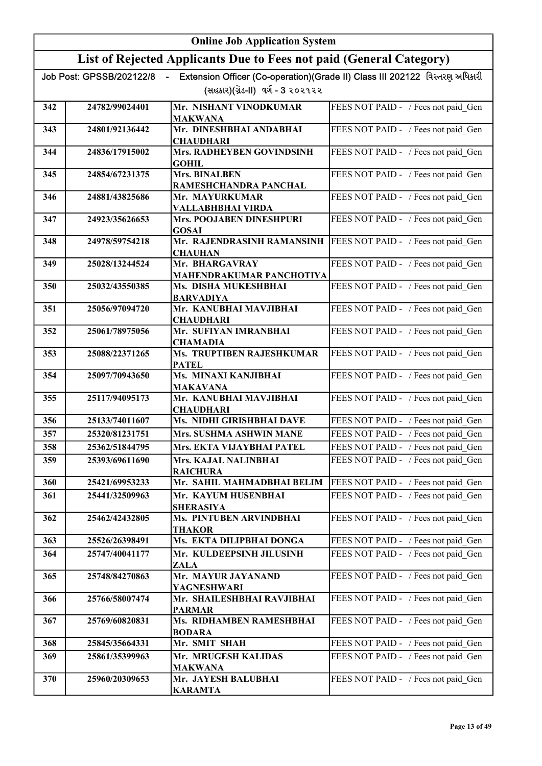# Online Job Application System

## List of Rejected Applicants Due to Fees not paid (General Category)

Job Post: GPSSB/202122/8 - Extension Officer (Co-operation)(Grade II) Class III 202122 વિસ્તરણ અધિકારી (સહકાર)(ગ્રેડ-II) વર્ગ - 3 ૨૦૨૧૨૨

| | | | |
|---|---|---|---|
| 342 | 24782/99024401 | Mr. NISHANT VINODKUMAR MAKWANA | FEES NOT PAID - / Fees not paid_Gen |
| 343 | 24801/92136442 | Mr. DINESHBHAI ANDABHAI CHAUDHARI | FEES NOT PAID - / Fees not paid_Gen |
| 344 | 24836/17915002 | Mrs. RADHEYBEN GOVINDSINH GOHIL | FEES NOT PAID - / Fees not paid_Gen |
| 345 | 24854/67231375 | Mrs. BINALBEN RAMESHCHANDRA PANCHAL | FEES NOT PAID - / Fees not paid_Gen |
| 346 | 24881/43825686 | Mr. MAYURKUMAR VALLABHBHAI VIRDA | FEES NOT PAID - / Fees not paid_Gen |
| 347 | 24923/35626653 | Mrs. POOJABEN DINESHPURI GOSAI | FEES NOT PAID - / Fees not paid_Gen |
| 348 | 24978/59754218 | Mr. RAJENDRASINH RAMANSINH CHAUHAN | FEES NOT PAID - / Fees not paid_Gen |
| 349 | 25028/13244524 | Mr. BHARGAVRAY MAHENDRAKUMAR PANCHOTIYA | FEES NOT PAID - / Fees not paid_Gen |
| 350 | 25032/43550385 | Ms. DISHA MUKESHBHAI BARVADIYA | FEES NOT PAID - / Fees not paid_Gen |
| 351 | 25056/97094720 | Mr. KANUBHAI MAVJIBHAI CHAUDHARI | FEES NOT PAID - / Fees not paid_Gen |
| 352 | 25061/78975056 | Mr. SUFIYAN IMRANBHAI CHAMADIA | FEES NOT PAID - / Fees not paid_Gen |
| 353 | 25088/22371265 | Ms. TRUPTIBEN RAJESHKUMAR PATEL | FEES NOT PAID - / Fees not paid_Gen |
| 354 | 25097/70943650 | Ms. MINAXI KANJIBHAI MAKAVANA | FEES NOT PAID - / Fees not paid_Gen |
| 355 | 25117/94095173 | Mr. KANUBHAI MAVJIBHAI CHAUDHARI | FEES NOT PAID - / Fees not paid_Gen |
| 356 | 25133/74011607 | Ms. NIDHI GIRISHBHAI DAVE | FEES NOT PAID - / Fees not paid_Gen |
| 357 | 25320/81231751 | Mrs. SUSHMA ASHWIN MANE | FEES NOT PAID - / Fees not paid_Gen |
| 358 | 25362/51844795 | Mrs. EKTA VIJAYBHAI PATEL | FEES NOT PAID - / Fees not paid_Gen |
| 359 | 25393/69611690 | Mrs. KAJAL NALINBHAI RAICHURA | FEES NOT PAID - / Fees not paid_Gen |
| 360 | 25421/69953233 | Mr. SAHIL MAHMADBHAI BELIM | FEES NOT PAID - / Fees not paid_Gen |
| 361 | 25441/32509963 | Mr. KAYUM HUSENBHAI SHERASIYA | FEES NOT PAID - / Fees not paid_Gen |
| 362 | 25462/42432805 | Ms. PINTUBEN ARVINDBHAI THAKOR | FEES NOT PAID - / Fees not paid_Gen |
| 363 | 25526/26398491 | Ms. EKTA DILIPBHAI DONGA | FEES NOT PAID - / Fees not paid_Gen |
| 364 | 25747/40041177 | Mr. KULDEEPSINH JILUSINH ZALA | FEES NOT PAID - / Fees not paid_Gen |
| 365 | 25748/84270863 | Mr. MAYUR JAYANAND YAGNESHWARI | FEES NOT PAID - / Fees not paid_Gen |
| 366 | 25766/58007474 | Mr. SHAILESHBHAI RAVJIBHAI PARMAR | FEES NOT PAID - / Fees not paid_Gen |
| 367 | 25769/60820831 | Ms. RIDHAMBEN RAMESHBHAI BODARA | FEES NOT PAID - / Fees not paid_Gen |
| 368 | 25845/35664331 | Mr. SMIT SHAH | FEES NOT PAID - / Fees not paid_Gen |
| 369 | 25861/35399963 | Mr. MRUGESH KALIDAS MAKWANA | FEES NOT PAID - / Fees not paid_Gen |
| 370 | 25960/20309653 | Mr. JAYESH BALUBHAI KARAMTA | FEES NOT PAID - / Fees not paid_Gen |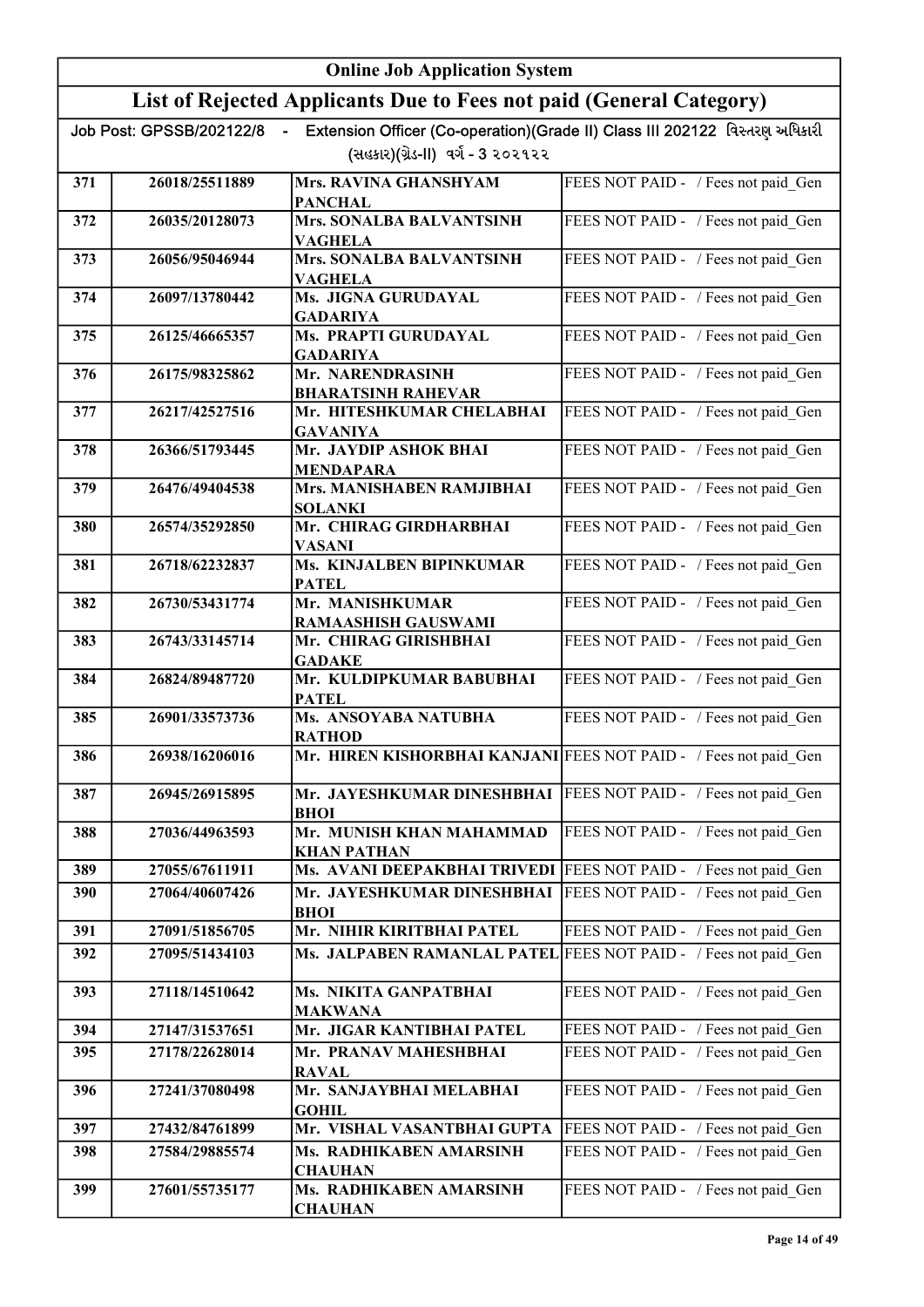# Online Job Application System

## List of Rejected Applicants Due to Fees not paid (General Category)

Job Post: GPSSB/202122/8 - Extension Officer (Co-operation)(Grade II) Class III 202122 વિસ્તરણ અધિકારી (સહકાર)(ગ્રેડ-II) વર્ગ - 3 ૨૦૨૧૨૨

| | | | |
|---|---|---|---|
| 371 | 26018/25511889 | Mrs. RAVINA GHANSHYAM PANCHAL | FEES NOT PAID - / Fees not paid_Gen |
| 372 | 26035/20128073 | Mrs. SONALBA BALVANTSINH VAGHELA | FEES NOT PAID - / Fees not paid_Gen |
| 373 | 26056/95046944 | Mrs. SONALBA BALVANTSINH VAGHELA | FEES NOT PAID - / Fees not paid_Gen |
| 374 | 26097/13780442 | Ms. JIGNA GURUDAYAL GADARIYA | FEES NOT PAID - / Fees not paid_Gen |
| 375 | 26125/46665357 | Ms. PRAPTI GURUDAYAL GADARIYA | FEES NOT PAID - / Fees not paid_Gen |
| 376 | 26175/98325862 | Mr. NARENDRASINH BHARATSINH RAHEVAR | FEES NOT PAID - / Fees not paid_Gen |
| 377 | 26217/42527516 | Mr. HITESHKUMAR CHELABHAI GAVANIYA | FEES NOT PAID - / Fees not paid_Gen |
| 378 | 26366/51793445 | Mr. JAYDIP ASHOK BHAI MENDAPARA | FEES NOT PAID - / Fees not paid_Gen |
| 379 | 26476/49404538 | Mrs. MANISHABEN RAMJIBHAI SOLANKI | FEES NOT PAID - / Fees not paid_Gen |
| 380 | 26574/35292850 | Mr. CHIRAG GIRDHARBHAI VASANI | FEES NOT PAID - / Fees not paid_Gen |
| 381 | 26718/62232837 | Ms. KINJALBEN BIPINKUMAR PATEL | FEES NOT PAID - / Fees not paid_Gen |
| 382 | 26730/53431774 | Mr. MANISHKUMAR RAMAASHISH GAUSWAMI | FEES NOT PAID - / Fees not paid_Gen |
| 383 | 26743/33145714 | Mr. CHIRAG GIRISHBHAI GADAKE | FEES NOT PAID - / Fees not paid_Gen |
| 384 | 26824/89487720 | Mr. KULDIPKUMAR BABUBHAI PATEL | FEES NOT PAID - / Fees not paid_Gen |
| 385 | 26901/33573736 | Ms. ANSOYABA NATUBHA RATHOD | FEES NOT PAID - / Fees not paid_Gen |
| 386 | 26938/16206016 | Mr. HIREN KISHORBHAI KANJANI | FEES NOT PAID - / Fees not paid_Gen |
| 387 | 26945/26915895 | Mr. JAYESHKUMAR DINESHBHAI BHOI | FEES NOT PAID - / Fees not paid_Gen |
| 388 | 27036/44963593 | Mr. MUNISH KHAN MAHAMMAD KHAN PATHAN | FEES NOT PAID - / Fees not paid_Gen |
| 389 | 27055/67611911 | Ms. AVANI DEEPAKBHAI TRIVEDI | FEES NOT PAID - / Fees not paid_Gen |
| 390 | 27064/40607426 | Mr. JAYESHKUMAR DINESHBHAI BHOI | FEES NOT PAID - / Fees not paid_Gen |
| 391 | 27091/51856705 | Mr. NIHIR KIRITBHAI PATEL | FEES NOT PAID - / Fees not paid_Gen |
| 392 | 27095/51434103 | Ms. JALPABEN RAMANLAL PATEL | FEES NOT PAID - / Fees not paid_Gen |
| 393 | 27118/14510642 | Ms. NIKITA GANPATBHAI MAKWANA | FEES NOT PAID - / Fees not paid_Gen |
| 394 | 27147/31537651 | Mr. JIGAR KANTIBHAI PATEL | FEES NOT PAID - / Fees not paid_Gen |
| 395 | 27178/22628014 | Mr. PRANAV MAHESHBHAI RAVAL | FEES NOT PAID - / Fees not paid_Gen |
| 396 | 27241/37080498 | Mr. SANJAYBHAI MELABHAI GOHIL | FEES NOT PAID - / Fees not paid_Gen |
| 397 | 27432/84761899 | Mr. VISHAL VASANTBHAI GUPTA | FEES NOT PAID - / Fees not paid_Gen |
| 398 | 27584/29885574 | Ms. RADHIKABEN AMARSINH CHAUHAN | FEES NOT PAID - / Fees not paid_Gen |
| 399 | 27601/55735177 | Ms. RADHIKABEN AMARSINH CHAUHAN | FEES NOT PAID - / Fees not paid_Gen |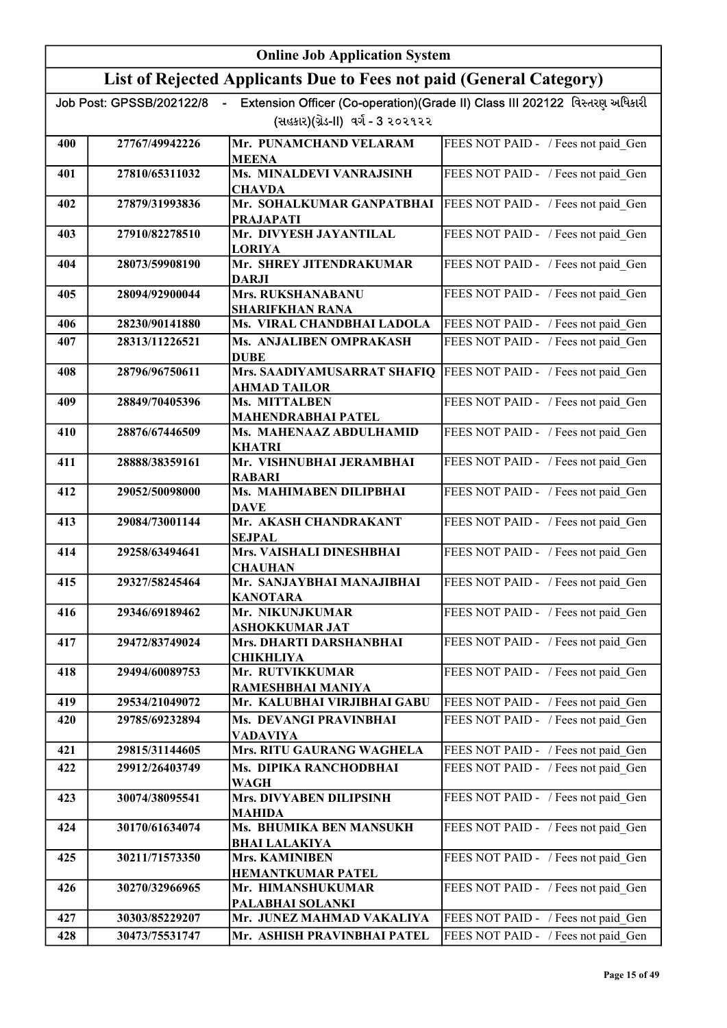# Online Job Application System

## List of Rejected Applicants Due to Fees not paid (General Category)

Job Post: GPSSB/202122/8 - Extension Officer (Co-operation)(Grade II) Class III 202122 વિસ્તરણ અધિકારી (સહકાર)(ગ્રેડ-II) વર્ગ - 3 ૨૦૨૧૨૨

| | | | |
|---|---|---|---|
| 400 | 27767/49942226 | Mr. PUNAMCHAND VELARAM MEENA | FEES NOT PAID - / Fees not paid_Gen |
| 401 | 27810/65311032 | Ms. MINALDEVI VANRAJSINH CHAVDA | FEES NOT PAID - / Fees not paid_Gen |
| 402 | 27879/31993836 | Mr. SOHALKUMAR GANPATBHAI PRAJAPATI | FEES NOT PAID - / Fees not paid_Gen |
| 403 | 27910/82278510 | Mr. DIVYESH JAYANTILAL LORIYA | FEES NOT PAID - / Fees not paid_Gen |
| 404 | 28073/59908190 | Mr. SHREY JITENDRAKUMAR DARJI | FEES NOT PAID - / Fees not paid_Gen |
| 405 | 28094/92900044 | Mrs. RUKSHANABANU SHARIFKHAN RANA | FEES NOT PAID - / Fees not paid_Gen |
| 406 | 28230/90141880 | Ms. VIRAL CHANDBHAI LADOLA | FEES NOT PAID - / Fees not paid_Gen |
| 407 | 28313/11226521 | Ms. ANJALIBEN OMPRAKASH DUBE | FEES NOT PAID - / Fees not paid_Gen |
| 408 | 28796/96750611 | Mrs. SAADIYAMUSARRAT SHAFIQ AHMAD TAILOR | FEES NOT PAID - / Fees not paid_Gen |
| 409 | 28849/70405396 | Ms. MITTALBEN MAHENDRABHAI PATEL | FEES NOT PAID - / Fees not paid_Gen |
| 410 | 28876/67446509 | Ms. MAHENAAZ ABDULHAMID KHATRI | FEES NOT PAID - / Fees not paid_Gen |
| 411 | 28888/38359161 | Mr. VISHNUBHAI JERAMBHAI RABARI | FEES NOT PAID - / Fees not paid_Gen |
| 412 | 29052/50098000 | Ms. MAHIMABEN DILIPBHAI DAVE | FEES NOT PAID - / Fees not paid_Gen |
| 413 | 29084/73001144 | Mr. AKASH CHANDRAKANT SEJPAL | FEES NOT PAID - / Fees not paid_Gen |
| 414 | 29258/63494641 | Mrs. VAISHALI DINESHBHAI CHAUHAN | FEES NOT PAID - / Fees not paid_Gen |
| 415 | 29327/58245464 | Mr. SANJAYBHAI MANAJIBHAI KANOTARA | FEES NOT PAID - / Fees not paid_Gen |
| 416 | 29346/69189462 | Mr. NIKUNJKUMAR ASHOKKUMAR JAT | FEES NOT PAID - / Fees not paid_Gen |
| 417 | 29472/83749024 | Mrs. DHARTI DARSHANBHAI CHIKHLIYA | FEES NOT PAID - / Fees not paid_Gen |
| 418 | 29494/60089753 | Mr. RUTVIKKUMAR RAMESHBHAI MANIYA | FEES NOT PAID - / Fees not paid_Gen |
| 419 | 29534/21049072 | Mr. KALUBHAI VIRJIBHAI GABU | FEES NOT PAID - / Fees not paid_Gen |
| 420 | 29785/69232894 | Ms. DEVANGI PRAVINBHAI VADAVIYA | FEES NOT PAID - / Fees not paid_Gen |
| 421 | 29815/31144605 | Mrs. RITU GAURANG WAGHELA | FEES NOT PAID - / Fees not paid_Gen |
| 422 | 29912/26403749 | Ms. DIPIKA RANCHODBHAI WAGH | FEES NOT PAID - / Fees not paid_Gen |
| 423 | 30074/38095541 | Mrs. DIVYABEN DILIPSINH MAHIDA | FEES NOT PAID - / Fees not paid_Gen |
| 424 | 30170/61634074 | Ms. BHUMIKA BEN MANSUKH BHAI LALAKIYA | FEES NOT PAID - / Fees not paid_Gen |
| 425 | 30211/71573350 | Mrs. KAMINIBEN HEMANTKUMAR PATEL | FEES NOT PAID - / Fees not paid_Gen |
| 426 | 30270/32966965 | Mr. HIMANSHUKUMAR PALABHAI SOLANKI | FEES NOT PAID - / Fees not paid_Gen |
| 427 | 30303/85229207 | Mr. JUNEZ MAHMAD VAKALIYA | FEES NOT PAID - / Fees not paid_Gen |
| 428 | 30473/75531747 | Mr. ASHISH PRAVINBHAI PATEL | FEES NOT PAID - / Fees not paid_Gen |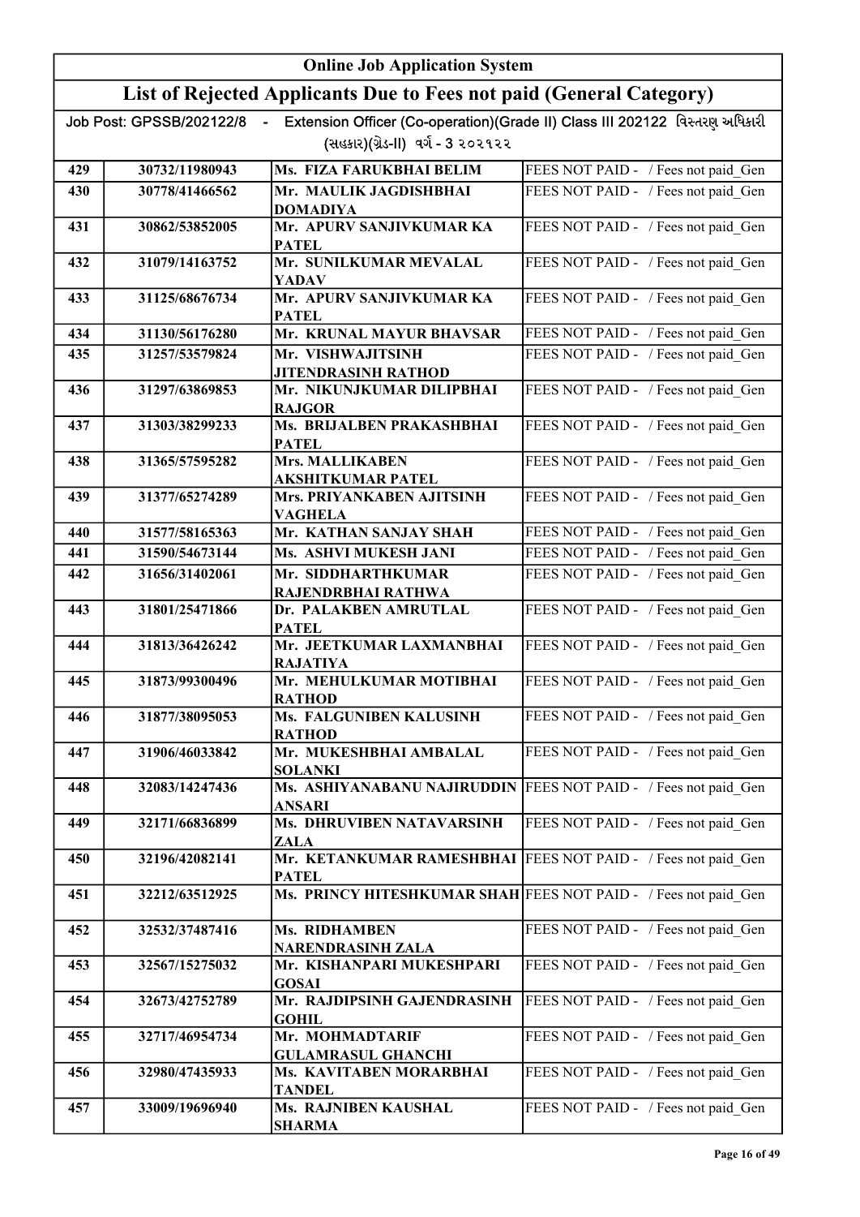# Online Job Application System

## List of Rejected Applicants Due to Fees not paid (General Category)

Job Post: GPSSB/202122/8 - Extension Officer (Co-operation)(Grade II) Class III 202122 વિસ્તરણ અધિકારી (સહકાર)(ગ્રેડ-II) વર્ગ - 3 ૨૦૨૧૨૨

| | | | |
|---|---|---|---|
| 429 | 30732/11980943 | Ms. FIZA FARUKBHAI BELIM | FEES NOT PAID - / Fees not paid_Gen |
| 430 | 30778/41466562 | Mr. MAULIK JAGDISHBHAI DOMADIYA | FEES NOT PAID - / Fees not paid_Gen |
| 431 | 30862/53852005 | Mr. APURV SANJIVKUMAR KA PATEL | FEES NOT PAID - / Fees not paid_Gen |
| 432 | 31079/14163752 | Mr. SUNILKUMAR MEVALAL YADAV | FEES NOT PAID - / Fees not paid_Gen |
| 433 | 31125/68676734 | Mr. APURV SANJIVKUMAR KA PATEL | FEES NOT PAID - / Fees not paid_Gen |
| 434 | 31130/56176280 | Mr. KRUNAL MAYUR BHAVSAR | FEES NOT PAID - / Fees not paid_Gen |
| 435 | 31257/53579824 | Mr. VISHWAJITSINH JITENDRASINH RATHOD | FEES NOT PAID - / Fees not paid_Gen |
| 436 | 31297/63869853 | Mr. NIKUNJKUMAR DILIPBHAI RAJGOR | FEES NOT PAID - / Fees not paid_Gen |
| 437 | 31303/38299233 | Ms. BRIJALBEN PRAKASHBHAI PATEL | FEES NOT PAID - / Fees not paid_Gen |
| 438 | 31365/57595282 | Mrs. MALLIKABEN AKSHITKUMAR PATEL | FEES NOT PAID - / Fees not paid_Gen |
| 439 | 31377/65274289 | Mrs. PRIYANKABEN AJITSINH VAGHELA | FEES NOT PAID - / Fees not paid_Gen |
| 440 | 31577/58165363 | Mr. KATHAN SANJAY SHAH | FEES NOT PAID - / Fees not paid_Gen |
| 441 | 31590/54673144 | Ms. ASHVI MUKESH JANI | FEES NOT PAID - / Fees not paid_Gen |
| 442 | 31656/31402061 | Mr. SIDDHARTHKUMAR RAJENDRBHAI RATHWA | FEES NOT PAID - / Fees not paid_Gen |
| 443 | 31801/25471866 | Dr. PALAKBEN AMRUTLAL PATEL | FEES NOT PAID - / Fees not paid_Gen |
| 444 | 31813/36426242 | Mr. JEETKUMAR LAXMANBHAI RAJATIYA | FEES NOT PAID - / Fees not paid_Gen |
| 445 | 31873/99300496 | Mr. MEHULKUMAR MOTIBHAI RATHOD | FEES NOT PAID - / Fees not paid_Gen |
| 446 | 31877/38095053 | Ms. FALGUNIBEN KALUSINH RATHOD | FEES NOT PAID - / Fees not paid_Gen |
| 447 | 31906/46033842 | Mr. MUKESHBHAI AMBALAL SOLANKI | FEES NOT PAID - / Fees not paid_Gen |
| 448 | 32083/14247436 | Ms. ASHIYANABANU NAJIRUDDIN ANSARI | FEES NOT PAID - / Fees not paid_Gen |
| 449 | 32171/66836899 | Ms. DHRUVIBEN NATAVARSINH ZALA | FEES NOT PAID - / Fees not paid_Gen |
| 450 | 32196/42082141 | Mr. KETANKUMAR RAMESHBHAI PATEL | FEES NOT PAID - / Fees not paid_Gen |
| 451 | 32212/63512925 | Ms. PRINCY HITESHKUMAR SHAH | FEES NOT PAID - / Fees not paid_Gen |
| 452 | 32532/37487416 | Ms. RIDHAMBEN NARENDRASINH ZALA | FEES NOT PAID - / Fees not paid_Gen |
| 453 | 32567/15275032 | Mr. KISHANPARI MUKESHPARI GOSAI | FEES NOT PAID - / Fees not paid_Gen |
| 454 | 32673/42752789 | Mr. RAJDIPSINH GAJENDRASINH GOHIL | FEES NOT PAID - / Fees not paid_Gen |
| 455 | 32717/46954734 | Mr. MOHMADTARIF GULAMRASUL GHANCHI | FEES NOT PAID - / Fees not paid_Gen |
| 456 | 32980/47435933 | Ms. KAVITABEN MORARBHAI TANDEL | FEES NOT PAID - / Fees not paid_Gen |
| 457 | 33009/19696940 | Ms. RAJNIBEN KAUSHAL SHARMA | FEES NOT PAID - / Fees not paid_Gen |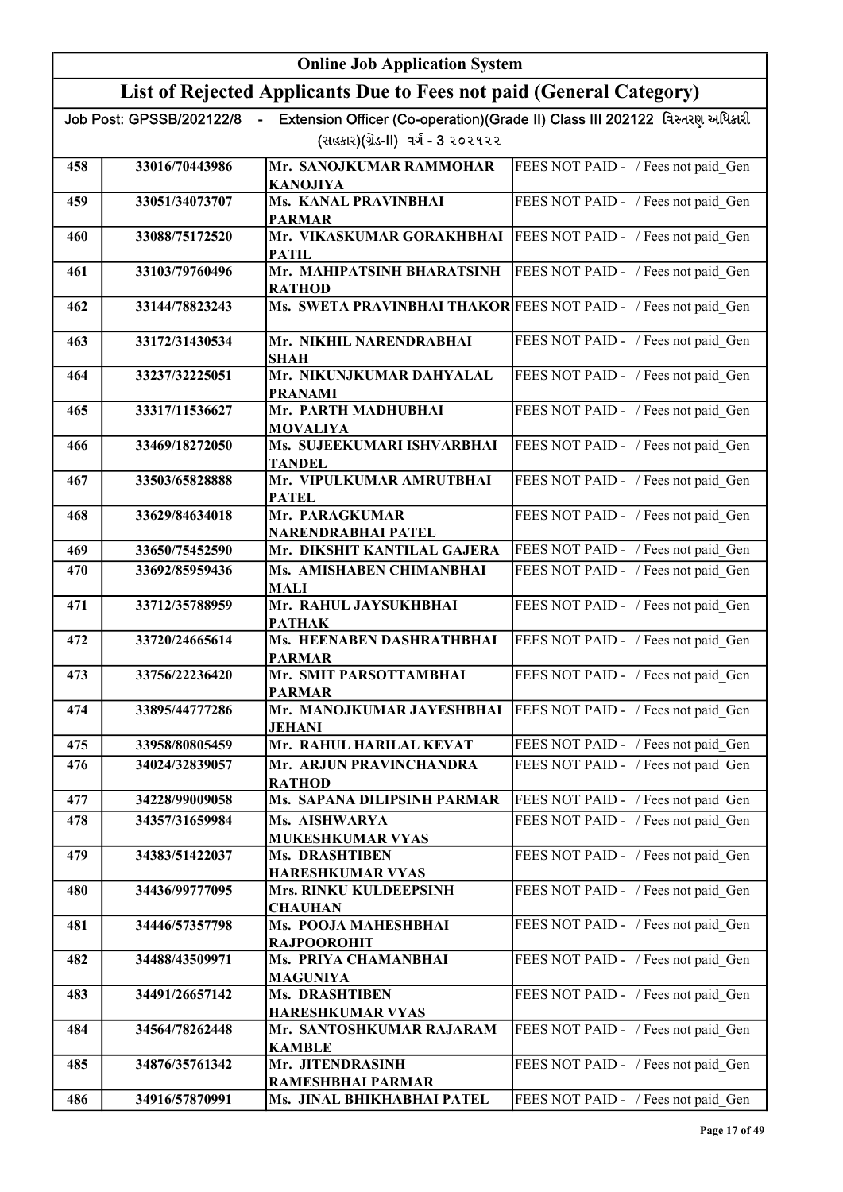# Online Job Application System

## List of Rejected Applicants Due to Fees not paid (General Category)

Job Post: GPSSB/202122/8 - Extension Officer (Co-operation)(Grade II) Class III 202122 વિસ્તરણ અધિકારી (સહકાર)(ગ્રેડ-II) વર્ગ - 3 ૨૦૨૧૨૨

| | | | |
|---|---|---|---|
| 458 | 33016/70443986 | Mr. SANOJKUMAR RAMMOHAR KANOJIYA | FEES NOT PAID - / Fees not paid_Gen |
| 459 | 33051/34073707 | Ms. KANAL PRAVINBHAI PARMAR | FEES NOT PAID - / Fees not paid_Gen |
| 460 | 33088/75172520 | Mr. VIKASKUMAR GORAKHBHAI PATIL | FEES NOT PAID - / Fees not paid_Gen |
| 461 | 33103/79760496 | Mr. MAHIPATSINH BHARATSINH RATHOD | FEES NOT PAID - / Fees not paid_Gen |
| 462 | 33144/78823243 | Ms. SWETA PRAVINBHAI THAKOR | FEES NOT PAID - / Fees not paid_Gen |
| 463 | 33172/31430534 | Mr. NIKHIL NARENDRABHAI SHAH | FEES NOT PAID - / Fees not paid_Gen |
| 464 | 33237/32225051 | Mr. NIKUNJKUMAR DAHYALAL PRANAMI | FEES NOT PAID - / Fees not paid_Gen |
| 465 | 33317/11536627 | Mr. PARTH MADHUBHAI MOVALIYA | FEES NOT PAID - / Fees not paid_Gen |
| 466 | 33469/18272050 | Ms. SUJEEKUMARI ISHVARBHAI TANDEL | FEES NOT PAID - / Fees not paid_Gen |
| 467 | 33503/65828888 | Mr. VIPULKUMAR AMRUTBHAI PATEL | FEES NOT PAID - / Fees not paid_Gen |
| 468 | 33629/84634018 | Mr. PARAGKUMAR NARENDRABHAI PATEL | FEES NOT PAID - / Fees not paid_Gen |
| 469 | 33650/75452590 | Mr. DIKSHIT KANTILAL GAJERA | FEES NOT PAID - / Fees not paid_Gen |
| 470 | 33692/85959436 | Ms. AMISHABEN CHIMANBHAI MALI | FEES NOT PAID - / Fees not paid_Gen |
| 471 | 33712/35788959 | Mr. RAHUL JAYSUKHBHAI PATHAK | FEES NOT PAID - / Fees not paid_Gen |
| 472 | 33720/24665614 | Ms. HEENABEN DASHRATHBHAI PARMAR | FEES NOT PAID - / Fees not paid_Gen |
| 473 | 33756/22236420 | Mr. SMIT PARSOTTAMBHAI PARMAR | FEES NOT PAID - / Fees not paid_Gen |
| 474 | 33895/44777286 | Mr. MANOJKUMAR JAYESHBHAI JEHANI | FEES NOT PAID - / Fees not paid_Gen |
| 475 | 33958/80805459 | Mr. RAHUL HARILAL KEVAT | FEES NOT PAID - / Fees not paid_Gen |
| 476 | 34024/32839057 | Mr. ARJUN PRAVINCHANDRA RATHOD | FEES NOT PAID - / Fees not paid_Gen |
| 477 | 34228/99009058 | Ms. SAPANA DILIPSINH PARMAR | FEES NOT PAID - / Fees not paid_Gen |
| 478 | 34357/31659984 | Ms. AISHWARYA MUKESHKUMAR VYAS | FEES NOT PAID - / Fees not paid_Gen |
| 479 | 34383/51422037 | Ms. DRASHTIBEN HARESHKUMAR VYAS | FEES NOT PAID - / Fees not paid_Gen |
| 480 | 34436/99777095 | Mrs. RINKU KULDEEPSINH CHAUHAN | FEES NOT PAID - / Fees not paid_Gen |
| 481 | 34446/57357798 | Ms. POOJA MAHESHBHAI RAJPOOROHIT | FEES NOT PAID - / Fees not paid_Gen |
| 482 | 34488/43509971 | Ms. PRIYA CHAMANBHAI MAGUNIYA | FEES NOT PAID - / Fees not paid_Gen |
| 483 | 34491/26657142 | Ms. DRASHTIBEN HARESHKUMAR VYAS | FEES NOT PAID - / Fees not paid_Gen |
| 484 | 34564/78262448 | Mr. SANTOSHKUMAR RAJARAM KAMBLE | FEES NOT PAID - / Fees not paid_Gen |
| 485 | 34876/35761342 | Mr. JITENDRASINH RAMESHBHAI PARMAR | FEES NOT PAID - / Fees not paid_Gen |
| 486 | 34916/57870991 | Ms. JINAL BHIKHABHAI PATEL | FEES NOT PAID - / Fees not paid_Gen |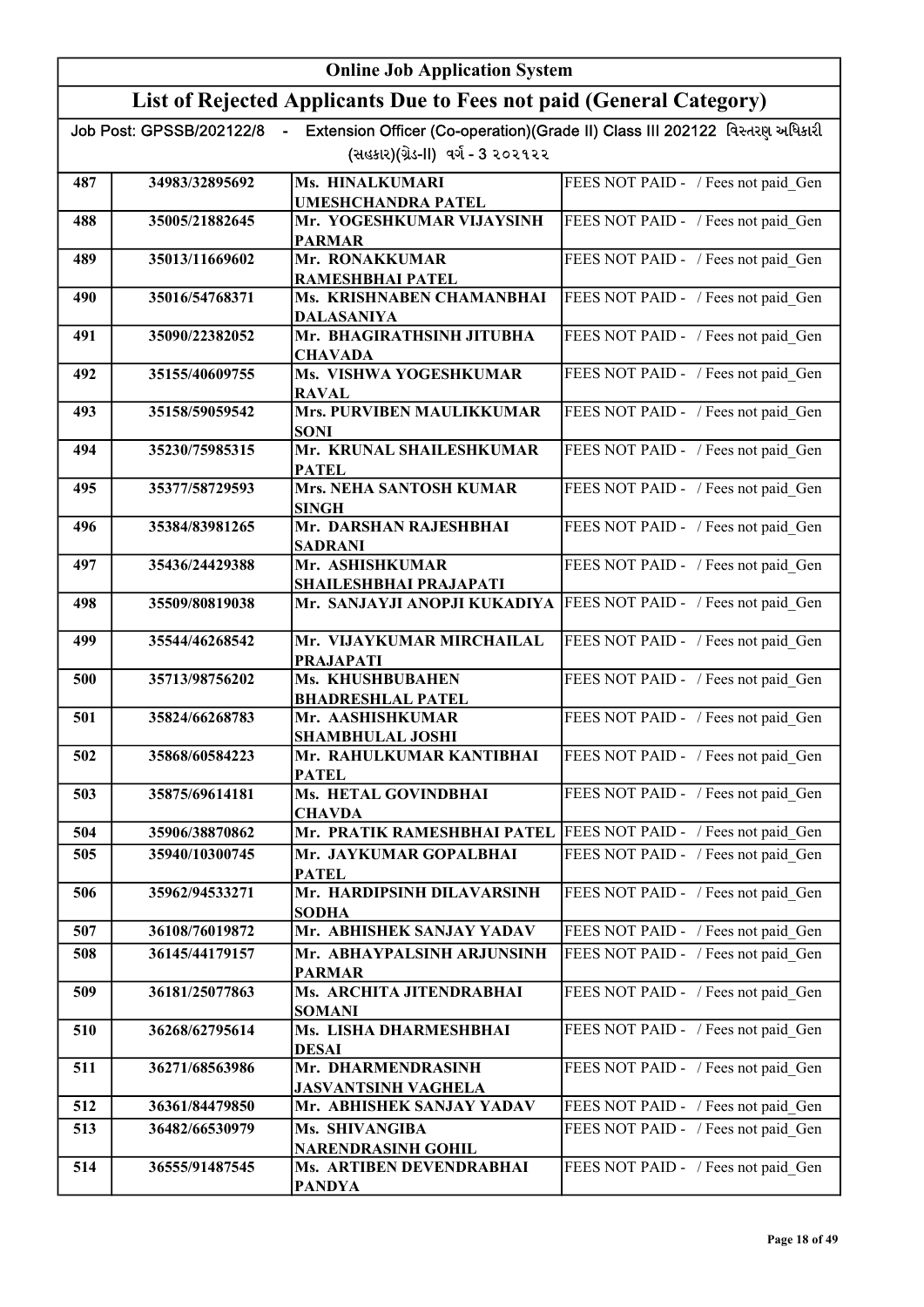# Online Job Application System

## List of Rejected Applicants Due to Fees not paid (General Category)

Job Post: GPSSB/202122/8 - Extension Officer (Co-operation)(Grade II) Class III 202122 વિસ્તરણ અધિકારી (સહકાર)(ગ્રેડ-II) વર્ગ - 3 ૨૦૨૧૨૨

| | | | |
|---|---|---|---|
| 487 | 34983/32895692 | Ms. HINALKUMARI UMESHCHANDRA PATEL | FEES NOT PAID - / Fees not paid_Gen |
| 488 | 35005/21882645 | Mr. YOGESHKUMAR VIJAYSINH PARMAR | FEES NOT PAID - / Fees not paid_Gen |
| 489 | 35013/11669602 | Mr. RONAKKUMAR RAMESHBHAI PATEL | FEES NOT PAID - / Fees not paid_Gen |
| 490 | 35016/54768371 | Ms. KRISHNABEN CHAMANBHAI DALASANIYA | FEES NOT PAID - / Fees not paid_Gen |
| 491 | 35090/22382052 | Mr. BHAGIRATHSINH JITUBHA CHAVADA | FEES NOT PAID - / Fees not paid_Gen |
| 492 | 35155/40609755 | Ms. VISHWA YOGESHKUMAR RAVAL | FEES NOT PAID - / Fees not paid_Gen |
| 493 | 35158/59059542 | Mrs. PURVIBEN MAULIKKUMAR SONI | FEES NOT PAID - / Fees not paid_Gen |
| 494 | 35230/75985315 | Mr. KRUNAL SHAILESHKUMAR PATEL | FEES NOT PAID - / Fees not paid_Gen |
| 495 | 35377/58729593 | Mrs. NEHA SANTOSH KUMAR SINGH | FEES NOT PAID - / Fees not paid_Gen |
| 496 | 35384/83981265 | Mr. DARSHAN RAJESHBHAI SADRANI | FEES NOT PAID - / Fees not paid_Gen |
| 497 | 35436/24429388 | Mr. ASHISHKUMAR SHAILESHBHAI PRAJAPATI | FEES NOT PAID - / Fees not paid_Gen |
| 498 | 35509/80819038 | Mr. SANJAYJI ANOPJI KUKADIYA | FEES NOT PAID - / Fees not paid_Gen |
| 499 | 35544/46268542 | Mr. VIJAYKUMAR MIRCHAILAL PRAJAPATI | FEES NOT PAID - / Fees not paid_Gen |
| 500 | 35713/98756202 | Ms. KHUSHBUBAHEN BHADRESHLAL PATEL | FEES NOT PAID - / Fees not paid_Gen |
| 501 | 35824/66268783 | Mr. AASHISHKUMAR SHAMBHULAL JOSHI | FEES NOT PAID - / Fees not paid_Gen |
| 502 | 35868/60584223 | Mr. RAHULKUMAR KANTIBHAI PATEL | FEES NOT PAID - / Fees not paid_Gen |
| 503 | 35875/69614181 | Ms. HETAL GOVINDBHAI CHAVDA | FEES NOT PAID - / Fees not paid_Gen |
| 504 | 35906/38870862 | Mr. PRATIK RAMESHBHAI PATEL | FEES NOT PAID - / Fees not paid_Gen |
| 505 | 35940/10300745 | Mr. JAYKUMAR GOPALBHAI PATEL | FEES NOT PAID - / Fees not paid_Gen |
| 506 | 35962/94533271 | Mr. HARDIPSINH DILAVARSINH SODHA | FEES NOT PAID - / Fees not paid_Gen |
| 507 | 36108/76019872 | Mr. ABHISHEK SANJAY YADAV | FEES NOT PAID - / Fees not paid_Gen |
| 508 | 36145/44179157 | Mr. ABHAYPALSINH ARJUNSINH PARMAR | FEES NOT PAID - / Fees not paid_Gen |
| 509 | 36181/25077863 | Ms. ARCHITA JITENDRABHAI SOMANI | FEES NOT PAID - / Fees not paid_Gen |
| 510 | 36268/62795614 | Ms. LISHA DHARMESHBHAI DESAI | FEES NOT PAID - / Fees not paid_Gen |
| 511 | 36271/68563986 | Mr. DHARMENDRASINH JASVANTSINH VAGHELA | FEES NOT PAID - / Fees not paid_Gen |
| 512 | 36361/84479850 | Mr. ABHISHEK SANJAY YADAV | FEES NOT PAID - / Fees not paid_Gen |
| 513 | 36482/66530979 | Ms. SHIVANGIBA NARENDRASINH GOHIL | FEES NOT PAID - / Fees not paid_Gen |
| 514 | 36555/91487545 | Ms. ARTIBEN DEVENDRABHAI PANDYA | FEES NOT PAID - / Fees not paid_Gen |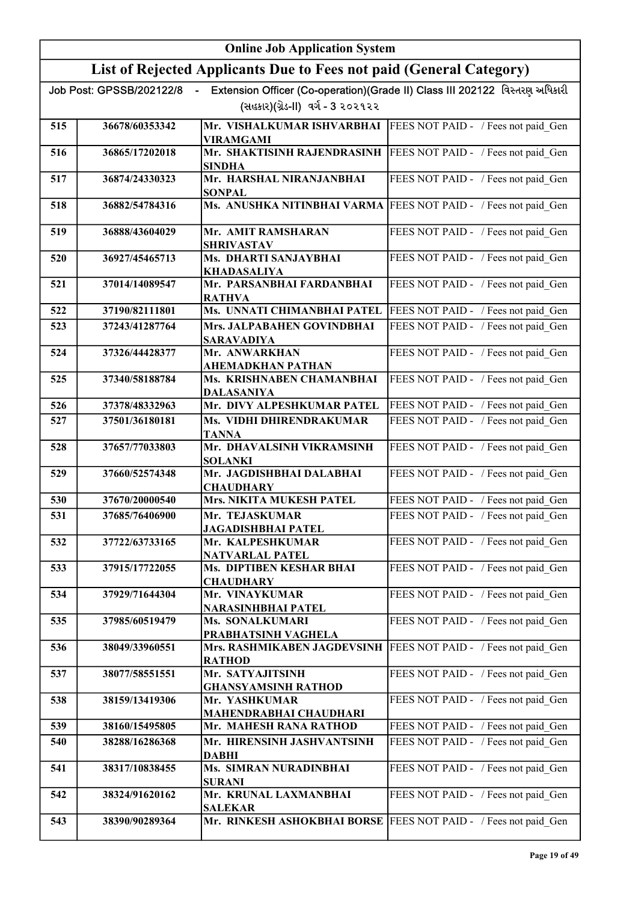## Online Job Application System

## List of Rejected Applicants Due to Fees not paid (General Category)

Job Post: GPSSB/202122/8 - Extension Officer (Co-operation)(Grade II) Class III 202122 વિસ્તરણ અધિકારી (સહકાર)(ગ્રેડ-II) વર્ગ - 3 ૨૦૨૧૨૨

| | | | |
|---|---|---|---|
| 515 | 36678/60353342 | Mr. VISHALKUMAR ISHVARBHAI VIRAMGAMI | FEES NOT PAID - / Fees not paid_Gen |
| 516 | 36865/17202018 | Mr. SHAKTISINH RAJENDRASINH SINDHA | FEES NOT PAID - / Fees not paid_Gen |
| 517 | 36874/24330323 | Mr. HARSHAL NIRANJANBHAI SONPAL | FEES NOT PAID - / Fees not paid_Gen |
| 518 | 36882/54784316 | Ms. ANUSHKA NITINBHAI VARMA | FEES NOT PAID - / Fees not paid_Gen |
| 519 | 36888/43604029 | Mr. AMIT RAMSHARAN SHRIVASTAV | FEES NOT PAID - / Fees not paid_Gen |
| 520 | 36927/45465713 | Ms. DHARTI SANJAYBHAI KHADASALIYA | FEES NOT PAID - / Fees not paid_Gen |
| 521 | 37014/14089547 | Mr. PARSANBHAI FARDANBHAI RATHVA | FEES NOT PAID - / Fees not paid_Gen |
| 522 | 37190/82111801 | Ms. UNNATI CHIMANBHAI PATEL | FEES NOT PAID - / Fees not paid_Gen |
| 523 | 37243/41287764 | Mrs. JALPABAHEN GOVINDBHAI SARAVADIYA | FEES NOT PAID - / Fees not paid_Gen |
| 524 | 37326/44428377 | Mr. ANWARKHAN AHEMADKHAN PATHAN | FEES NOT PAID - / Fees not paid_Gen |
| 525 | 37340/58188784 | Ms. KRISHNABEN CHAMANBHAI DALASANIYA | FEES NOT PAID - / Fees not paid_Gen |
| 526 | 37378/48332963 | Mr. DIVY ALPESHKUMAR PATEL | FEES NOT PAID - / Fees not paid_Gen |
| 527 | 37501/36180181 | Ms. VIDHI DHIRENDRAKUMAR TANNA | FEES NOT PAID - / Fees not paid_Gen |
| 528 | 37657/77033803 | Mr. DHAVALSINH VIKRAMSINH SOLANKI | FEES NOT PAID - / Fees not paid_Gen |
| 529 | 37660/52574348 | Mr. JAGDISHBHAI DALABHAI CHAUDHARY | FEES NOT PAID - / Fees not paid_Gen |
| 530 | 37670/20000540 | Mrs. NIKITA MUKESH PATEL | FEES NOT PAID - / Fees not paid_Gen |
| 531 | 37685/76406900 | Mr. TEJASKUMAR JAGADISHBHAI PATEL | FEES NOT PAID - / Fees not paid_Gen |
| 532 | 37722/63733165 | Mr. KALPESHKUMAR NATVARLAL PATEL | FEES NOT PAID - / Fees not paid_Gen |
| 533 | 37915/17722055 | Ms. DIPTIBEN KESHAR BHAI CHAUDHARY | FEES NOT PAID - / Fees not paid_Gen |
| 534 | 37929/71644304 | Mr. VINAYKUMAR NARASINHBHAI PATEL | FEES NOT PAID - / Fees not paid_Gen |
| 535 | 37985/60519479 | Ms. SONALKUMARI PRABHATSINH VAGHELA | FEES NOT PAID - / Fees not paid_Gen |
| 536 | 38049/33960551 | Mrs. RASHMIKABEN JAGDEVSINH RATHOD | FEES NOT PAID - / Fees not paid_Gen |
| 537 | 38077/58551551 | Mr. SATYAJITSINH GHANSYAMSINH RATHOD | FEES NOT PAID - / Fees not paid_Gen |
| 538 | 38159/13419306 | Mr. YASHKUMAR MAHENDRABHAI CHAUDHARI | FEES NOT PAID - / Fees not paid_Gen |
| 539 | 38160/15495805 | Mr. MAHESH RANA RATHOD | FEES NOT PAID - / Fees not paid_Gen |
| 540 | 38288/16286368 | Mr. HIRENSINH JASHVANTSINH DABHI | FEES NOT PAID - / Fees not paid_Gen |
| 541 | 38317/10838455 | Ms. SIMRAN NURADINBHAI SURANI | FEES NOT PAID - / Fees not paid_Gen |
| 542 | 38324/91620162 | Mr. KRUNAL LAXMANBHAI SALEKAR | FEES NOT PAID - / Fees not paid_Gen |
| 543 | 38390/90289364 | Mr. RINKESH ASHOKBHAI BORSE | FEES NOT PAID - / Fees not paid_Gen |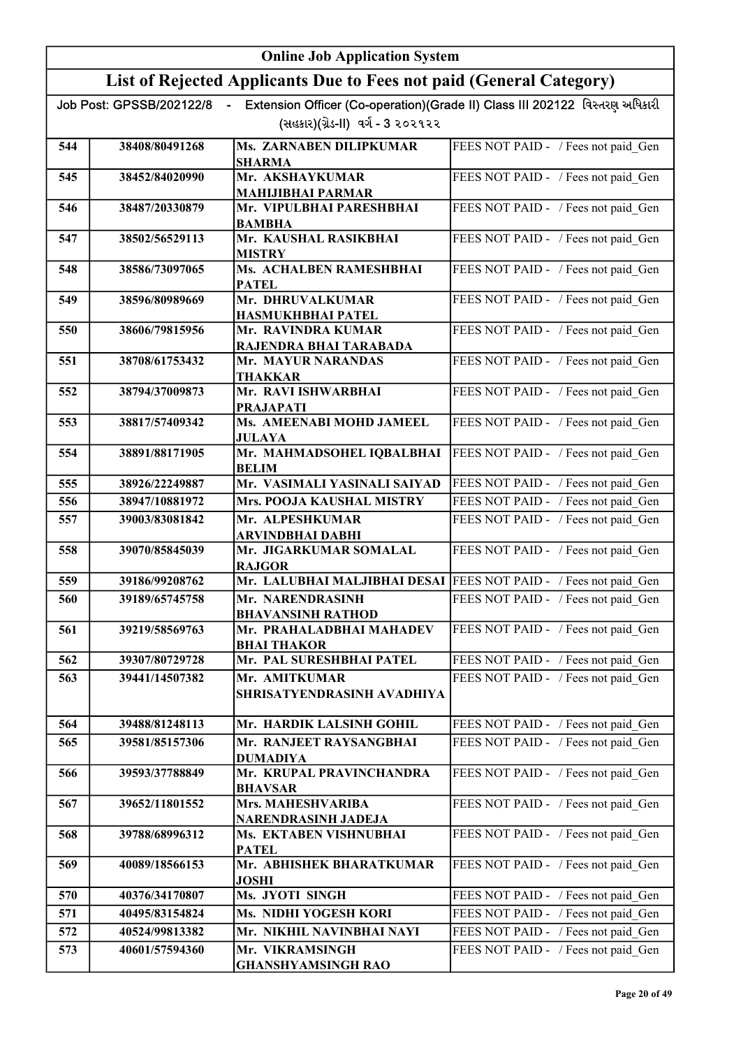# Online Job Application System

## List of Rejected Applicants Due to Fees not paid (General Category)

Job Post: GPSSB/202122/8 - Extension Officer (Co-operation)(Grade II) Class III 202122 વિસ્તરણ અધિકારી (સહકાર)(ગ્રેડ-II) વર્ગ - 3 ૨૦૨૧૨૨

| | | | |
|---|---|---|---|
| 544 | 38408/80491268 | Ms. ZARNABEN DILIPKUMAR SHARMA | FEES NOT PAID - / Fees not paid_Gen |
| 545 | 38452/84020990 | Mr. AKSHAYKUMAR MAHIJIBHAI PARMAR | FEES NOT PAID - / Fees not paid_Gen |
| 546 | 38487/20330879 | Mr. VIPULBHAI PARESHBHAI BAMBHA | FEES NOT PAID - / Fees not paid_Gen |
| 547 | 38502/56529113 | Mr. KAUSHAL RASIKBHAI MISTRY | FEES NOT PAID - / Fees not paid_Gen |
| 548 | 38586/73097065 | Ms. ACHALBEN RAMESHBHAI PATEL | FEES NOT PAID - / Fees not paid_Gen |
| 549 | 38596/80989669 | Mr. DHRUVALKUMAR HASMUKHBHAI PATEL | FEES NOT PAID - / Fees not paid_Gen |
| 550 | 38606/79815956 | Mr. RAVINDRA KUMAR RAJENDRA BHAI TARABADA | FEES NOT PAID - / Fees not paid_Gen |
| 551 | 38708/61753432 | Mr. MAYUR NARANDAS THAKKAR | FEES NOT PAID - / Fees not paid_Gen |
| 552 | 38794/37009873 | Mr. RAVI ISHWARBHAI PRAJAPATI | FEES NOT PAID - / Fees not paid_Gen |
| 553 | 38817/57409342 | Ms. AMEENABI MOHD JAMEEL JULAYA | FEES NOT PAID - / Fees not paid_Gen |
| 554 | 38891/88171905 | Mr. MAHMADSOHEL IQBALBHAI BELIM | FEES NOT PAID - / Fees not paid_Gen |
| 555 | 38926/22249887 | Mr. VASIMALI YASINALI SAIYAD | FEES NOT PAID - / Fees not paid_Gen |
| 556 | 38947/10881972 | Mrs. POOJA KAUSHAL MISTRY | FEES NOT PAID - / Fees not paid_Gen |
| 557 | 39003/83081842 | Mr. ALPESHKUMAR ARVINDBHAI DABHI | FEES NOT PAID - / Fees not paid_Gen |
| 558 | 39070/85845039 | Mr. JIGARKUMAR SOMALAL RAJGOR | FEES NOT PAID - / Fees not paid_Gen |
| 559 | 39186/99208762 | Mr. LALUBHAI MALJIBHAI DESAI | FEES NOT PAID - / Fees not paid_Gen |
| 560 | 39189/65745758 | Mr. NARENDRASINH BHAVANSINH RATHOD | FEES NOT PAID - / Fees not paid_Gen |
| 561 | 39219/58569763 | Mr. PRAHALADBHAI MAHADEV BHAI THAKOR | FEES NOT PAID - / Fees not paid_Gen |
| 562 | 39307/80729728 | Mr. PAL SURESHBHAI PATEL | FEES NOT PAID - / Fees not paid_Gen |
| 563 | 39441/14507382 | Mr. AMITKUMAR SHRISATYENDRASINH AVADHIYA | FEES NOT PAID - / Fees not paid_Gen |
| 564 | 39488/81248113 | Mr. HARDIK LALSINH GOHIL | FEES NOT PAID - / Fees not paid_Gen |
| 565 | 39581/85157306 | Mr. RANJEET RAYSANGBHAI DUMADIYA | FEES NOT PAID - / Fees not paid_Gen |
| 566 | 39593/37788849 | Mr. KRUPAL PRAVINCHANDRA BHAVSAR | FEES NOT PAID - / Fees not paid_Gen |
| 567 | 39652/11801552 | Mrs. MAHESHVARIBA NARENDRASINH JADEJA | FEES NOT PAID - / Fees not paid_Gen |
| 568 | 39788/68996312 | Ms. EKTABEN VISHNUBHAI PATEL | FEES NOT PAID - / Fees not paid_Gen |
| 569 | 40089/18566153 | Mr. ABHISHEK BHARATKUMAR JOSHI | FEES NOT PAID - / Fees not paid_Gen |
| 570 | 40376/34170807 | Ms. JYOTI SINGH | FEES NOT PAID - / Fees not paid_Gen |
| 571 | 40495/83154824 | Ms. NIDHI YOGESH KORI | FEES NOT PAID - / Fees not paid_Gen |
| 572 | 40524/99813382 | Mr. NIKHIL NAVINBHAI NAYI | FEES NOT PAID - / Fees not paid_Gen |
| 573 | 40601/57594360 | Mr. VIKRAMSINGH GHANSHYAMSINGH RAO | FEES NOT PAID - / Fees not paid_Gen |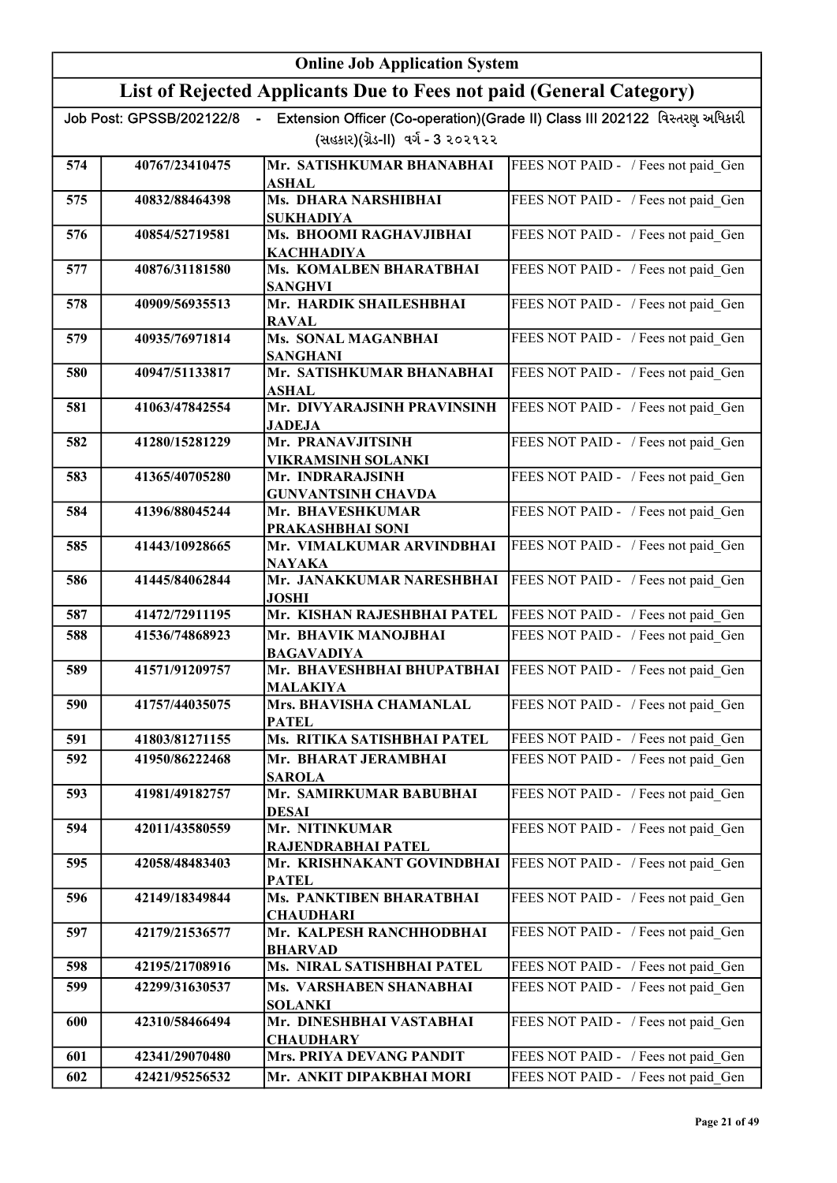| Online Job Application System | | | |
|---|---|---|---|
| **List of Rejected Applicants Due to Fees not paid (General Category)** | | | |
| Job Post: GPSSB/202122/8 - Extension Officer (Co-operation)(Grade II) Class III 202122 વિસ્તરણ અધિકારી (સહકાર)(ગ્રેડ-II) વર્ગ - 3 ૨૦૨૧૨૨ | | | |
| 574 | 40767/23410475 | Mr. SATISHKUMAR BHANABHAI ASHAL | FEES NOT PAID - / Fees not paid_Gen |
| 575 | 40832/88464398 | Ms. DHARA NARSHIBHAI SUKHADIYA | FEES NOT PAID - / Fees not paid_Gen |
| 576 | 40854/52719581 | Ms. BHOOMI RAGHAVJIBHAI KACHHADIYA | FEES NOT PAID - / Fees not paid_Gen |
| 577 | 40876/31181580 | Ms. KOMALBEN BHARATBHAI SANGHVI | FEES NOT PAID - / Fees not paid_Gen |
| 578 | 40909/56935513 | Mr. HARDIK SHAILESHBHAI RAVAL | FEES NOT PAID - / Fees not paid_Gen |
| 579 | 40935/76971814 | Ms. SONAL MAGANBHAI SANGHANI | FEES NOT PAID - / Fees not paid_Gen |
| 580 | 40947/51133817 | Mr. SATISHKUMAR BHANABHAI ASHAL | FEES NOT PAID - / Fees not paid_Gen |
| 581 | 41063/47842554 | Mr. DIVYARAJSINH PRAVINSINH JADEJA | FEES NOT PAID - / Fees not paid_Gen |
| 582 | 41280/15281229 | Mr. PRANAVJITSINH VIKRAMSINH SOLANKI | FEES NOT PAID - / Fees not paid_Gen |
| 583 | 41365/40705280 | Mr. INDRARAJSINH GUNVANTSINH CHAVDA | FEES NOT PAID - / Fees not paid_Gen |
| 584 | 41396/88045244 | Mr. BHAVESHKUMAR PRAKASHBHAI SONI | FEES NOT PAID - / Fees not paid_Gen |
| 585 | 41443/10928665 | Mr. VIMALKUMAR ARVINDBHAI NAYAKA | FEES NOT PAID - / Fees not paid_Gen |
| 586 | 41445/84062844 | Mr. JANAKKUMAR NARESHBHAI JOSHI | FEES NOT PAID - / Fees not paid_Gen |
| 587 | 41472/72911195 | Mr. KISHAN RAJESHBHAI PATEL | FEES NOT PAID - / Fees not paid_Gen |
| 588 | 41536/74868923 | Mr. BHAVIK MANOJBHAI BAGAVADIYA | FEES NOT PAID - / Fees not paid_Gen |
| 589 | 41571/91209757 | Mr. BHAVESHBHAI BHUPATBHAI MALAKIYA | FEES NOT PAID - / Fees not paid_Gen |
| 590 | 41757/44035075 | Mrs. BHAVISHA CHAMANLAL PATEL | FEES NOT PAID - / Fees not paid_Gen |
| 591 | 41803/81271155 | Ms. RITIKA SATISHBHAI PATEL | FEES NOT PAID - / Fees not paid_Gen |
| 592 | 41950/86222468 | Mr. BHARAT JERAMBHAI SAROLA | FEES NOT PAID - / Fees not paid_Gen |
| 593 | 41981/49182757 | Mr. SAMIRKUMAR BABUBHAI DESAI | FEES NOT PAID - / Fees not paid_Gen |
| 594 | 42011/43580559 | Mr. NITINKUMAR RAJENDRABHAI PATEL | FEES NOT PAID - / Fees not paid_Gen |
| 595 | 42058/48483403 | Mr. KRISHNAKANT GOVINDBHAI PATEL | FEES NOT PAID - / Fees not paid_Gen |
| 596 | 42149/18349844 | Ms. PANKTIBEN BHARATBHAI CHAUDHARI | FEES NOT PAID - / Fees not paid_Gen |
| 597 | 42179/21536577 | Mr. KALPESH RANCHHODBHAI BHARVAD | FEES NOT PAID - / Fees not paid_Gen |
| 598 | 42195/21708916 | Ms. NIRAL SATISHBHAI PATEL | FEES NOT PAID - / Fees not paid_Gen |
| 599 | 42299/31630537 | Ms. VARSHABEN SHANABHAI SOLANKI | FEES NOT PAID - / Fees not paid_Gen |
| 600 | 42310/58466494 | Mr. DINESHBHAI VASTABHAI CHAUDHARY | FEES NOT PAID - / Fees not paid_Gen |
| 601 | 42341/29070480 | Mrs. PRIYA DEVANG PANDIT | FEES NOT PAID - / Fees not paid_Gen |
| 602 | 42421/95256532 | Mr. ANKIT DIPAKBHAI MORI | FEES NOT PAID - / Fees not paid_Gen |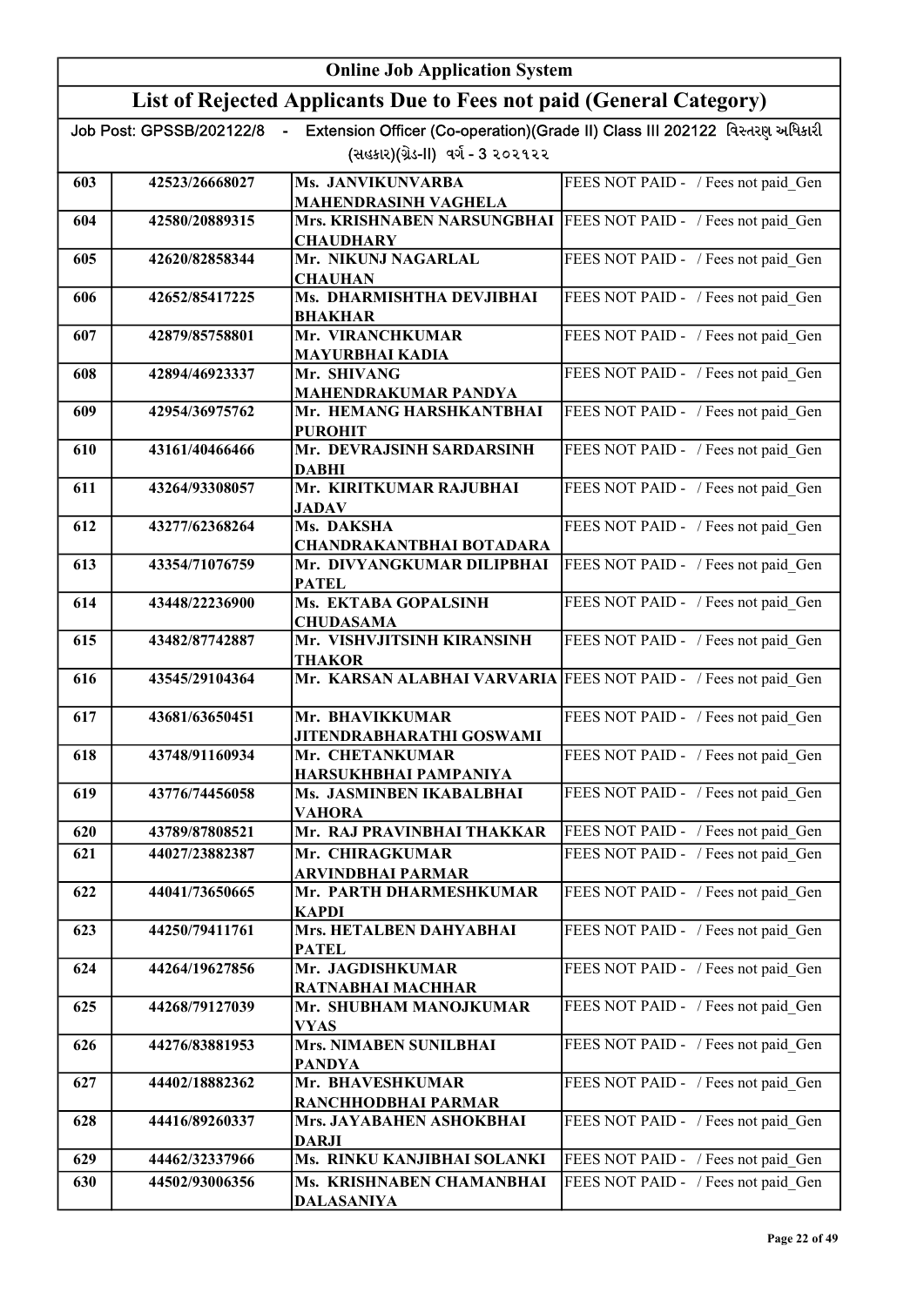# Online Job Application System

## List of Rejected Applicants Due to Fees not paid (General Category)

Job Post: GPSSB/202122/8 - Extension Officer (Co-operation)(Grade II) Class III 202122 વિસ્તરણ અધિકારી (સહકાર)(ગ્રેડ-II) વર્ગ - 3 ૨૦૨૧૨૨

| | | | |
|---|---|---|---|
| 603 | 42523/26668027 | Ms. JANVIKUNVARBA MAHENDRASINH VAGHELA | FEES NOT PAID - / Fees not paid_Gen |
| 604 | 42580/20889315 | Mrs. KRISHNABEN NARSUNGBHAI CHAUDHARY | FEES NOT PAID - / Fees not paid_Gen |
| 605 | 42620/82858344 | Mr. NIKUNJ NAGARLAL CHAUHAN | FEES NOT PAID - / Fees not paid_Gen |
| 606 | 42652/85417225 | Ms. DHARMISHTHA DEVJIBHAI BHAKHAR | FEES NOT PAID - / Fees not paid_Gen |
| 607 | 42879/85758801 | Mr. VIRANCHKUMAR MAYURBHAI KADIA | FEES NOT PAID - / Fees not paid_Gen |
| 608 | 42894/46923337 | Mr. SHIVANG MAHENDRAKUMAR PANDYA | FEES NOT PAID - / Fees not paid_Gen |
| 609 | 42954/36975762 | Mr. HEMANG HARSHKANTBHAI PUROHIT | FEES NOT PAID - / Fees not paid_Gen |
| 610 | 43161/40466466 | Mr. DEVRAJSINH SARDARSINH DABHI | FEES NOT PAID - / Fees not paid_Gen |
| 611 | 43264/93308057 | Mr. KIRITKUMAR RAJUBHAI JADAV | FEES NOT PAID - / Fees not paid_Gen |
| 612 | 43277/62368264 | Ms. DAKSHA CHANDRAKANTBHAI BOTADARA | FEES NOT PAID - / Fees not paid_Gen |
| 613 | 43354/71076759 | Mr. DIVYANGKUMAR DILIPBHAI PATEL | FEES NOT PAID - / Fees not paid_Gen |
| 614 | 43448/22236900 | Ms. EKTABA GOPALSINH CHUDASAMA | FEES NOT PAID - / Fees not paid_Gen |
| 615 | 43482/87742887 | Mr. VISHVJITSINH KIRANSINH THAKOR | FEES NOT PAID - / Fees not paid_Gen |
| 616 | 43545/29104364 | Mr. KARSAN ALABHAI VARVARIA | FEES NOT PAID - / Fees not paid_Gen |
| 617 | 43681/63650451 | Mr. BHAVIKKUMAR JITENDRABHARATHI GOSWAMI | FEES NOT PAID - / Fees not paid_Gen |
| 618 | 43748/91160934 | Mr. CHETANKUMAR HARSUKHBHAI PAMPANIYA | FEES NOT PAID - / Fees not paid_Gen |
| 619 | 43776/74456058 | Ms. JASMINBEN IKABALBHAI VAHORA | FEES NOT PAID - / Fees not paid_Gen |
| 620 | 43789/87808521 | Mr. RAJ PRAVINBHAI THAKKAR | FEES NOT PAID - / Fees not paid_Gen |
| 621 | 44027/23882387 | Mr. CHIRAGKUMAR ARVINDBHAI PARMAR | FEES NOT PAID - / Fees not paid_Gen |
| 622 | 44041/73650665 | Mr. PARTH DHARMESHKUMAR KAPDI | FEES NOT PAID - / Fees not paid_Gen |
| 623 | 44250/79411761 | Mrs. HETALBEN DAHYABHAI PATEL | FEES NOT PAID - / Fees not paid_Gen |
| 624 | 44264/19627856 | Mr. JAGDISHKUMAR RATNABHAI MACHHAR | FEES NOT PAID - / Fees not paid_Gen |
| 625 | 44268/79127039 | Mr. SHUBHAM MANOJKUMAR VYAS | FEES NOT PAID - / Fees not paid_Gen |
| 626 | 44276/83881953 | Mrs. NIMABEN SUNILBHAI PANDYA | FEES NOT PAID - / Fees not paid_Gen |
| 627 | 44402/18882362 | Mr. BHAVESHKUMAR RANCHHODBHAI PARMAR | FEES NOT PAID - / Fees not paid_Gen |
| 628 | 44416/89260337 | Mrs. JAYABAHEN ASHOKBHAI DARJI | FEES NOT PAID - / Fees not paid_Gen |
| 629 | 44462/32337966 | Ms. RINKU KANJIBHAI SOLANKI | FEES NOT PAID - / Fees not paid_Gen |
| 630 | 44502/93006356 | Ms. KRISHNABEN CHAMANBHAI DALASANIYA | FEES NOT PAID - / Fees not paid_Gen |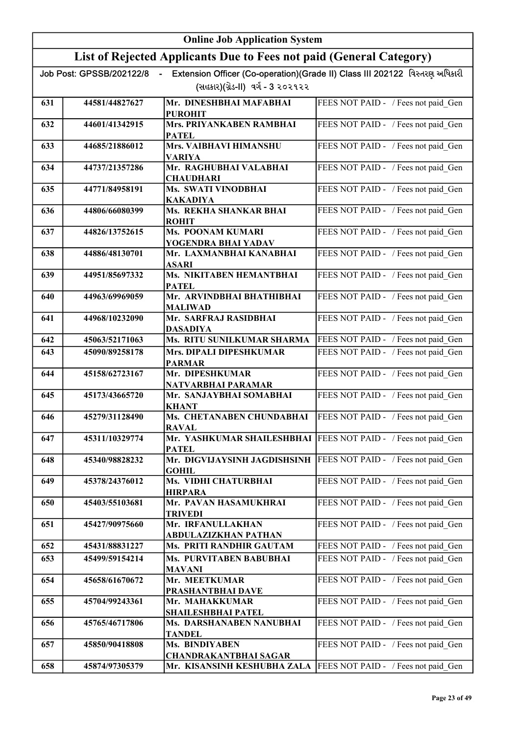| Online Job Application System | | | |
|---|---|---|---|
| **List of Rejected Applicants Due to Fees not paid (General Category)** | | | |
| Job Post: GPSSB/202122/8 - Extension Officer (Co-operation)(Grade II) Class III 202122 વિસ્તરણ અધિકારી (સહકાર)(ગ્રેડ-II) વર્ગ - 3 ૨૦૨૧૨૨ | | | |
| 631 | 44581/44827627 | Mr. DINESHBHAI MAFABHAI PUROHIT | FEES NOT PAID - / Fees not paid_Gen |
| 632 | 44601/41342915 | Mrs. PRIYANKABEN RAMBHAI PATEL | FEES NOT PAID - / Fees not paid_Gen |
| 633 | 44685/21886012 | Mrs. VAIBHAVI HIMANSHU VARIYA | FEES NOT PAID - / Fees not paid_Gen |
| 634 | 44737/21357286 | Mr. RAGHUBHAI VALABHAI CHAUDHARI | FEES NOT PAID - / Fees not paid_Gen |
| 635 | 44771/84958191 | Ms. SWATI VINODBHAI KAKADIYA | FEES NOT PAID - / Fees not paid_Gen |
| 636 | 44806/66080399 | Ms. REKHA SHANKAR BHAI ROHIT | FEES NOT PAID - / Fees not paid_Gen |
| 637 | 44826/13752615 | Ms. POONAM KUMARI YOGENDRA BHAI YADAV | FEES NOT PAID - / Fees not paid_Gen |
| 638 | 44886/48130701 | Mr. LAXMANBHAI KANABHAI ASARI | FEES NOT PAID - / Fees not paid_Gen |
| 639 | 44951/85697332 | Ms. NIKITABEN HEMANTBHAI PATEL | FEES NOT PAID - / Fees not paid_Gen |
| 640 | 44963/69969059 | Mr. ARVINDBHAI BHATHIBHAI MALIWAD | FEES NOT PAID - / Fees not paid_Gen |
| 641 | 44968/10232090 | Mr. SARFRAJ RASIDBHAI DASADIYA | FEES NOT PAID - / Fees not paid_Gen |
| 642 | 45063/52171063 | Ms. RITU SUNILKUMAR SHARMA | FEES NOT PAID - / Fees not paid_Gen |
| 643 | 45090/89258178 | Mrs. DIPALI DIPESHKUMAR PARMAR | FEES NOT PAID - / Fees not paid_Gen |
| 644 | 45158/62723167 | Mr. DIPESHKUMAR NATVARBHAI PARAMAR | FEES NOT PAID - / Fees not paid_Gen |
| 645 | 45173/43665720 | Mr. SANJAYBHAI SOMABHAI KHANT | FEES NOT PAID - / Fees not paid_Gen |
| 646 | 45279/31128490 | Ms. CHETANABEN CHUNDABHAI RAVAL | FEES NOT PAID - / Fees not paid_Gen |
| 647 | 45311/10329774 | Mr. YASHKUMAR SHAILESHBHAI PATEL | FEES NOT PAID - / Fees not paid_Gen |
| 648 | 45340/98828232 | Mr. DIGVIJAYSINH JAGDISHSINH GOHIL | FEES NOT PAID - / Fees not paid_Gen |
| 649 | 45378/24376012 | Ms. VIDHI CHATURBHAI HIRPARA | FEES NOT PAID - / Fees not paid_Gen |
| 650 | 45403/55103681 | Mr. PAVAN HASAMUKHRAI TRIVEDI | FEES NOT PAID - / Fees not paid_Gen |
| 651 | 45427/90975660 | Mr. IRFANULLAKHAN ABDULAZIZKHAN PATHAN | FEES NOT PAID - / Fees not paid_Gen |
| 652 | 45431/88831227 | Ms. PRITI RANDHIR GAUTAM | FEES NOT PAID - / Fees not paid_Gen |
| 653 | 45499/59154214 | Ms. PURVITABEN BABUBHAI MAVANI | FEES NOT PAID - / Fees not paid_Gen |
| 654 | 45658/61670672 | Mr. MEETKUMAR PRASHANTBHAI DAVE | FEES NOT PAID - / Fees not paid_Gen |
| 655 | 45704/99243361 | Mr. MAHAKKUMAR SHAILESHBHAI PATEL | FEES NOT PAID - / Fees not paid_Gen |
| 656 | 45765/46717806 | Ms. DARSHANABEN NANUBHAI TANDEL | FEES NOT PAID - / Fees not paid_Gen |
| 657 | 45850/90418808 | Ms. BINDIYABEN CHANDRAKANTBHAI SAGAR | FEES NOT PAID - / Fees not paid_Gen |
| 658 | 45874/97305379 | Mr. KISANSINH KESHUBHA ZALA | FEES NOT PAID - / Fees not paid_Gen |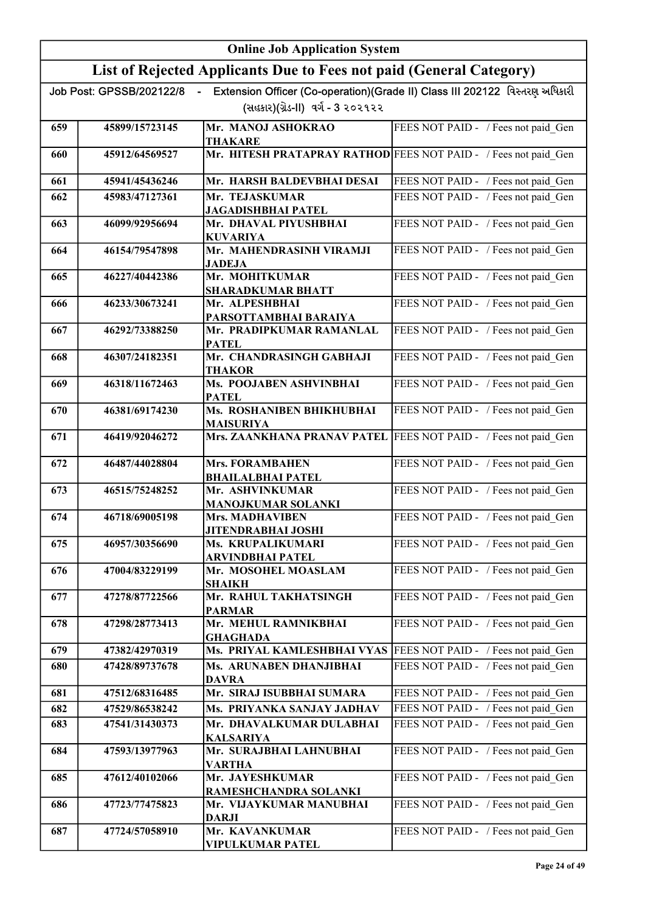# Online Job Application System

## List of Rejected Applicants Due to Fees not paid (General Category)

Job Post: GPSSB/202122/8 - Extension Officer (Co-operation)(Grade II) Class III 202122 વિસ્તરણ અધિકારી (સહકાર)(ગ્રેડ-II) વર્ગ - 3 ૨૦૨૧૨૨

| | | | |
|---|---|---|---|
| 659 | 45899/15723145 | Mr. MANOJ ASHOKRAO THAKARE | FEES NOT PAID - / Fees not paid_Gen |
| 660 | 45912/64569527 | Mr. HITESH PRATAPRAY RATHOD | FEES NOT PAID - / Fees not paid_Gen |
| 661 | 45941/45436246 | Mr. HARSH BALDEVBHAI DESAI | FEES NOT PAID - / Fees not paid_Gen |
| 662 | 45983/47127361 | Mr. TEJASKUMAR JAGADISHBHAI PATEL | FEES NOT PAID - / Fees not paid_Gen |
| 663 | 46099/92956694 | Mr. DHAVAL PIYUSHBHAI KUVARIYA | FEES NOT PAID - / Fees not paid_Gen |
| 664 | 46154/79547898 | Mr. MAHENDRASINH VIRAMJI JADEJA | FEES NOT PAID - / Fees not paid_Gen |
| 665 | 46227/40442386 | Mr. MOHITKUMAR SHARADKUMAR BHATT | FEES NOT PAID - / Fees not paid_Gen |
| 666 | 46233/30673241 | Mr. ALPESHBHAI PARSOTTAMBHAI BARAIYA | FEES NOT PAID - / Fees not paid_Gen |
| 667 | 46292/73388250 | Mr. PRADIPKUMAR RAMANLAL PATEL | FEES NOT PAID - / Fees not paid_Gen |
| 668 | 46307/24182351 | Mr. CHANDRASINGH GABHAJI THAKOR | FEES NOT PAID - / Fees not paid_Gen |
| 669 | 46318/11672463 | Ms. POOJABEN ASHVINBHAI PATEL | FEES NOT PAID - / Fees not paid_Gen |
| 670 | 46381/69174230 | Ms. ROSHANIBEN BHIKHUBHAI MAISURIYA | FEES NOT PAID - / Fees not paid_Gen |
| 671 | 46419/92046272 | Mrs. ZAANKHANA PRANAV PATEL | FEES NOT PAID - / Fees not paid_Gen |
| 672 | 46487/44028804 | Mrs. FORAMBAHEN BHAILALBHAI PATEL | FEES NOT PAID - / Fees not paid_Gen |
| 673 | 46515/75248252 | Mr. ASHVINKUMAR MANOJKUMAR SOLANKI | FEES NOT PAID - / Fees not paid_Gen |
| 674 | 46718/69005198 | Mrs. MADHAVIBEN JITENDRABHAI JOSHI | FEES NOT PAID - / Fees not paid_Gen |
| 675 | 46957/30356690 | Ms. KRUPALIKUMARI ARVINDBHAI PATEL | FEES NOT PAID - / Fees not paid_Gen |
| 676 | 47004/83229199 | Mr. MOSOHEL MOASLAM SHAIKH | FEES NOT PAID - / Fees not paid_Gen |
| 677 | 47278/87722566 | Mr. RAHUL TAKHATSINGH PARMAR | FEES NOT PAID - / Fees not paid_Gen |
| 678 | 47298/28773413 | Mr. MEHUL RAMNIKBHAI GHAGHADA | FEES NOT PAID - / Fees not paid_Gen |
| 679 | 47382/42970319 | Ms. PRIYAL KAMLESHBHAI VYAS | FEES NOT PAID - / Fees not paid_Gen |
| 680 | 47428/89737678 | Ms. ARUNABEN DHANJIBHAI DAVRA | FEES NOT PAID - / Fees not paid_Gen |
| 681 | 47512/68316485 | Mr. SIRAJ ISUBBHAI SUMARA | FEES NOT PAID - / Fees not paid_Gen |
| 682 | 47529/86538242 | Ms. PRIYANKA SANJAY JADHAV | FEES NOT PAID - / Fees not paid_Gen |
| 683 | 47541/31430373 | Mr. DHAVALKUMAR DULABHAI KALSARIYA | FEES NOT PAID - / Fees not paid_Gen |
| 684 | 47593/13977963 | Mr. SURAJBHAI LAHNUBHAI VARTHA | FEES NOT PAID - / Fees not paid_Gen |
| 685 | 47612/40102066 | Mr. JAYESHKUMAR RAMESHCHANDRA SOLANKI | FEES NOT PAID - / Fees not paid_Gen |
| 686 | 47723/77475823 | Mr. VIJAYKUMAR MANUBHAI DARJI | FEES NOT PAID - / Fees not paid_Gen |
| 687 | 47724/57058910 | Mr. KAVANKUMAR VIPULKUMAR PATEL | FEES NOT PAID - / Fees not paid_Gen |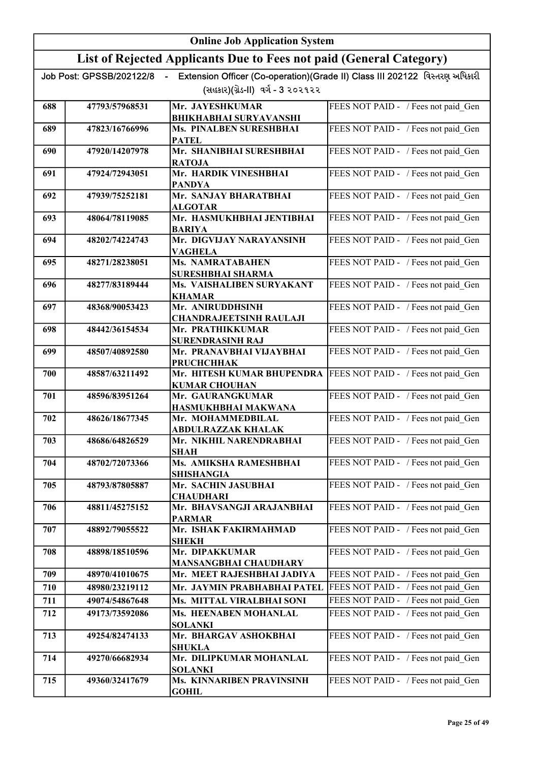## Online Job Application System

## List of Rejected Applicants Due to Fees not paid (General Category)

Job Post: GPSSB/202122/8 - Extension Officer (Co-operation)(Grade II) Class III 202122 વિસ્તરણ અધિકારી (સહકાર)(ગ્રેડ-II) વર્ગ - 3 ૨૦૨૧૨૨

| | | | |
|---|---|---|---|
| 688 | 47793/57968531 | Mr. JAYESHKUMAR BHIKHABHAI SURYAVANSHI | FEES NOT PAID - / Fees not paid_Gen |
| 689 | 47823/16766996 | Ms. PINALBEN SURESHBHAI PATEL | FEES NOT PAID - / Fees not paid_Gen |
| 690 | 47920/14207978 | Mr. SHANIBHAI SURESHBHAI RATOJA | FEES NOT PAID - / Fees not paid_Gen |
| 691 | 47924/72943051 | Mr. HARDIK VINESHBHAI PANDYA | FEES NOT PAID - / Fees not paid_Gen |
| 692 | 47939/75252181 | Mr. SANJAY BHARATBHAI ALGOTAR | FEES NOT PAID - / Fees not paid_Gen |
| 693 | 48064/78119085 | Mr. HASMUKHBHAI JENTIBHAI BARIYA | FEES NOT PAID - / Fees not paid_Gen |
| 694 | 48202/74224743 | Mr. DIGVIJAY NARAYANSINH VAGHELA | FEES NOT PAID - / Fees not paid_Gen |
| 695 | 48271/28238051 | Ms. NAMRATABAHEN SURESHBHAI SHARMA | FEES NOT PAID - / Fees not paid_Gen |
| 696 | 48277/83189444 | Ms. VAISHALIBEN SURYAKANT KHAMAR | FEES NOT PAID - / Fees not paid_Gen |
| 697 | 48368/90053423 | Mr. ANIRUDDHSINH CHANDRAJEETSINH RAULAJI | FEES NOT PAID - / Fees not paid_Gen |
| 698 | 48442/36154534 | Mr. PRATHIKKUMAR SURENDRASINH RAJ | FEES NOT PAID - / Fees not paid_Gen |
| 699 | 48507/40892580 | Mr. PRANAVBHAI VIJAYBHAI PRUCHCHHAK | FEES NOT PAID - / Fees not paid_Gen |
| 700 | 48587/63211492 | Mr. HITESH KUMAR BHUPENDRA KUMAR CHOUHAN | FEES NOT PAID - / Fees not paid_Gen |
| 701 | 48596/83951264 | Mr. GAURANGKUMAR HASMUKHBHAI MAKWANA | FEES NOT PAID - / Fees not paid_Gen |
| 702 | 48626/18677345 | Mr. MOHAMMEDBILAL ABDULRAZZAK KHALAK | FEES NOT PAID - / Fees not paid_Gen |
| 703 | 48686/64826529 | Mr. NIKHIL NARENDRABHAI SHAH | FEES NOT PAID - / Fees not paid_Gen |
| 704 | 48702/72073366 | Ms. AMIKSHA RAMESHBHAI SHISHANGIA | FEES NOT PAID - / Fees not paid_Gen |
| 705 | 48793/87805887 | Mr. SACHIN JASUBHAI CHAUDHARI | FEES NOT PAID - / Fees not paid_Gen |
| 706 | 48811/45275152 | Mr. BHAVSANGJI ARAJANBHAI PARMAR | FEES NOT PAID - / Fees not paid_Gen |
| 707 | 48892/79055522 | Mr. ISHAK FAKIRMAHMAD SHEKH | FEES NOT PAID - / Fees not paid_Gen |
| 708 | 48898/18510596 | Mr. DIPAKKUMAR MANSANGBHAI CHAUDHARY | FEES NOT PAID - / Fees not paid_Gen |
| 709 | 48970/41010675 | Mr. MEET RAJESHBHAI JADIYA | FEES NOT PAID - / Fees not paid_Gen |
| 710 | 48980/23219112 | Mr. JAYMIN PRABHABHAI PATEL | FEES NOT PAID - / Fees not paid_Gen |
| 711 | 49074/54867648 | Ms. MITTAL VIRALBHAI SONI | FEES NOT PAID - / Fees not paid_Gen |
| 712 | 49173/73592086 | Ms. HEENABEN MOHANLAL SOLANKI | FEES NOT PAID - / Fees not paid_Gen |
| 713 | 49254/82474133 | Mr. BHARGAV ASHOKBHAI SHUKLA | FEES NOT PAID - / Fees not paid_Gen |
| 714 | 49270/66682934 | Mr. DILIPKUMAR MOHANLAL SOLANKI | FEES NOT PAID - / Fees not paid_Gen |
| 715 | 49360/32417679 | Ms. KINNARIBEN PRAVINSINH GOHIL | FEES NOT PAID - / Fees not paid_Gen |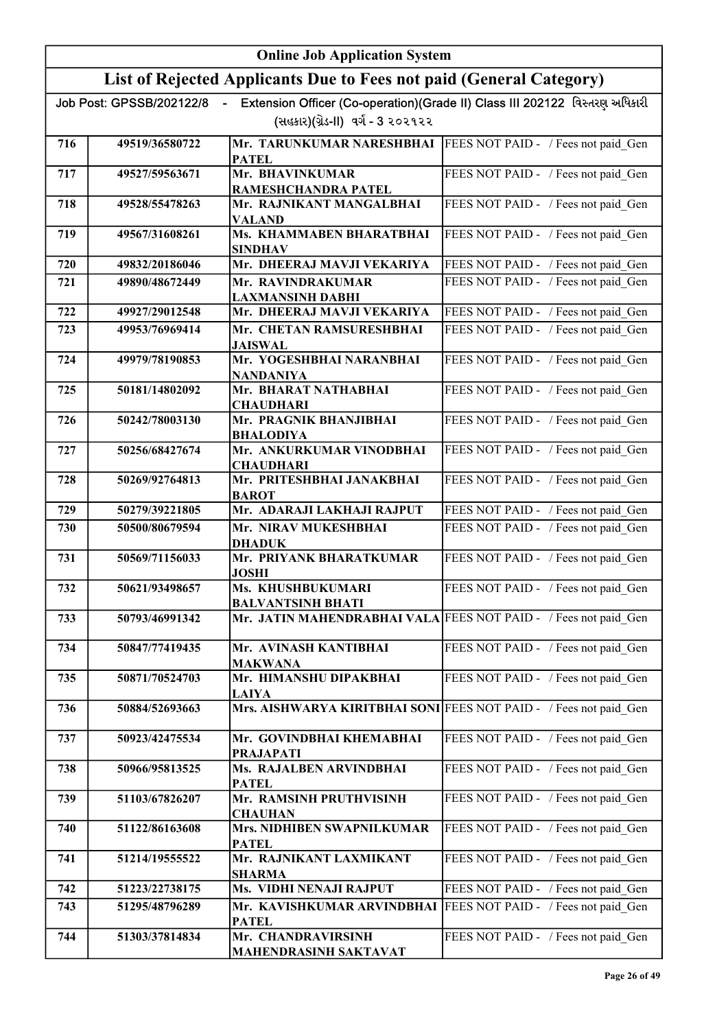# Online Job Application System

## List of Rejected Applicants Due to Fees not paid (General Category)

Job Post: GPSSB/202122/8 - Extension Officer (Co-operation)(Grade II) Class III 202122 વિસ્તરણ અધિકારી (સહકાર)(ગ્રેડ-II) વર્ગ - 3 ૨૦૨૧૨૨

| | | | |
|---|---|---|---|
| 716 | 49519/36580722 | Mr. TARUNKUMAR NARESHBHAI PATEL | FEES NOT PAID - / Fees not paid_Gen |
| 717 | 49527/59563671 | Mr. BHAVINKUMAR RAMESHCHANDRA PATEL | FEES NOT PAID - / Fees not paid_Gen |
| 718 | 49528/55478263 | Mr. RAJNIKANT MANGALBHAI VALAND | FEES NOT PAID - / Fees not paid_Gen |
| 719 | 49567/31608261 | Ms. KHAMMABEN BHARATBHAI SINDHAV | FEES NOT PAID - / Fees not paid_Gen |
| 720 | 49832/20186046 | Mr. DHEERAJ MAVJI VEKARIYA | FEES NOT PAID - / Fees not paid_Gen |
| 721 | 49890/48672449 | Mr. RAVINDRAKUMAR LAXMANSINH DABHI | FEES NOT PAID - / Fees not paid_Gen |
| 722 | 49927/29012548 | Mr. DHEERAJ MAVJI VEKARIYA | FEES NOT PAID - / Fees not paid_Gen |
| 723 | 49953/76969414 | Mr. CHETAN RAMSURESHBHAI JAISWAL | FEES NOT PAID - / Fees not paid_Gen |
| 724 | 49979/78190853 | Mr. YOGESHBHAI NARANBHAI NANDANIYA | FEES NOT PAID - / Fees not paid_Gen |
| 725 | 50181/14802092 | Mr. BHARAT NATHABHAI CHAUDHARI | FEES NOT PAID - / Fees not paid_Gen |
| 726 | 50242/78003130 | Mr. PRAGNIK BHANJIBHAI BHALODIYA | FEES NOT PAID - / Fees not paid_Gen |
| 727 | 50256/68427674 | Mr. ANKURKUMAR VINODBHAI CHAUDHARI | FEES NOT PAID - / Fees not paid_Gen |
| 728 | 50269/92764813 | Mr. PRITESHBHAI JANAKBHAI BAROT | FEES NOT PAID - / Fees not paid_Gen |
| 729 | 50279/39221805 | Mr. ADARAJI LAKHAJI RAJPUT | FEES NOT PAID - / Fees not paid_Gen |
| 730 | 50500/80679594 | Mr. NIRAV MUKESHBHAI DHADUK | FEES NOT PAID - / Fees not paid_Gen |
| 731 | 50569/71156033 | Mr. PRIYANK BHARATKUMAR JOSHI | FEES NOT PAID - / Fees not paid_Gen |
| 732 | 50621/93498657 | Ms. KHUSHBUKUMARI BALVANTSINH BHATI | FEES NOT PAID - / Fees not paid_Gen |
| 733 | 50793/46991342 | Mr. JATIN MAHENDRABHAI VALA | FEES NOT PAID - / Fees not paid_Gen |
| 734 | 50847/77419435 | Mr. AVINASH KANTIBHAI MAKWANA | FEES NOT PAID - / Fees not paid_Gen |
| 735 | 50871/70524703 | Mr. HIMANSHU DIPAKBHAI LAIYA | FEES NOT PAID - / Fees not paid_Gen |
| 736 | 50884/52693663 | Mrs. AISHWARYA KIRITBHAI SONI | FEES NOT PAID - / Fees not paid_Gen |
| 737 | 50923/42475534 | Mr. GOVINDBHAI KHEMABHAI PRAJAPATI | FEES NOT PAID - / Fees not paid_Gen |
| 738 | 50966/95813525 | Ms. RAJALBEN ARVINDBHAI PATEL | FEES NOT PAID - / Fees not paid_Gen |
| 739 | 51103/67826207 | Mr. RAMSINH PRUTHVISINH CHAUHAN | FEES NOT PAID - / Fees not paid_Gen |
| 740 | 51122/86163608 | Mrs. NIDHIBEN SWAPNILKUMAR PATEL | FEES NOT PAID - / Fees not paid_Gen |
| 741 | 51214/19555522 | Mr. RAJNIKANT LAXMIKANT SHARMA | FEES NOT PAID - / Fees not paid_Gen |
| 742 | 51223/22738175 | Ms. VIDHI NENAJI RAJPUT | FEES NOT PAID - / Fees not paid_Gen |
| 743 | 51295/48796289 | Mr. KAVISHKUMAR ARVINDBHAI PATEL | FEES NOT PAID - / Fees not paid_Gen |
| 744 | 51303/37814834 | Mr. CHANDRAVIRSINH MAHENDRASINH SAKTAVAT | FEES NOT PAID - / Fees not paid_Gen |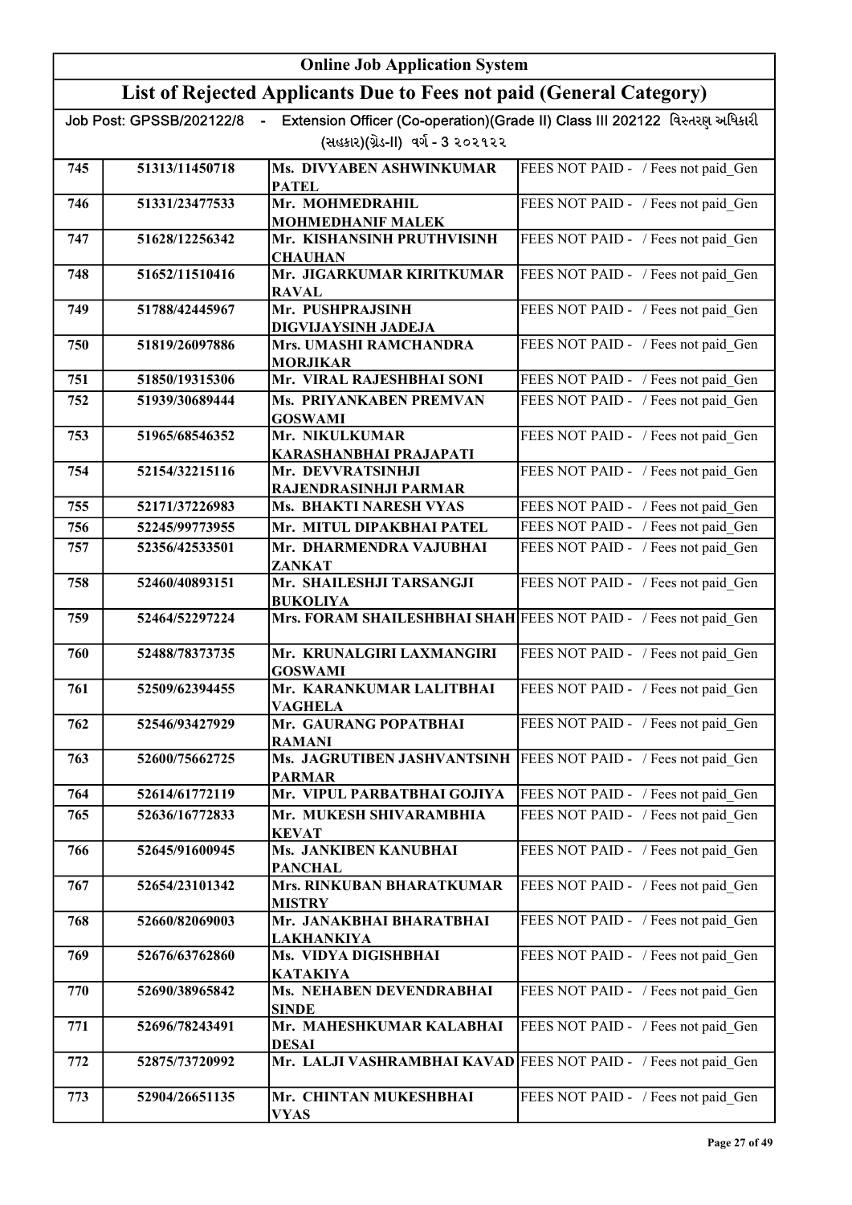| Online Job Application System | | | |
|---|---|---|---|
| **List of Rejected Applicants Due to Fees not paid (General Category)** | | | |
| Job Post: GPSSB/202122/8 - Extension Officer (Co-operation)(Grade II) Class III 202122 વિસ્તરણ અધિકારી (સહકાર)(ગ્રેડ-II) વર્ગ - 3 ૨૦૨૧૨૨ | | | |
| 745 | 51313/11450718 | Ms. DIVYABEN ASHWINKUMAR PATEL | FEES NOT PAID - / Fees not paid_Gen |
| 746 | 51331/23477533 | Mr. MOHMEDRAHIL MOHMEDHANIF MALEK | FEES NOT PAID - / Fees not paid_Gen |
| 747 | 51628/12256342 | Mr. KISHANSINH PRUTHVISINH CHAUHAN | FEES NOT PAID - / Fees not paid_Gen |
| 748 | 51652/11510416 | Mr. JIGARKUMAR KIRITKUMAR RAVAL | FEES NOT PAID - / Fees not paid_Gen |
| 749 | 51788/42445967 | Mr. PUSHPRAJSINH DIGVIJAYSINH JADEJA | FEES NOT PAID - / Fees not paid_Gen |
| 750 | 51819/26097886 | Mrs. UMASHI RAMCHANDRA MORJIKAR | FEES NOT PAID - / Fees not paid_Gen |
| 751 | 51850/19315306 | Mr. VIRAL RAJESHBHAI SONI | FEES NOT PAID - / Fees not paid_Gen |
| 752 | 51939/30689444 | Ms. PRIYANKABEN PREMVAN GOSWAMI | FEES NOT PAID - / Fees not paid_Gen |
| 753 | 51965/68546352 | Mr. NIKULKUMAR KARASHANBHAI PRAJAPATI | FEES NOT PAID - / Fees not paid_Gen |
| 754 | 52154/32215116 | Mr. DEVVRATSINHJI RAJENDRASINHJI PARMAR | FEES NOT PAID - / Fees not paid_Gen |
| 755 | 52171/37226983 | Ms. BHAKTI NARESH VYAS | FEES NOT PAID - / Fees not paid_Gen |
| 756 | 52245/99773955 | Mr. MITUL DIPAKBHAI PATEL | FEES NOT PAID - / Fees not paid_Gen |
| 757 | 52356/42533501 | Mr. DHARMENDRA VAJUBHAI ZANKAT | FEES NOT PAID - / Fees not paid_Gen |
| 758 | 52460/40893151 | Mr. SHAILESHJI TARSANGJI BUKOLIYA | FEES NOT PAID - / Fees not paid_Gen |
| 759 | 52464/52297224 | Mrs. FORAM SHAILESHBHAI SHAH | FEES NOT PAID - / Fees not paid_Gen |
| 760 | 52488/78373735 | Mr. KRUNALGIRI LAXMANGIRI GOSWAMI | FEES NOT PAID - / Fees not paid_Gen |
| 761 | 52509/62394455 | Mr. KARANKUMAR LALITBHAI VAGHELA | FEES NOT PAID - / Fees not paid_Gen |
| 762 | 52546/93427929 | Mr. GAURANG POPATBHAI RAMANI | FEES NOT PAID - / Fees not paid_Gen |
| 763 | 52600/75662725 | Ms. JAGRUTIBEN JASHVANTSINH PARMAR | FEES NOT PAID - / Fees not paid_Gen |
| 764 | 52614/61772119 | Mr. VIPUL PARBATBHAI GOJIYA | FEES NOT PAID - / Fees not paid_Gen |
| 765 | 52636/16772833 | Mr. MUKESH SHIVARAMBHIA KEVAT | FEES NOT PAID - / Fees not paid_Gen |
| 766 | 52645/91600945 | Ms. JANKIBEN KANUBHAI PANCHAL | FEES NOT PAID - / Fees not paid_Gen |
| 767 | 52654/23101342 | Mrs. RINKUBAN BHARATKUMAR MISTRY | FEES NOT PAID - / Fees not paid_Gen |
| 768 | 52660/82069003 | Mr. JANAKBHAI BHARATBHAI LAKHANKIYA | FEES NOT PAID - / Fees not paid_Gen |
| 769 | 52676/63762860 | Ms. VIDYA DIGISHBHAI KATAKIYA | FEES NOT PAID - / Fees not paid_Gen |
| 770 | 52690/38965842 | Ms. NEHABEN DEVENDRABHAI SINDE | FEES NOT PAID - / Fees not paid_Gen |
| 771 | 52696/78243491 | Mr. MAHESHKUMAR KALABHAI DESAI | FEES NOT PAID - / Fees not paid_Gen |
| 772 | 52875/73720992 | Mr. LALJI VASHRAMBHAI KAVAD | FEES NOT PAID - / Fees not paid_Gen |
| 773 | 52904/26651135 | Mr. CHINTAN MUKESHBHAI VYAS | FEES NOT PAID - / Fees not paid_Gen |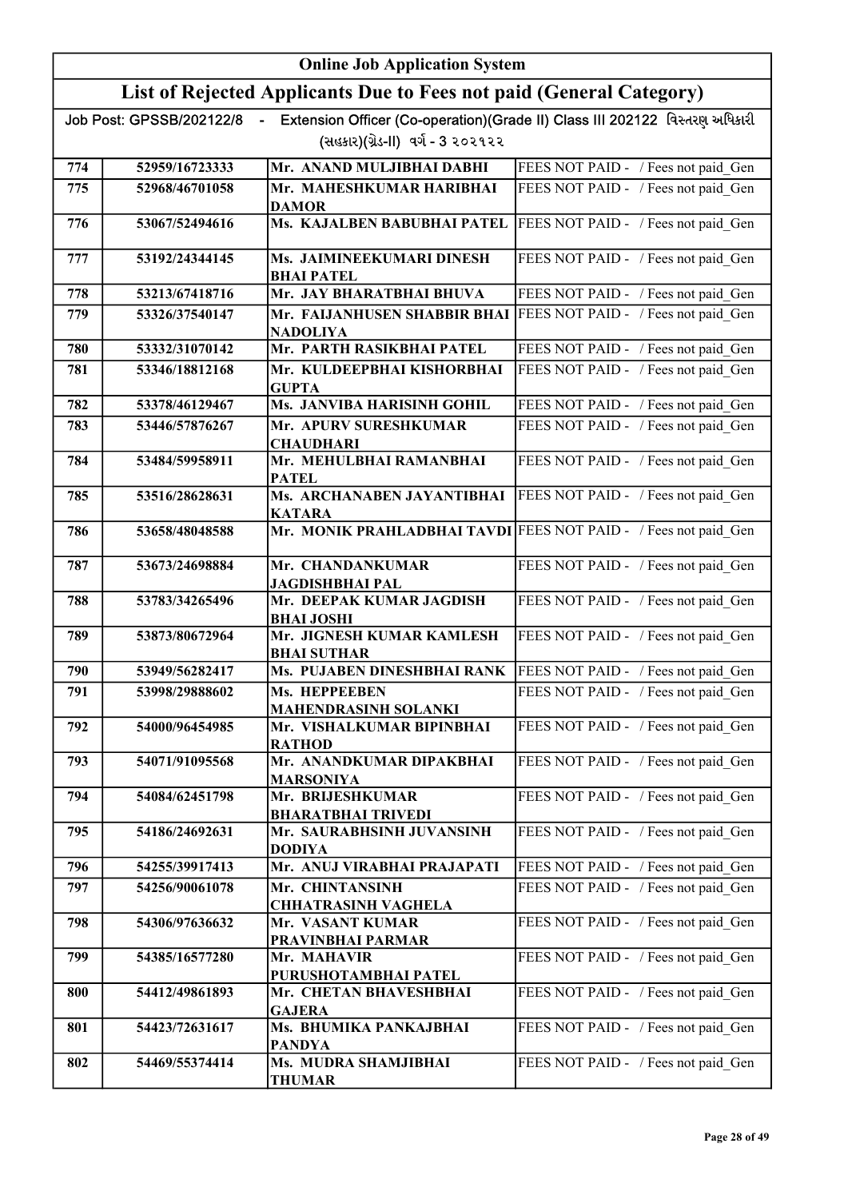| Online Job Application System | | | |
|---|---|---|---|
| List of Rejected Applicants Due to Fees not paid (General Category) | | | |
| Job Post: GPSSB/202122/8 - Extension Officer (Co-operation)(Grade II) Class III 202122 વિસ્તરણ અધિકારી (સહકાર)(ગ્રેડ-II) વર્ગ - 3 ૨૦૨૧૨૨ | | | |
| 774 | 52959/16723333 | Mr. ANAND MULJIBHAI DABHI | FEES NOT PAID - / Fees not paid_Gen |
| 775 | 52968/46701058 | Mr. MAHESHKUMAR HARIBHAI DAMOR | FEES NOT PAID - / Fees not paid_Gen |
| 776 | 53067/52494616 | Ms. KAJALBEN BABUBHAI PATEL | FEES NOT PAID - / Fees not paid_Gen |
| 777 | 53192/24344145 | Ms. JAIMINEEKUMARI DINESH BHAI PATEL | FEES NOT PAID - / Fees not paid_Gen |
| 778 | 53213/67418716 | Mr. JAY BHARATBHAI BHUVA | FEES NOT PAID - / Fees not paid_Gen |
| 779 | 53326/37540147 | Mr. FAIJANHUSEN SHABBIR BHAI NADOLIYA | FEES NOT PAID - / Fees not paid_Gen |
| 780 | 53332/31070142 | Mr. PARTH RASIKBHAI PATEL | FEES NOT PAID - / Fees not paid_Gen |
| 781 | 53346/18812168 | Mr. KULDEEPBHAI KISHORBHAI GUPTA | FEES NOT PAID - / Fees not paid_Gen |
| 782 | 53378/46129467 | Ms. JANVIBA HARISINH GOHIL | FEES NOT PAID - / Fees not paid_Gen |
| 783 | 53446/57876267 | Mr. APURV SURESHKUMAR CHAUDHARI | FEES NOT PAID - / Fees not paid_Gen |
| 784 | 53484/59958911 | Mr. MEHULBHAI RAMANBHAI PATEL | FEES NOT PAID - / Fees not paid_Gen |
| 785 | 53516/28628631 | Ms. ARCHANABEN JAYANTIBHAI KATARA | FEES NOT PAID - / Fees not paid_Gen |
| 786 | 53658/48048588 | Mr. MONIK PRAHLADBHAI TAVDI | FEES NOT PAID - / Fees not paid_Gen |
| 787 | 53673/24698884 | Mr. CHANDANKUMAR JAGDISHBHAI PAL | FEES NOT PAID - / Fees not paid_Gen |
| 788 | 53783/34265496 | Mr. DEEPAK KUMAR JAGDISH BHAI JOSHI | FEES NOT PAID - / Fees not paid_Gen |
| 789 | 53873/80672964 | Mr. JIGNESH KUMAR KAMLESH BHAI SUTHAR | FEES NOT PAID - / Fees not paid_Gen |
| 790 | 53949/56282417 | Ms. PUJABEN DINESHBHAI RANK | FEES NOT PAID - / Fees not paid_Gen |
| 791 | 53998/29888602 | Ms. HEPPEEBEN MAHENDRASINH SOLANKI | FEES NOT PAID - / Fees not paid_Gen |
| 792 | 54000/96454985 | Mr. VISHALKUMAR BIPINBHAI RATHOD | FEES NOT PAID - / Fees not paid_Gen |
| 793 | 54071/91095568 | Mr. ANANDKUMAR DIPAKBHAI MARSONIYA | FEES NOT PAID - / Fees not paid_Gen |
| 794 | 54084/62451798 | Mr. BRIJESHKUMAR BHARATBHAI TRIVEDI | FEES NOT PAID - / Fees not paid_Gen |
| 795 | 54186/24692631 | Mr. SAURABHSINH JUVANSINH DODIYA | FEES NOT PAID - / Fees not paid_Gen |
| 796 | 54255/39917413 | Mr. ANUJ VIRABHAI PRAJAPATI | FEES NOT PAID - / Fees not paid_Gen |
| 797 | 54256/90061078 | Mr. CHINTANSINH CHHATRASINH VAGHELA | FEES NOT PAID - / Fees not paid_Gen |
| 798 | 54306/97636632 | Mr. VASANT KUMAR PRAVINBHAI PARMAR | FEES NOT PAID - / Fees not paid_Gen |
| 799 | 54385/16577280 | Mr. MAHAVIR PURUSHOTAMBHAI PATEL | FEES NOT PAID - / Fees not paid_Gen |
| 800 | 54412/49861893 | Mr. CHETAN BHAVESHBHAI GAJERA | FEES NOT PAID - / Fees not paid_Gen |
| 801 | 54423/72631617 | Ms. BHUMIKA PANKAJBHAI PANDYA | FEES NOT PAID - / Fees not paid_Gen |
| 802 | 54469/55374414 | Ms. MUDRA SHAMJIBHAI THUMAR | FEES NOT PAID - / Fees not paid_Gen |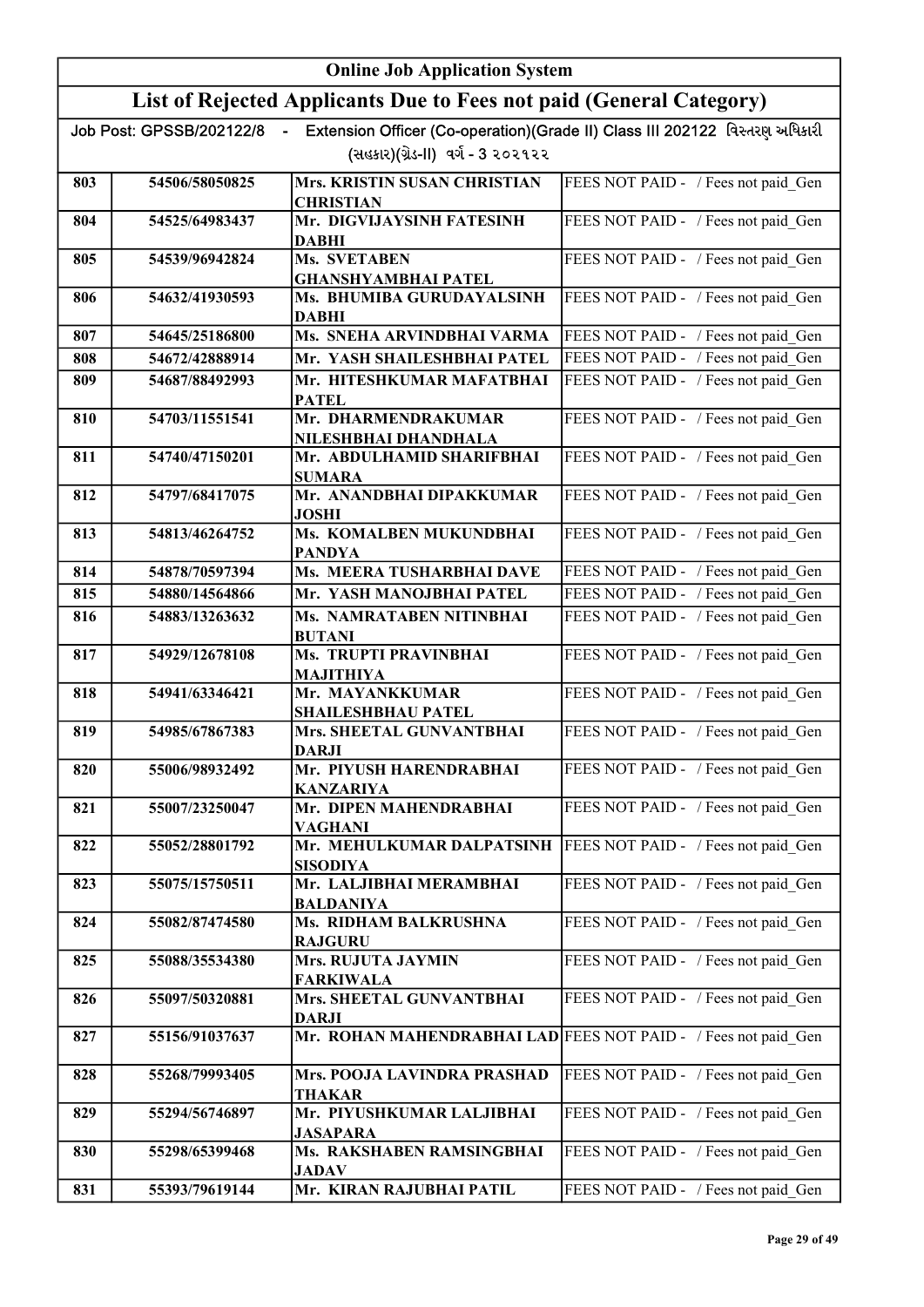# Online Job Application System

## List of Rejected Applicants Due to Fees not paid (General Category)

Job Post: GPSSB/202122/8 - Extension Officer (Co-operation)(Grade II) Class III 202122 વિસ્તરણ અધિકારી (સહકાર)(ગ્રેડ-II) વર્ગ - 3 ૨૦૨૧૨૨

| | | | |
|---|---|---|---|
| 803 | 54506/58050825 | Mrs. KRISTIN SUSAN CHRISTIAN CHRISTIAN | FEES NOT PAID - / Fees not paid_Gen |
| 804 | 54525/64983437 | Mr. DIGVIJAYSINH FATESINH DABHI | FEES NOT PAID - / Fees not paid_Gen |
| 805 | 54539/96942824 | Ms. SVETABEN GHANSHYAMBHAI PATEL | FEES NOT PAID - / Fees not paid_Gen |
| 806 | 54632/41930593 | Ms. BHUMIBA GURUDAYALSINH DABHI | FEES NOT PAID - / Fees not paid_Gen |
| 807 | 54645/25186800 | Ms. SNEHA ARVINDBHAI VARMA | FEES NOT PAID - / Fees not paid_Gen |
| 808 | 54672/42888914 | Mr. YASH SHAILESHBHAI PATEL | FEES NOT PAID - / Fees not paid_Gen |
| 809 | 54687/88492993 | Mr. HITESHKUMAR MAFATBHAI PATEL | FEES NOT PAID - / Fees not paid_Gen |
| 810 | 54703/11551541 | Mr. DHARMENDRAKUMAR NILESHBHAI DHANDHALA | FEES NOT PAID - / Fees not paid_Gen |
| 811 | 54740/47150201 | Mr. ABDULHAMID SHARIFBHAI SUMARA | FEES NOT PAID - / Fees not paid_Gen |
| 812 | 54797/68417075 | Mr. ANANDBHAI DIPAKKUMAR JOSHI | FEES NOT PAID - / Fees not paid_Gen |
| 813 | 54813/46264752 | Ms. KOMALBEN MUKUNDBHAI PANDYA | FEES NOT PAID - / Fees not paid_Gen |
| 814 | 54878/70597394 | Ms. MEERA TUSHARBHAI DAVE | FEES NOT PAID - / Fees not paid_Gen |
| 815 | 54880/14564866 | Mr. YASH MANOJBHAI PATEL | FEES NOT PAID - / Fees not paid_Gen |
| 816 | 54883/13263632 | Ms. NAMRATABEN NITINBHAI BUTANI | FEES NOT PAID - / Fees not paid_Gen |
| 817 | 54929/12678108 | Ms. TRUPTI PRAVINBHAI MAJITHIYA | FEES NOT PAID - / Fees not paid_Gen |
| 818 | 54941/63346421 | Mr. MAYANKKUMAR SHAILESHBHAU PATEL | FEES NOT PAID - / Fees not paid_Gen |
| 819 | 54985/67867383 | Mrs. SHEETAL GUNVANTBHAI DARJI | FEES NOT PAID - / Fees not paid_Gen |
| 820 | 55006/98932492 | Mr. PIYUSH HARENDRABHAI KANZARIYA | FEES NOT PAID - / Fees not paid_Gen |
| 821 | 55007/23250047 | Mr. DIPEN MAHENDRABHAI VAGHANI | FEES NOT PAID - / Fees not paid_Gen |
| 822 | 55052/28801792 | Mr. MEHULKUMAR DALPATSINH SISODIYA | FEES NOT PAID - / Fees not paid_Gen |
| 823 | 55075/15750511 | Mr. LALJIBHAI MERAMBHAI BALDANIYA | FEES NOT PAID - / Fees not paid_Gen |
| 824 | 55082/87474580 | Ms. RIDHAM BALKRUSHNA RAJGURU | FEES NOT PAID - / Fees not paid_Gen |
| 825 | 55088/35534380 | Mrs. RUJUTA JAYMIN FARKIWALA | FEES NOT PAID - / Fees not paid_Gen |
| 826 | 55097/50320881 | Mrs. SHEETAL GUNVANTBHAI DARJI | FEES NOT PAID - / Fees not paid_Gen |
| 827 | 55156/91037637 | Mr. ROHAN MAHENDRABHAI LAD | FEES NOT PAID - / Fees not paid_Gen |
| 828 | 55268/79993405 | Mrs. POOJA LAVINDRA PRASHAD THAKAR | FEES NOT PAID - / Fees not paid_Gen |
| 829 | 55294/56746897 | Mr. PIYUSHKUMAR LALJIBHAI JASAPARA | FEES NOT PAID - / Fees not paid_Gen |
| 830 | 55298/65399468 | Ms. RAKSHABEN RAMSINGBHAI JADAV | FEES NOT PAID - / Fees not paid_Gen |
| 831 | 55393/79619144 | Mr. KIRAN RAJUBHAI PATIL | FEES NOT PAID - / Fees not paid_Gen |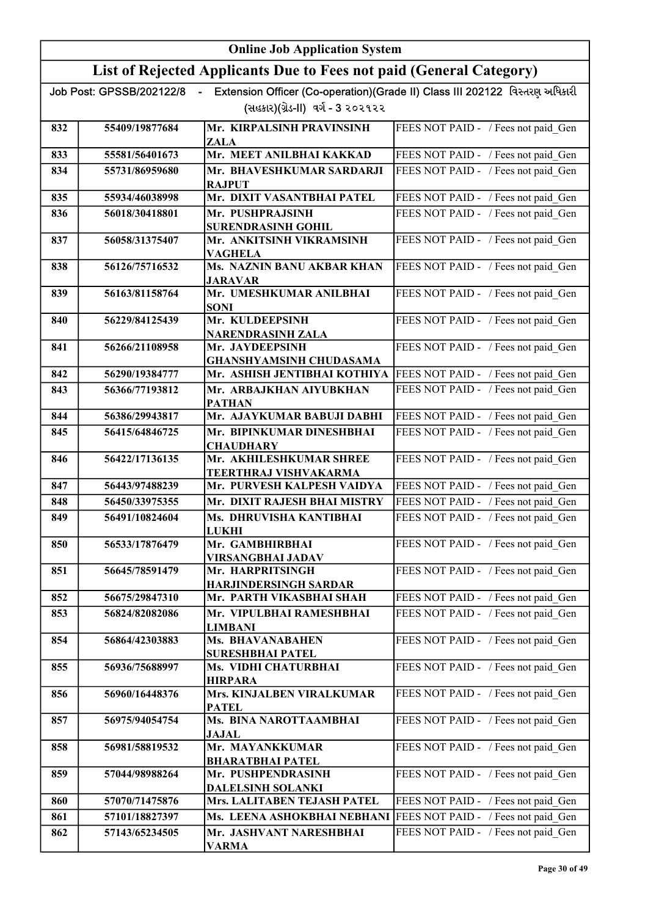# Online Job Application System

## List of Rejected Applicants Due to Fees not paid (General Category)

Job Post: GPSSB/202122/8 - Extension Officer (Co-operation)(Grade II) Class III 202122 વિસ્તરણ અધિકારી (સહકાર)(ગ્રેડ-II) વર્ગ - 3 ૨૦૨૧૨૨

| | | | |
|---|---|---|---|
| 832 | 55409/19877684 | Mr. KIRPALSINH PRAVINSINH ZALA | FEES NOT PAID - / Fees not paid_Gen |
| 833 | 55581/56401673 | Mr. MEET ANILBHAI KAKKAD | FEES NOT PAID - / Fees not paid_Gen |
| 834 | 55731/86959680 | Mr. BHAVESHKUMAR SARDARJI RAJPUT | FEES NOT PAID - / Fees not paid_Gen |
| 835 | 55934/46038998 | Mr. DIXIT VASANTBHAI PATEL | FEES NOT PAID - / Fees not paid_Gen |
| 836 | 56018/30418801 | Mr. PUSHPRAJSINH SURENDRASINH GOHIL | FEES NOT PAID - / Fees not paid_Gen |
| 837 | 56058/31375407 | Mr. ANKITSINH VIKRAMSINH VAGHELA | FEES NOT PAID - / Fees not paid_Gen |
| 838 | 56126/75716532 | Ms. NAZNIN BANU AKBAR KHAN JARAVAR | FEES NOT PAID - / Fees not paid_Gen |
| 839 | 56163/81158764 | Mr. UMESHKUMAR ANILBHAI SONI | FEES NOT PAID - / Fees not paid_Gen |
| 840 | 56229/84125439 | Mr. KULDEEPSINH NARENDRASINH ZALA | FEES NOT PAID - / Fees not paid_Gen |
| 841 | 56266/21108958 | Mr. JAYDEEPSINH GHANSHYAMSINH CHUDASAMA | FEES NOT PAID - / Fees not paid_Gen |
| 842 | 56290/19384777 | Mr. ASHISH JENTIBHAI KOTHIYA | FEES NOT PAID - / Fees not paid_Gen |
| 843 | 56366/77193812 | Mr. ARBAJKHAN AIYUBKHAN PATHAN | FEES NOT PAID - / Fees not paid_Gen |
| 844 | 56386/29943817 | Mr. AJAYKUMAR BABUJI DABHI | FEES NOT PAID - / Fees not paid_Gen |
| 845 | 56415/64846725 | Mr. BIPINKUMAR DINESHBHAI CHAUDHARY | FEES NOT PAID - / Fees not paid_Gen |
| 846 | 56422/17136135 | Mr. AKHILESHKUMAR SHREE TEERTHRAJ VISHVAKARMA | FEES NOT PAID - / Fees not paid_Gen |
| 847 | 56443/97488239 | Mr. PURVESH KALPESH VAIDYA | FEES NOT PAID - / Fees not paid_Gen |
| 848 | 56450/33975355 | Mr. DIXIT RAJESH BHAI MISTRY | FEES NOT PAID - / Fees not paid_Gen |
| 849 | 56491/10824604 | Ms. DHRUVISHA KANTIBHAI LUKHI | FEES NOT PAID - / Fees not paid_Gen |
| 850 | 56533/17876479 | Mr. GAMBHIRBHAI VIRSANGBHAI JADAV | FEES NOT PAID - / Fees not paid_Gen |
| 851 | 56645/78591479 | Mr. HARPRITSINGH HARJINDERSINGH SARDAR | FEES NOT PAID - / Fees not paid_Gen |
| 852 | 56675/29847310 | Mr. PARTH VIKASBHAI SHAH | FEES NOT PAID - / Fees not paid_Gen |
| 853 | 56824/82082086 | Mr. VIPULBHAI RAMESHBHAI LIMBANI | FEES NOT PAID - / Fees not paid_Gen |
| 854 | 56864/42303883 | Ms. BHAVANABAHEN SURESHBHAI PATEL | FEES NOT PAID - / Fees not paid_Gen |
| 855 | 56936/75688997 | Ms. VIDHI CHATURBHAI HIRPARA | FEES NOT PAID - / Fees not paid_Gen |
| 856 | 56960/16448376 | Mrs. KINJALBEN VIRALKUMAR PATEL | FEES NOT PAID - / Fees not paid_Gen |
| 857 | 56975/94054754 | Ms. BINA NAROTTAAMBHAI JAJAL | FEES NOT PAID - / Fees not paid_Gen |
| 858 | 56981/58819532 | Mr. MAYANKKUMAR BHARATBHAI PATEL | FEES NOT PAID - / Fees not paid_Gen |
| 859 | 57044/98988264 | Mr. PUSHPENDRASINH DALELSINH SOLANKI | FEES NOT PAID - / Fees not paid_Gen |
| 860 | 57070/71475876 | Mrs. LALITABEN TEJASH PATEL | FEES NOT PAID - / Fees not paid_Gen |
| 861 | 57101/18827397 | Ms. LEENA ASHOKBHAI NEBHANI | FEES NOT PAID - / Fees not paid_Gen |
| 862 | 57143/65234505 | Mr. JASHVANT NARESHBHAI VARMA | FEES NOT PAID - / Fees not paid_Gen |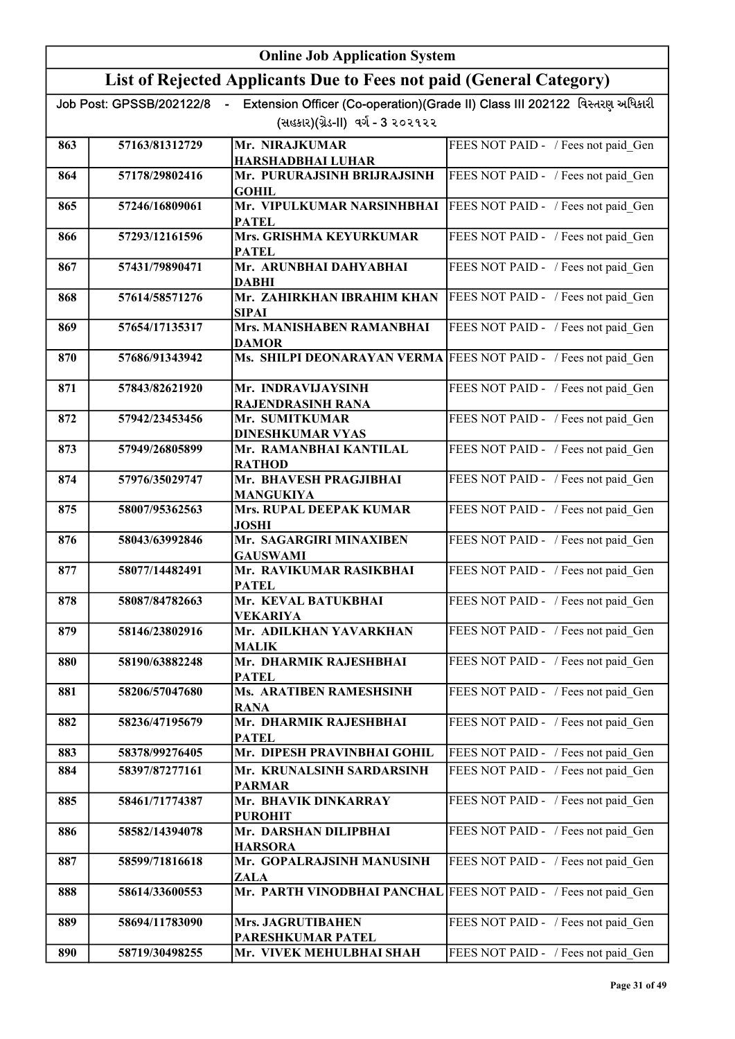# Online Job Application System

## List of Rejected Applicants Due to Fees not paid (General Category)

Job Post: GPSSB/202122/8 - Extension Officer (Co-operation)(Grade II) Class III 202122 વિસ્તરણ અધિકારી (સહકાર)(ગ્રેડ-II) વર્ગ - 3 ૨૦૨૧૨૨

| | | | |
|---|---|---|---|
| 863 | 57163/81312729 | Mr. NIRAJKUMAR HARSHADBHAI LUHAR | FEES NOT PAID - / Fees not paid_Gen |
| 864 | 57178/29802416 | Mr. PURURAJSINH BRIJRAJSINH GOHIL | FEES NOT PAID - / Fees not paid_Gen |
| 865 | 57246/16809061 | Mr. VIPULKUMAR NARSINHBHAI PATEL | FEES NOT PAID - / Fees not paid_Gen |
| 866 | 57293/12161596 | Mrs. GRISHMA KEYURKUMAR PATEL | FEES NOT PAID - / Fees not paid_Gen |
| 867 | 57431/79890471 | Mr. ARUNBHAI DAHYABHAI DABHI | FEES NOT PAID - / Fees not paid_Gen |
| 868 | 57614/58571276 | Mr. ZAHIRKHAN IBRAHIM KHAN SIPAI | FEES NOT PAID - / Fees not paid_Gen |
| 869 | 57654/17135317 | Mrs. MANISHABEN RAMANBHAI DAMOR | FEES NOT PAID - / Fees not paid_Gen |
| 870 | 57686/91343942 | Ms. SHILPI DEONARAYAN VERMA | FEES NOT PAID - / Fees not paid_Gen |
| 871 | 57843/82621920 | Mr. INDRAVIJAYSINH RAJENDRASINH RANA | FEES NOT PAID - / Fees not paid_Gen |
| 872 | 57942/23453456 | Mr. SUMITKUMAR DINESHKUMAR VYAS | FEES NOT PAID - / Fees not paid_Gen |
| 873 | 57949/26805899 | Mr. RAMANBHAI KANTILAL RATHOD | FEES NOT PAID - / Fees not paid_Gen |
| 874 | 57976/35029747 | Mr. BHAVESH PRAGJIBHAI MANGUKIYA | FEES NOT PAID - / Fees not paid_Gen |
| 875 | 58007/95362563 | Mrs. RUPAL DEEPAK KUMAR JOSHI | FEES NOT PAID - / Fees not paid_Gen |
| 876 | 58043/63992846 | Mr. SAGARGIRI MINAXIBEN GAUSWAMI | FEES NOT PAID - / Fees not paid_Gen |
| 877 | 58077/14482491 | Mr. RAVIKUMAR RASIKBHAI PATEL | FEES NOT PAID - / Fees not paid_Gen |
| 878 | 58087/84782663 | Mr. KEVAL BATUKBHAI VEKARIYA | FEES NOT PAID - / Fees not paid_Gen |
| 879 | 58146/23802916 | Mr. ADILKHAN YAVARKHAN MALIK | FEES NOT PAID - / Fees not paid_Gen |
| 880 | 58190/63882248 | Mr. DHARMIK RAJESHBHAI PATEL | FEES NOT PAID - / Fees not paid_Gen |
| 881 | 58206/57047680 | Ms. ARATIBEN RAMESHSINH RANA | FEES NOT PAID - / Fees not paid_Gen |
| 882 | 58236/47195679 | Mr. DHARMIK RAJESHBHAI PATEL | FEES NOT PAID - / Fees not paid_Gen |
| 883 | 58378/99276405 | Mr. DIPESH PRAVINBHAI GOHIL | FEES NOT PAID - / Fees not paid_Gen |
| 884 | 58397/87277161 | Mr. KRUNALSINH SARDARSINH PARMAR | FEES NOT PAID - / Fees not paid_Gen |
| 885 | 58461/71774387 | Mr. BHAVIK DINKARRAY PUROHIT | FEES NOT PAID - / Fees not paid_Gen |
| 886 | 58582/14394078 | Mr. DARSHAN DILIPBHAI HARSORA | FEES NOT PAID - / Fees not paid_Gen |
| 887 | 58599/71816618 | Mr. GOPALRAJSINH MANUSINH ZALA | FEES NOT PAID - / Fees not paid_Gen |
| 888 | 58614/33600553 | Mr. PARTH VINODBHAI PANCHAL | FEES NOT PAID - / Fees not paid_Gen |
| 889 | 58694/11783090 | Mrs. JAGRUTIBAHEN PARESHKUMAR PATEL | FEES NOT PAID - / Fees not paid_Gen |
| 890 | 58719/30498255 | Mr. VIVEK MEHULBHAI SHAH | FEES NOT PAID - / Fees not paid_Gen |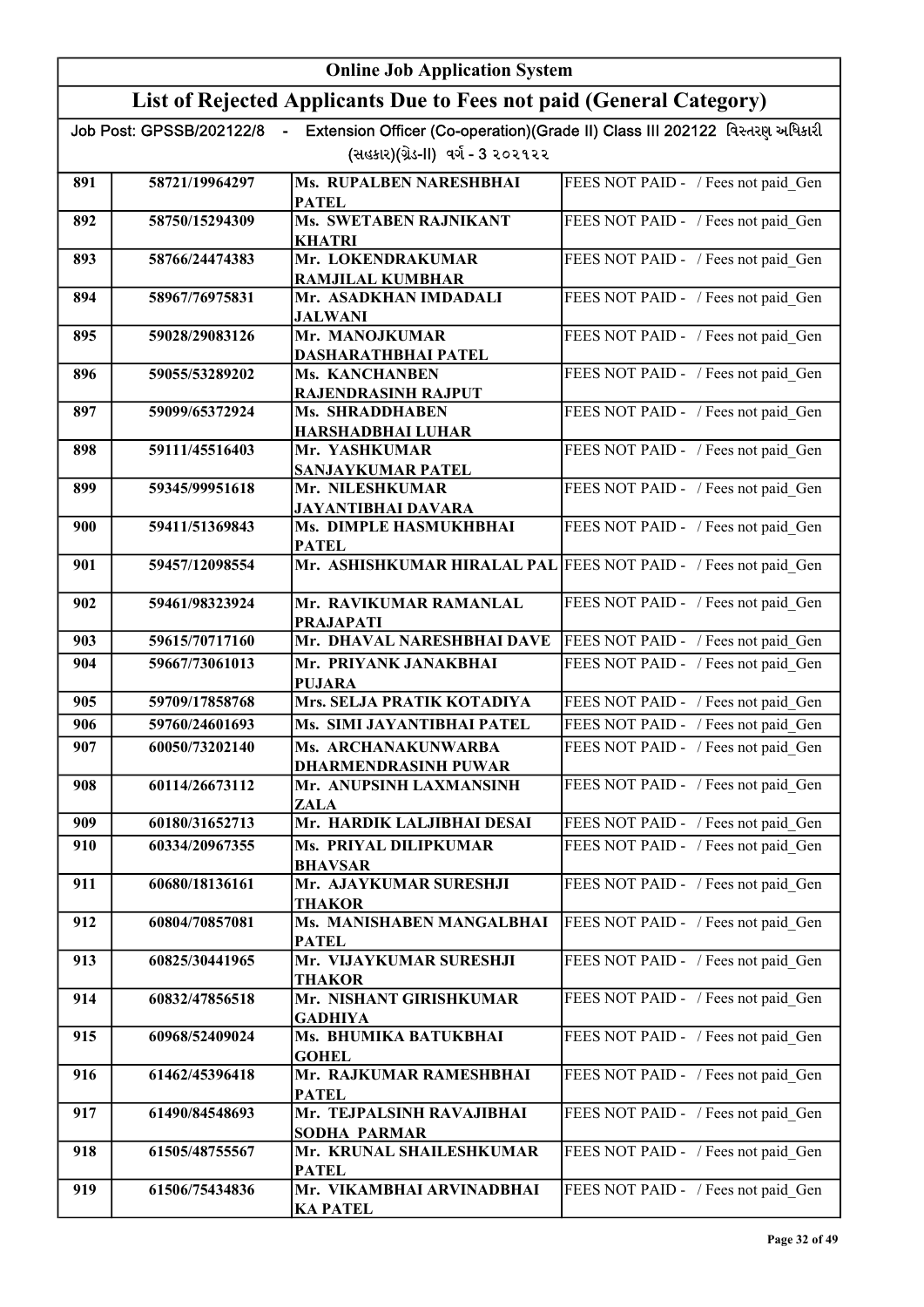# Online Job Application System

## List of Rejected Applicants Due to Fees not paid (General Category)

Job Post: GPSSB/202122/8 - Extension Officer (Co-operation)(Grade II) Class III 202122 વિસ્તરણ અધિકારી (સહકાર)(ગ્રેડ-II) વર્ગ - 3 ૨૦૨૧૨૨

| | | | |
|---|---|---|---|
| 891 | 58721/19964297 | Ms. RUPALBEN NARESHBHAI PATEL | FEES NOT PAID - / Fees not paid_Gen |
| 892 | 58750/15294309 | Ms. SWETABEN RAJNIKANT KHATRI | FEES NOT PAID - / Fees not paid_Gen |
| 893 | 58766/24474383 | Mr. LOKENDRAKUMAR RAMJILAL KUMBHAR | FEES NOT PAID - / Fees not paid_Gen |
| 894 | 58967/76975831 | Mr. ASADKHAN IMDADALI JALWANI | FEES NOT PAID - / Fees not paid_Gen |
| 895 | 59028/29083126 | Mr. MANOJKUMAR DASHARATHBHAI PATEL | FEES NOT PAID - / Fees not paid_Gen |
| 896 | 59055/53289202 | Ms. KANCHANBEN RAJENDRASINH RAJPUT | FEES NOT PAID - / Fees not paid_Gen |
| 897 | 59099/65372924 | Ms. SHRADDHABEN HARSHADBHAI LUHAR | FEES NOT PAID - / Fees not paid_Gen |
| 898 | 59111/45516403 | Mr. YASHKUMAR SANJAYKUMAR PATEL | FEES NOT PAID - / Fees not paid_Gen |
| 899 | 59345/99951618 | Mr. NILESHKUMAR JAYANTIBHAI DAVARA | FEES NOT PAID - / Fees not paid_Gen |
| 900 | 59411/51369843 | Ms. DIMPLE HASMUKHBHAI PATEL | FEES NOT PAID - / Fees not paid_Gen |
| 901 | 59457/12098554 | Mr. ASHISHKUMAR HIRALAL PAL | FEES NOT PAID - / Fees not paid_Gen |
| 902 | 59461/98323924 | Mr. RAVIKUMAR RAMANLAL PRAJAPATI | FEES NOT PAID - / Fees not paid_Gen |
| 903 | 59615/70717160 | Mr. DHAVAL NARESHBHAI DAVE | FEES NOT PAID - / Fees not paid_Gen |
| 904 | 59667/73061013 | Mr. PRIYANK JANAKBHAI PUJARA | FEES NOT PAID - / Fees not paid_Gen |
| 905 | 59709/17858768 | Mrs. SELJA PRATIK KOTADIYA | FEES NOT PAID - / Fees not paid_Gen |
| 906 | 59760/24601693 | Ms. SIMI JAYANTIBHAI PATEL | FEES NOT PAID - / Fees not paid_Gen |
| 907 | 60050/73202140 | Ms. ARCHANAKUNWARBA DHARMENDRASINH PUWAR | FEES NOT PAID - / Fees not paid_Gen |
| 908 | 60114/26673112 | Mr. ANUPSINH LAXMANSINH ZALA | FEES NOT PAID - / Fees not paid_Gen |
| 909 | 60180/31652713 | Mr. HARDIK LALJIBHAI DESAI | FEES NOT PAID - / Fees not paid_Gen |
| 910 | 60334/20967355 | Ms. PRIYAL DILIPKUMAR BHAVSAR | FEES NOT PAID - / Fees not paid_Gen |
| 911 | 60680/18136161 | Mr. AJAYKUMAR SURESHJI THAKOR | FEES NOT PAID - / Fees not paid_Gen |
| 912 | 60804/70857081 | Ms. MANISHABEN MANGALBHAI PATEL | FEES NOT PAID - / Fees not paid_Gen |
| 913 | 60825/30441965 | Mr. VIJAYKUMAR SURESHJI THAKOR | FEES NOT PAID - / Fees not paid_Gen |
| 914 | 60832/47856518 | Mr. NISHANT GIRISHKUMAR GADHIYA | FEES NOT PAID - / Fees not paid_Gen |
| 915 | 60968/52409024 | Ms. BHUMIKA BATUKBHAI GOHEL | FEES NOT PAID - / Fees not paid_Gen |
| 916 | 61462/45396418 | Mr. RAJKUMAR RAMESHBHAI PATEL | FEES NOT PAID - / Fees not paid_Gen |
| 917 | 61490/84548693 | Mr. TEJPALSINH RAVAJIBHAI SODHA PARMAR | FEES NOT PAID - / Fees not paid_Gen |
| 918 | 61505/48755567 | Mr. KRUNAL SHAILESHKUMAR PATEL | FEES NOT PAID - / Fees not paid_Gen |
| 919 | 61506/75434836 | Mr. VIKAMBHAI ARVINADBHAI KA PATEL | FEES NOT PAID - / Fees not paid_Gen |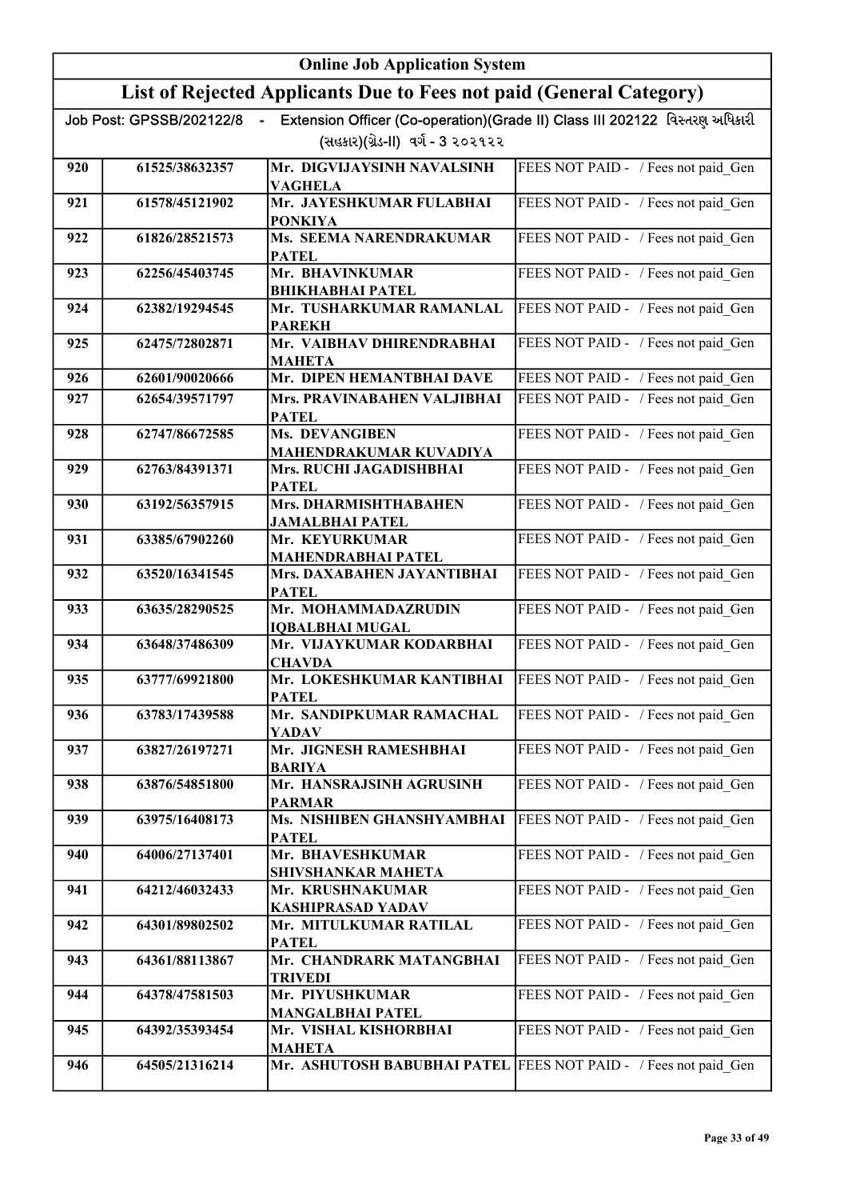# Online Job Application System

## List of Rejected Applicants Due to Fees not paid (General Category)

Job Post: GPSSB/202122/8 - Extension Officer (Co-operation)(Grade II) Class III 202122 વિસ્તરણ અધિકારી (સહકાર)(ગ્રેડ-II) વર્ગ - 3 ૨૦૨૧૨૨

| | | | |
|---|---|---|---|
| 920 | 61525/38632357 | Mr. DIGVIJAYSINH NAVALSINH VAGHELA | FEES NOT PAID - / Fees not paid_Gen |
| 921 | 61578/45121902 | Mr. JAYESHKUMAR FULABHAI PONKIYA | FEES NOT PAID - / Fees not paid_Gen |
| 922 | 61826/28521573 | Ms. SEEMA NARENDRAKUMAR PATEL | FEES NOT PAID - / Fees not paid_Gen |
| 923 | 62256/45403745 | Mr. BHAVINKUMAR BHIKHABHAI PATEL | FEES NOT PAID - / Fees not paid_Gen |
| 924 | 62382/19294545 | Mr. TUSHARKUMAR RAMANLAL PAREKH | FEES NOT PAID - / Fees not paid_Gen |
| 925 | 62475/72802871 | Mr. VAIBHAV DHIRENDRABHAI MAHETA | FEES NOT PAID - / Fees not paid_Gen |
| 926 | 62601/90020666 | Mr. DIPEN HEMANTBHAI DAVE | FEES NOT PAID - / Fees not paid_Gen |
| 927 | 62654/39571797 | Mrs. PRAVINABAHEN VALJIBHAI PATEL | FEES NOT PAID - / Fees not paid_Gen |
| 928 | 62747/86672585 | Ms. DEVANGIBEN MAHENDRAKUMAR KUVADIYA | FEES NOT PAID - / Fees not paid_Gen |
| 929 | 62763/84391371 | Mrs. RUCHI JAGADISHBHAI PATEL | FEES NOT PAID - / Fees not paid_Gen |
| 930 | 63192/56357915 | Mrs. DHARMISHTHABAHEN JAMALBHAI PATEL | FEES NOT PAID - / Fees not paid_Gen |
| 931 | 63385/67902260 | Mr. KEYURKUMAR MAHENDRABHAI PATEL | FEES NOT PAID - / Fees not paid_Gen |
| 932 | 63520/16341545 | Mrs. DAXABAHEN JAYANTIBHAI PATEL | FEES NOT PAID - / Fees not paid_Gen |
| 933 | 63635/28290525 | Mr. MOHAMMADAZRUDIN IQBALBHAI MUGAL | FEES NOT PAID - / Fees not paid_Gen |
| 934 | 63648/37486309 | Mr. VIJAYKUMAR KODARBHAI CHAVDA | FEES NOT PAID - / Fees not paid_Gen |
| 935 | 63777/69921800 | Mr. LOKESHKUMAR KANTIBHAI PATEL | FEES NOT PAID - / Fees not paid_Gen |
| 936 | 63783/17439588 | Mr. SANDIPKUMAR RAMACHAL YADAV | FEES NOT PAID - / Fees not paid_Gen |
| 937 | 63827/26197271 | Mr. JIGNESH RAMESHBHAI BARIYA | FEES NOT PAID - / Fees not paid_Gen |
| 938 | 63876/54851800 | Mr. HANSRAJSINH AGRUSINH PARMAR | FEES NOT PAID - / Fees not paid_Gen |
| 939 | 63975/16408173 | Ms. NISHIBEN GHANSHYAMBHAI PATEL | FEES NOT PAID - / Fees not paid_Gen |
| 940 | 64006/27137401 | Mr. BHAVESHKUMAR SHIVSHANKAR MAHETA | FEES NOT PAID - / Fees not paid_Gen |
| 941 | 64212/46032433 | Mr. KRUSHNAKUMAR KASHIPRASAD YADAV | FEES NOT PAID - / Fees not paid_Gen |
| 942 | 64301/89802502 | Mr. MITULKUMAR RATILAL PATEL | FEES NOT PAID - / Fees not paid_Gen |
| 943 | 64361/88113867 | Mr. CHANDRARK MATANGBHAI TRIVEDI | FEES NOT PAID - / Fees not paid_Gen |
| 944 | 64378/47581503 | Mr. PIYUSHKUMAR MANGALBHAI PATEL | FEES NOT PAID - / Fees not paid_Gen |
| 945 | 64392/35393454 | Mr. VISHAL KISHORBHAI MAHETA | FEES NOT PAID - / Fees not paid_Gen |
| 946 | 64505/21316214 | Mr. ASHUTOSH BABUBHAI PATEL | FEES NOT PAID - / Fees not paid_Gen |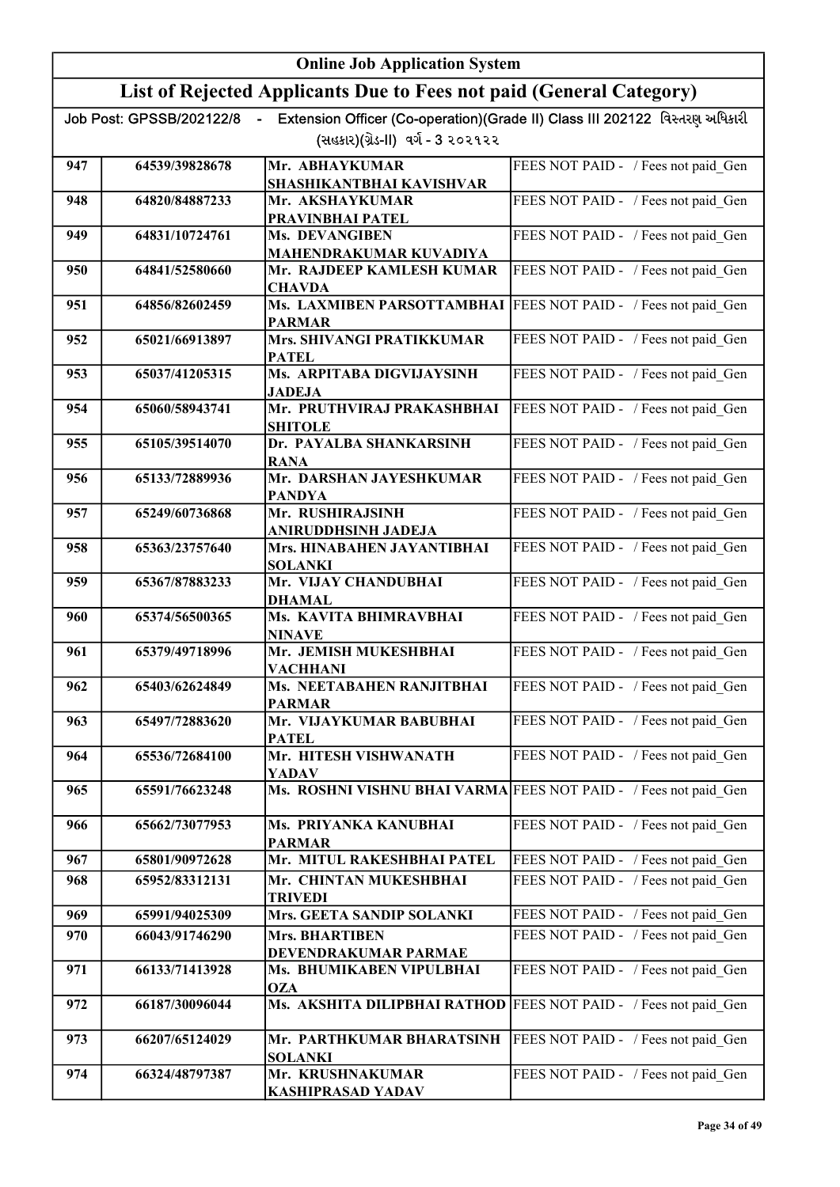# Online Job Application System

## List of Rejected Applicants Due to Fees not paid (General Category)

Job Post: GPSSB/202122/8 - Extension Officer (Co-operation)(Grade II) Class III 202122 વિસ્તરણ અધિકારી (સહકાર)(ગ્રેડ-II) વર્ગ - 3 ૨૦૨૧૨૨

| | | | |
|---|---|---|---|
| 947 | 64539/39828678 | Mr. ABHAYKUMAR SHASHIKANTBHAI KAVISHVAR | FEES NOT PAID - / Fees not paid_Gen |
| 948 | 64820/84887233 | Mr. AKSHAYKUMAR PRAVINBHAI PATEL | FEES NOT PAID - / Fees not paid_Gen |
| 949 | 64831/10724761 | Ms. DEVANGIBEN MAHENDRAKUMAR KUVADIYA | FEES NOT PAID - / Fees not paid_Gen |
| 950 | 64841/52580660 | Mr. RAJDEEP KAMLESH KUMAR CHAVDA | FEES NOT PAID - / Fees not paid_Gen |
| 951 | 64856/82602459 | Ms. LAXMIBEN PARSOTTAMBHAI PARMAR | FEES NOT PAID - / Fees not paid_Gen |
| 952 | 65021/66913897 | Mrs. SHIVANGI PRATIKKUMAR PATEL | FEES NOT PAID - / Fees not paid_Gen |
| 953 | 65037/41205315 | Ms. ARPITABA DIGVIJAYSINH JADEJA | FEES NOT PAID - / Fees not paid_Gen |
| 954 | 65060/58943741 | Mr. PRUTHVIRAJ PRAKASHBHAI SHITOLE | FEES NOT PAID - / Fees not paid_Gen |
| 955 | 65105/39514070 | Dr. PAYALBA SHANKARSINH RANA | FEES NOT PAID - / Fees not paid_Gen |
| 956 | 65133/72889936 | Mr. DARSHAN JAYESHKUMAR PANDYA | FEES NOT PAID - / Fees not paid_Gen |
| 957 | 65249/60736868 | Mr. RUSHIRAJSINH ANIRUDDHSINH JADEJA | FEES NOT PAID - / Fees not paid_Gen |
| 958 | 65363/23757640 | Mrs. HINABAHEN JAYANTIBHAI SOLANKI | FEES NOT PAID - / Fees not paid_Gen |
| 959 | 65367/87883233 | Mr. VIJAY CHANDUBHAI DHAMAL | FEES NOT PAID - / Fees not paid_Gen |
| 960 | 65374/56500365 | Ms. KAVITA BHIMRAVBHAI NINAVE | FEES NOT PAID - / Fees not paid_Gen |
| 961 | 65379/49718996 | Mr. JEMISH MUKESHBHAI VACHHANI | FEES NOT PAID - / Fees not paid_Gen |
| 962 | 65403/62624849 | Ms. NEETABAHEN RANJITBHAI PARMAR | FEES NOT PAID - / Fees not paid_Gen |
| 963 | 65497/72883620 | Mr. VIJAYKUMAR BABUBHAI PATEL | FEES NOT PAID - / Fees not paid_Gen |
| 964 | 65536/72684100 | Mr. HITESH VISHWANATH YADAV | FEES NOT PAID - / Fees not paid_Gen |
| 965 | 65591/76623248 | Ms. ROSHNI VISHNU BHAI VARMA | FEES NOT PAID - / Fees not paid_Gen |
| 966 | 65662/73077953 | Ms. PRIYANKA KANUBHAI PARMAR | FEES NOT PAID - / Fees not paid_Gen |
| 967 | 65801/90972628 | Mr. MITUL RAKESHBHAI PATEL | FEES NOT PAID - / Fees not paid_Gen |
| 968 | 65952/83312131 | Mr. CHINTAN MUKESHBHAI TRIVEDI | FEES NOT PAID - / Fees not paid_Gen |
| 969 | 65991/94025309 | Mrs. GEETA SANDIP SOLANKI | FEES NOT PAID - / Fees not paid_Gen |
| 970 | 66043/91746290 | Mrs. BHARTIBEN DEVENDRAKUMAR PARMAE | FEES NOT PAID - / Fees not paid_Gen |
| 971 | 66133/71413928 | Ms. BHUMIKABEN VIPULBHAI OZA | FEES NOT PAID - / Fees not paid_Gen |
| 972 | 66187/30096044 | Ms. AKSHITA DILIPBHAI RATHOD | FEES NOT PAID - / Fees not paid_Gen |
| 973 | 66207/65124029 | Mr. PARTHKUMAR BHARATSINH SOLANKI | FEES NOT PAID - / Fees not paid_Gen |
| 974 | 66324/48797387 | Mr. KRUSHNAKUMAR KASHIPRASAD YADAV | FEES NOT PAID - / Fees not paid_Gen |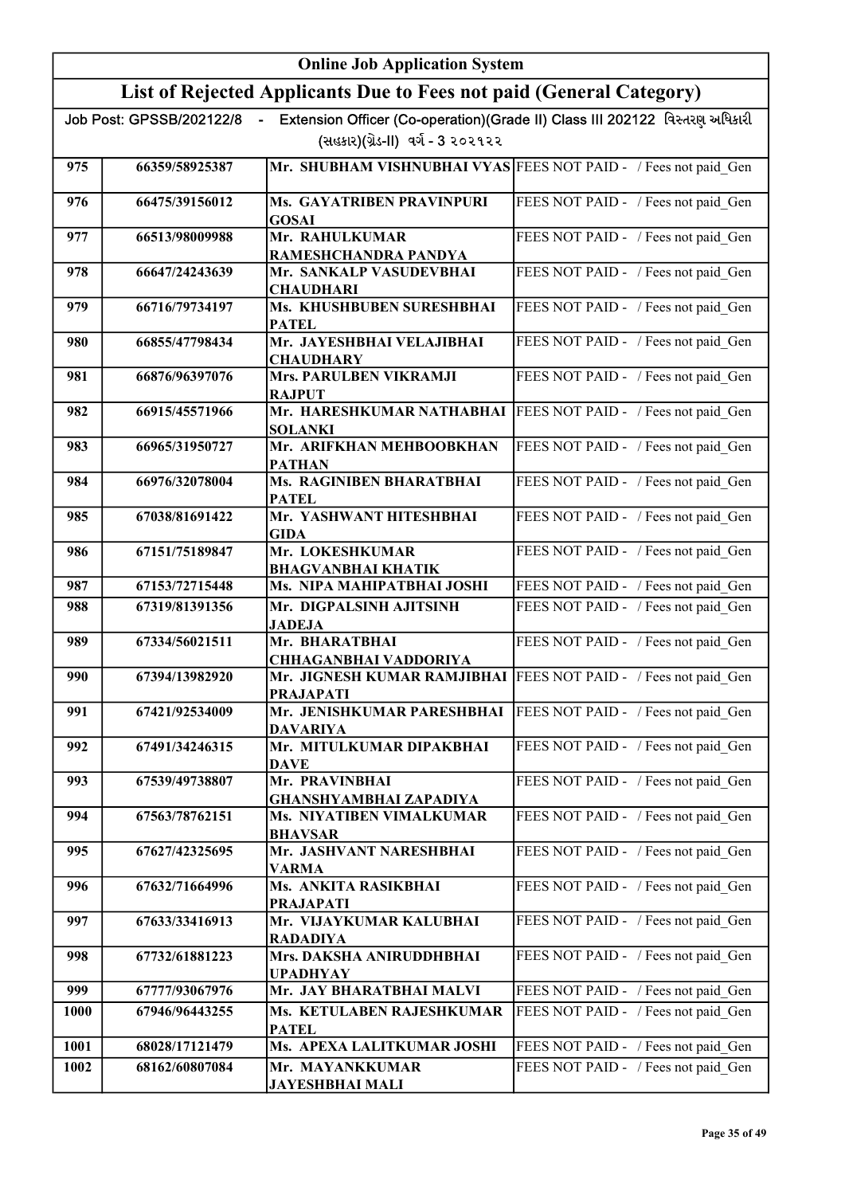# Online Job Application System

## List of Rejected Applicants Due to Fees not paid (General Category)

Job Post: GPSSB/202122/8 - Extension Officer (Co-operation)(Grade II) Class III 202122 વિસ્તરણ અધિકારી (સહકાર)(ગ્રેડ-II) વર્ગ - 3 ૨૦૨૧૨૨

| | | | |
|---|---|---|---|
| 975 | 66359/58925387 | Mr. SHUBHAM VISHNUBHAI VYAS | FEES NOT PAID - / Fees not paid_Gen |
| 976 | 66475/39156012 | Ms. GAYATRIBEN PRAVINPURI GOSAI | FEES NOT PAID - / Fees not paid_Gen |
| 977 | 66513/98009988 | Mr. RAHULKUMAR RAMESHCHANDRA PANDYA | FEES NOT PAID - / Fees not paid_Gen |
| 978 | 66647/24243639 | Mr. SANKALP VASUDEVBHAI CHAUDHARI | FEES NOT PAID - / Fees not paid_Gen |
| 979 | 66716/79734197 | Ms. KHUSHBUBEN SURESHBHAI PATEL | FEES NOT PAID - / Fees not paid_Gen |
| 980 | 66855/47798434 | Mr. JAYESHBHAI VELAJIBHAI CHAUDHARY | FEES NOT PAID - / Fees not paid_Gen |
| 981 | 66876/96397076 | Mrs. PARULBEN VIKRAMJI RAJPUT | FEES NOT PAID - / Fees not paid_Gen |
| 982 | 66915/45571966 | Mr. HARESHKUMAR NATHABHAI SOLANKI | FEES NOT PAID - / Fees not paid_Gen |
| 983 | 66965/31950727 | Mr. ARIFKHAN MEHBOOBKHAN PATHAN | FEES NOT PAID - / Fees not paid_Gen |
| 984 | 66976/32078004 | Ms. RAGINIBEN BHARATBHAI PATEL | FEES NOT PAID - / Fees not paid_Gen |
| 985 | 67038/81691422 | Mr. YASHWANT HITESHBHAI GIDA | FEES NOT PAID - / Fees not paid_Gen |
| 986 | 67151/75189847 | Mr. LOKESHKUMAR BHAGVANBHAI KHATIK | FEES NOT PAID - / Fees not paid_Gen |
| 987 | 67153/72715448 | Ms. NIPA MAHIPATBHAI JOSHI | FEES NOT PAID - / Fees not paid_Gen |
| 988 | 67319/81391356 | Mr. DIGPALSINH AJITSINH JADEJA | FEES NOT PAID - / Fees not paid_Gen |
| 989 | 67334/56021511 | Mr. BHARATBHAI CHHAGANBHAI VADDORIYA | FEES NOT PAID - / Fees not paid_Gen |
| 990 | 67394/13982920 | Mr. JIGNESH KUMAR RAMJIBHAI PRAJAPATI | FEES NOT PAID - / Fees not paid_Gen |
| 991 | 67421/92534009 | Mr. JENISHKUMAR PARESHBHAI DAVARIYA | FEES NOT PAID - / Fees not paid_Gen |
| 992 | 67491/34246315 | Mr. MITULKUMAR DIPAKBHAI DAVE | FEES NOT PAID - / Fees not paid_Gen |
| 993 | 67539/49738807 | Mr. PRAVINBHAI GHANSHYAMBHAI ZAPADIYA | FEES NOT PAID - / Fees not paid_Gen |
| 994 | 67563/78762151 | Ms. NIYATIBEN VIMALKUMAR BHAVSAR | FEES NOT PAID - / Fees not paid_Gen |
| 995 | 67627/42325695 | Mr. JASHVANT NARESHBHAI VARMA | FEES NOT PAID - / Fees not paid_Gen |
| 996 | 67632/71664996 | Ms. ANKITA RASIKBHAI PRAJAPATI | FEES NOT PAID - / Fees not paid_Gen |
| 997 | 67633/33416913 | Mr. VIJAYKUMAR KALUBHAI RADADIYA | FEES NOT PAID - / Fees not paid_Gen |
| 998 | 67732/61881223 | Mrs. DAKSHA ANIRUDDHBHAI UPADHYAY | FEES NOT PAID - / Fees not paid_Gen |
| 999 | 67777/93067976 | Mr. JAY BHARATBHAI MALVI | FEES NOT PAID - / Fees not paid_Gen |
| 1000 | 67946/96443255 | Ms. KETULABEN RAJESHKUMAR PATEL | FEES NOT PAID - / Fees not paid_Gen |
| 1001 | 68028/17121479 | Ms. APEXA LALITKUMAR JOSHI | FEES NOT PAID - / Fees not paid_Gen |
| 1002 | 68162/60807084 | Mr. MAYANKKUMAR JAYESHBHAI MALI | FEES NOT PAID - / Fees not paid_Gen |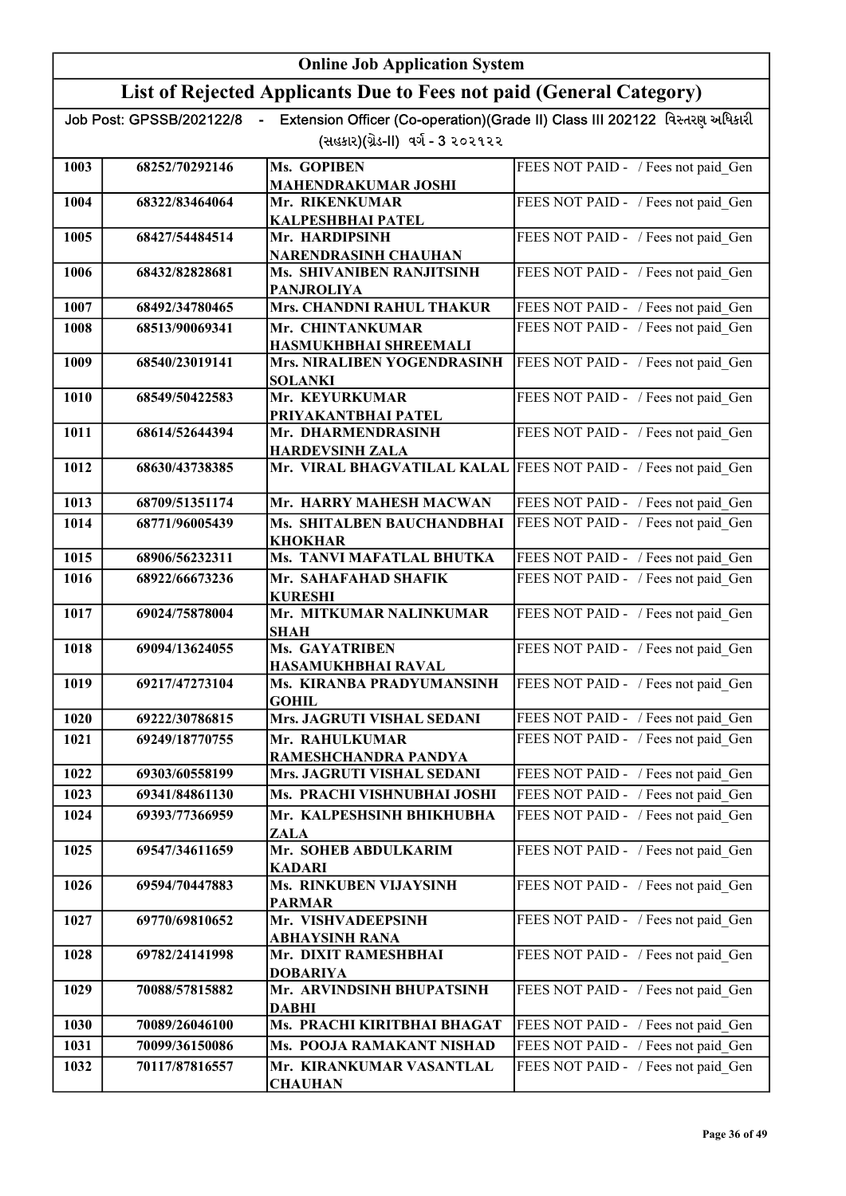| Online Job Application System | | | |
|---|---|---|---|
| **List of Rejected Applicants Due to Fees not paid (General Category)** | | | |
| Job Post: GPSSB/202122/8 - Extension Officer (Co-operation)(Grade II) Class III 202122 વિસ્તરણ અધિકારી (સહકાર)(ગ્રેડ-II) વર્ગ - 3 ૨૦૨૧૨૨ | | | |
| 1003 | 68252/70292146 | Ms. GOPIBEN MAHENDRAKUMAR JOSHI | FEES NOT PAID - / Fees not paid_Gen |
| 1004 | 68322/83464064 | Mr. RIKENKUMAR KALPESHBHAI PATEL | FEES NOT PAID - / Fees not paid_Gen |
| 1005 | 68427/54484514 | Mr. HARDIPSINH NARENDRASINH CHAUHAN | FEES NOT PAID - / Fees not paid_Gen |
| 1006 | 68432/82828681 | Ms. SHIVANIBEN RANJITSINH PANJROLIYA | FEES NOT PAID - / Fees not paid_Gen |
| 1007 | 68492/34780465 | Mrs. CHANDNI RAHUL THAKUR | FEES NOT PAID - / Fees not paid_Gen |
| 1008 | 68513/90069341 | Mr. CHINTANKUMAR HASMUKHBHAI SHREEMALI | FEES NOT PAID - / Fees not paid_Gen |
| 1009 | 68540/23019141 | Mrs. NIRALIBEN YOGENDRASINH SOLANKI | FEES NOT PAID - / Fees not paid_Gen |
| 1010 | 68549/50422583 | Mr. KEYURKUMAR PRIYAKANTBHAI PATEL | FEES NOT PAID - / Fees not paid_Gen |
| 1011 | 68614/52644394 | Mr. DHARMENDRASINH HARDEVSINH ZALA | FEES NOT PAID - / Fees not paid_Gen |
| 1012 | 68630/43738385 | Mr. VIRAL BHAGVATILAL KALAL | FEES NOT PAID - / Fees not paid_Gen |
| 1013 | 68709/51351174 | Mr. HARRY MAHESH MACWAN | FEES NOT PAID - / Fees not paid_Gen |
| 1014 | 68771/96005439 | Ms. SHITALBEN BAUCHANDBHAI KHOKHAR | FEES NOT PAID - / Fees not paid_Gen |
| 1015 | 68906/56232311 | Ms. TANVI MAFATLAL BHUTKA | FEES NOT PAID - / Fees not paid_Gen |
| 1016 | 68922/66673236 | Mr. SAHAFAHAD SHAFIK KURESHI | FEES NOT PAID - / Fees not paid_Gen |
| 1017 | 69024/75878004 | Mr. MITKUMAR NALINKUMAR SHAH | FEES NOT PAID - / Fees not paid_Gen |
| 1018 | 69094/13624055 | Ms. GAYATRIBEN HASAMUKHBHAI RAVAL | FEES NOT PAID - / Fees not paid_Gen |
| 1019 | 69217/47273104 | Ms. KIRANBA PRADYUMANSINH GOHIL | FEES NOT PAID - / Fees not paid_Gen |
| 1020 | 69222/30786815 | Mrs. JAGRUTI VISHAL SEDANI | FEES NOT PAID - / Fees not paid_Gen |
| 1021 | 69249/18770755 | Mr. RAHULKUMAR RAMESHCHANDRA PANDYA | FEES NOT PAID - / Fees not paid_Gen |
| 1022 | 69303/60558199 | Mrs. JAGRUTI VISHAL SEDANI | FEES NOT PAID - / Fees not paid_Gen |
| 1023 | 69341/84861130 | Ms. PRACHI VISHNUBHAI JOSHI | FEES NOT PAID - / Fees not paid_Gen |
| 1024 | 69393/77366959 | Mr. KALPESHSINH BHIKHUBHA ZALA | FEES NOT PAID - / Fees not paid_Gen |
| 1025 | 69547/34611659 | Mr. SOHEB ABDULKARIM KADARI | FEES NOT PAID - / Fees not paid_Gen |
| 1026 | 69594/70447883 | Ms. RINKUBEN VIJAYSINH PARMAR | FEES NOT PAID - / Fees not paid_Gen |
| 1027 | 69770/69810652 | Mr. VISHVADEEPSINH ABHAYSINH RANA | FEES NOT PAID - / Fees not paid_Gen |
| 1028 | 69782/24141998 | Mr. DIXIT RAMESHBHAI DOBARIYA | FEES NOT PAID - / Fees not paid_Gen |
| 1029 | 70088/57815882 | Mr. ARVINDSINH BHUPATSINH DABHI | FEES NOT PAID - / Fees not paid_Gen |
| 1030 | 70089/26046100 | Ms. PRACHI KIRITBHAI BHAGAT | FEES NOT PAID - / Fees not paid_Gen |
| 1031 | 70099/36150086 | Ms. POOJA RAMAKANT NISHAD | FEES NOT PAID - / Fees not paid_Gen |
| 1032 | 70117/87816557 | Mr. KIRANKUMAR VASANTLAL CHAUHAN | FEES NOT PAID - / Fees not paid_Gen |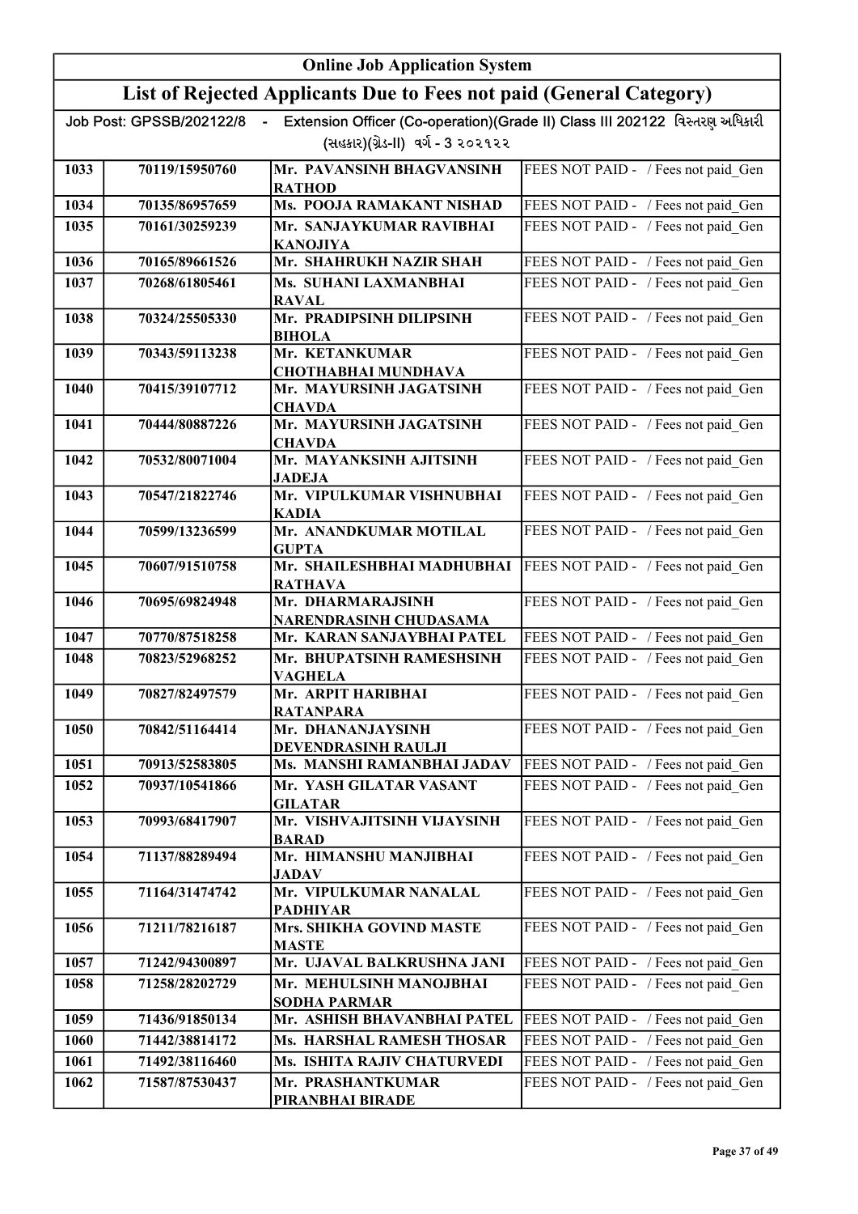# Online Job Application System

## List of Rejected Applicants Due to Fees not paid (General Category)

Job Post: GPSSB/202122/8 - Extension Officer (Co-operation)(Grade II) Class III 202122 વિસ્તરણ અધિકારી (સહકાર)(ગ્રેડ-II) વર્ગ - 3 ૨૦૨૧૨૨

| | | | |
|---|---|---|---|
| 1033 | 70119/15950760 | Mr. PAVANSINH BHAGVANSINH RATHOD | FEES NOT PAID - / Fees not paid_Gen |
| 1034 | 70135/86957659 | Ms. POOJA RAMAKANT NISHAD | FEES NOT PAID - / Fees not paid_Gen |
| 1035 | 70161/30259239 | Mr. SANJAYKUMAR RAVIBHAI KANOJIYA | FEES NOT PAID - / Fees not paid_Gen |
| 1036 | 70165/89661526 | Mr. SHAHRUKH NAZIR SHAH | FEES NOT PAID - / Fees not paid_Gen |
| 1037 | 70268/61805461 | Ms. SUHANI LAXMANBHAI RAVAL | FEES NOT PAID - / Fees not paid_Gen |
| 1038 | 70324/25505330 | Mr. PRADIPSINH DILIPSINH BIHOLA | FEES NOT PAID - / Fees not paid_Gen |
| 1039 | 70343/59113238 | Mr. KETANKUMAR CHOTHABHAI MUNDHAVA | FEES NOT PAID - / Fees not paid_Gen |
| 1040 | 70415/39107712 | Mr. MAYURSINH JAGATSINH CHAVDA | FEES NOT PAID - / Fees not paid_Gen |
| 1041 | 70444/80887226 | Mr. MAYURSINH JAGATSINH CHAVDA | FEES NOT PAID - / Fees not paid_Gen |
| 1042 | 70532/80071004 | Mr. MAYANKSINH AJITSINH JADEJA | FEES NOT PAID - / Fees not paid_Gen |
| 1043 | 70547/21822746 | Mr. VIPULKUMAR VISHNUBHAI KADIA | FEES NOT PAID - / Fees not paid_Gen |
| 1044 | 70599/13236599 | Mr. ANANDKUMAR MOTILAL GUPTA | FEES NOT PAID - / Fees not paid_Gen |
| 1045 | 70607/91510758 | Mr. SHAILESHBHAI MADHUBHAI RATHAVA | FEES NOT PAID - / Fees not paid_Gen |
| 1046 | 70695/69824948 | Mr. DHARMARAJSINH NARENDRASINH CHUDASAMA | FEES NOT PAID - / Fees not paid_Gen |
| 1047 | 70770/87518258 | Mr. KARAN SANJAYBHAI PATEL | FEES NOT PAID - / Fees not paid_Gen |
| 1048 | 70823/52968252 | Mr. BHUPATSINH RAMESHSINH VAGHELA | FEES NOT PAID - / Fees not paid_Gen |
| 1049 | 70827/82497579 | Mr. ARPIT HARIBHAI RATANPARA | FEES NOT PAID - / Fees not paid_Gen |
| 1050 | 70842/51164414 | Mr. DHANANJAYSINH DEVENDRASINH RAULJI | FEES NOT PAID - / Fees not paid_Gen |
| 1051 | 70913/52583805 | Ms. MANSHI RAMANBHAI JADAV | FEES NOT PAID - / Fees not paid_Gen |
| 1052 | 70937/10541866 | Mr. YASH GILATAR VASANT GILATAR | FEES NOT PAID - / Fees not paid_Gen |
| 1053 | 70993/68417907 | Mr. VISHVAJITSINH VIJAYSINH BARAD | FEES NOT PAID - / Fees not paid_Gen |
| 1054 | 71137/88289494 | Mr. HIMANSHU MANJIBHAI JADAV | FEES NOT PAID - / Fees not paid_Gen |
| 1055 | 71164/31474742 | Mr. VIPULKUMAR NANALAL PADHIYAR | FEES NOT PAID - / Fees not paid_Gen |
| 1056 | 71211/78216187 | Mrs. SHIKHA GOVIND MASTE MASTE | FEES NOT PAID - / Fees not paid_Gen |
| 1057 | 71242/94300897 | Mr. UJAVAL BALKRUSHNA JANI | FEES NOT PAID - / Fees not paid_Gen |
| 1058 | 71258/28202729 | Mr. MEHULSINH MANOJBHAI SODHA PARMAR | FEES NOT PAID - / Fees not paid_Gen |
| 1059 | 71436/91850134 | Mr. ASHISH BHAVANBHAI PATEL | FEES NOT PAID - / Fees not paid_Gen |
| 1060 | 71442/38814172 | Ms. HARSHAL RAMESH THOSAR | FEES NOT PAID - / Fees not paid_Gen |
| 1061 | 71492/38116460 | Ms. ISHITA RAJIV CHATURVEDI | FEES NOT PAID - / Fees not paid_Gen |
| 1062 | 71587/87530437 | Mr. PRASHANTKUMAR PIRANBHAI BIRADE | FEES NOT PAID - / Fees not paid_Gen |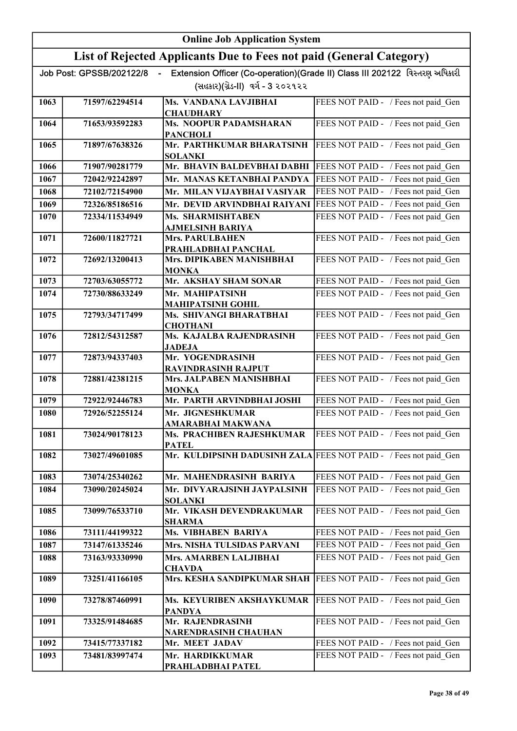## Online Job Application System

## List of Rejected Applicants Due to Fees not paid (General Category)

Job Post: GPSSB/202122/8 - Extension Officer (Co-operation)(Grade II) Class III 202122 વિસ્તરણ અધિકારી (સહકાર)(ગ્રેડ-II) વર્ગ - 3 ૨૦૨૧૨૨

| | | | |
|---|---|---|---|
| 1063 | 71597/62294514 | Ms. VANDANA LAVJIBHAI CHAUDHARY | FEES NOT PAID - / Fees not paid_Gen |
| 1064 | 71653/93592283 | Ms. NOOPUR PADAMSHARAN PANCHOLI | FEES NOT PAID - / Fees not paid_Gen |
| 1065 | 71897/67638326 | Mr. PARTHKUMAR BHARATSINH SOLANKI | FEES NOT PAID - / Fees not paid_Gen |
| 1066 | 71907/90281779 | Mr. BHAVIN BALDEVBHAI DABHI | FEES NOT PAID - / Fees not paid_Gen |
| 1067 | 72042/92242897 | Mr. MANAS KETANBHAI PANDYA | FEES NOT PAID - / Fees not paid_Gen |
| 1068 | 72102/72154900 | Mr. MILAN VIJAYBHAI VASIYAR | FEES NOT PAID - / Fees not paid_Gen |
| 1069 | 72326/85186516 | Mr. DEVID ARVINDBHAI RAIYANI | FEES NOT PAID - / Fees not paid_Gen |
| 1070 | 72334/11534949 | Ms. SHARMISHTABEN AJMELSINH BARIYA | FEES NOT PAID - / Fees not paid_Gen |
| 1071 | 72600/11827721 | Mrs. PARULBAHEN PRAHLADBHAI PANCHAL | FEES NOT PAID - / Fees not paid_Gen |
| 1072 | 72692/13200413 | Mrs. DIPIKABEN MANISHBHAI MONKA | FEES NOT PAID - / Fees not paid_Gen |
| 1073 | 72703/63055772 | Mr. AKSHAY SHAM SONAR | FEES NOT PAID - / Fees not paid_Gen |
| 1074 | 72730/88633249 | Mr. MAHIPATSINH MAHIPATSINH GOHIL | FEES NOT PAID - / Fees not paid_Gen |
| 1075 | 72793/34717499 | Ms. SHIVANGI BHARATBHAI CHOTHANI | FEES NOT PAID - / Fees not paid_Gen |
| 1076 | 72812/54312587 | Ms. KAJALBA RAJENDRASINH JADEJA | FEES NOT PAID - / Fees not paid_Gen |
| 1077 | 72873/94337403 | Mr. YOGENDRASINH RAVINDRASINH RAJPUT | FEES NOT PAID - / Fees not paid_Gen |
| 1078 | 72881/42381215 | Mrs. JALPABEN MANISHBHAI MONKA | FEES NOT PAID - / Fees not paid_Gen |
| 1079 | 72922/92446783 | Mr. PARTH ARVINDBHAI JOSHI | FEES NOT PAID - / Fees not paid_Gen |
| 1080 | 72926/52255124 | Mr. JIGNESHKUMAR AMARABHAI MAKWANA | FEES NOT PAID - / Fees not paid_Gen |
| 1081 | 73024/90178123 | Ms. PRACHIBEN RAJESHKUMAR PATEL | FEES NOT PAID - / Fees not paid_Gen |
| 1082 | 73027/49601085 | Mr. KULDIPSINH DADUSINH ZALA | FEES NOT PAID - / Fees not paid_Gen |
| 1083 | 73074/25340262 | Mr. MAHENDRASINH BARIYA | FEES NOT PAID - / Fees not paid_Gen |
| 1084 | 73090/20245024 | Mr. DIVYARAJSINH JAYPALSINH SOLANKI | FEES NOT PAID - / Fees not paid_Gen |
| 1085 | 73099/76533710 | Mr. VIKASH DEVENDRAKUMAR SHARMA | FEES NOT PAID - / Fees not paid_Gen |
| 1086 | 73111/44199322 | Ms. VIBHABEN BARIYA | FEES NOT PAID - / Fees not paid_Gen |
| 1087 | 73147/61335246 | Mrs. NISHA TULSIDAS PARVANI | FEES NOT PAID - / Fees not paid_Gen |
| 1088 | 73163/93330990 | Mrs. AMARBEN LALJIBHAI CHAVDA | FEES NOT PAID - / Fees not paid_Gen |
| 1089 | 73251/41166105 | Mrs. KESHA SANDIPKUMAR SHAH | FEES NOT PAID - / Fees not paid_Gen |
| 1090 | 73278/87460991 | Ms. KEYURIBEN AKSHAYKUMAR PANDYA | FEES NOT PAID - / Fees not paid_Gen |
| 1091 | 73325/91484685 | Mr. RAJENDRASINH NARENDRASINH CHAUHAN | FEES NOT PAID - / Fees not paid_Gen |
| 1092 | 73415/77337182 | Mr. MEET JADAV | FEES NOT PAID - / Fees not paid_Gen |
| 1093 | 73481/83997474 | Mr. HARDIKKUMAR PRAHLADBHAI PATEL | FEES NOT PAID - / Fees not paid_Gen |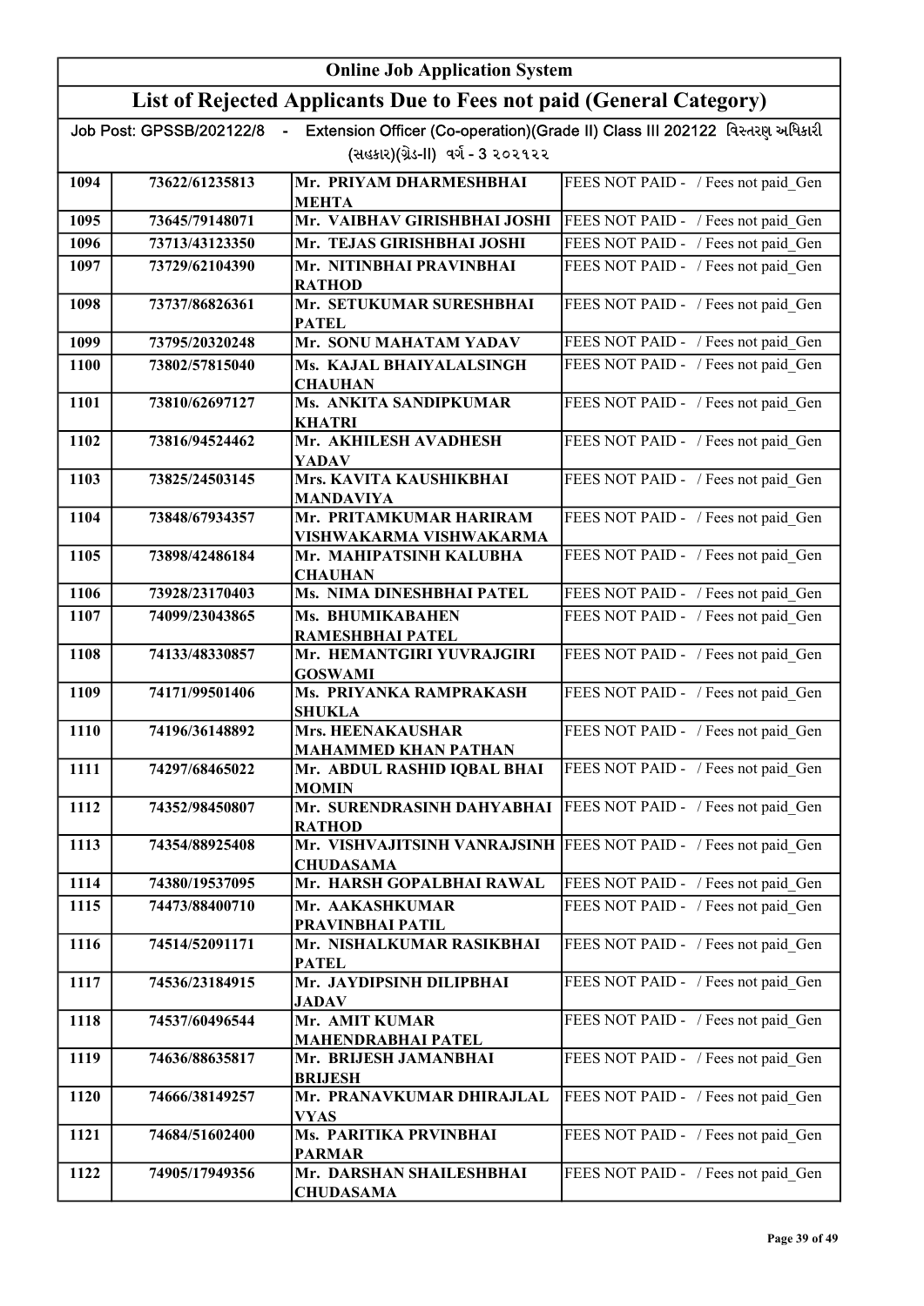# Online Job Application System

## List of Rejected Applicants Due to Fees not paid (General Category)

Job Post: GPSSB/202122/8 - Extension Officer (Co-operation)(Grade II) Class III 202122 વિસ્તરણ અધિકારી (સહકાર)(ગ્રેડ-II) વર્ગ - 3 ૨૦૨૧૨૨

| | | | |
|---|---|---|---|
| 1094 | 73622/61235813 | Mr. PRIYAM DHARMESHBHAI MEHTA | FEES NOT PAID - / Fees not paid_Gen |
| 1095 | 73645/79148071 | Mr. VAIBHAV GIRISHBHAI JOSHI | FEES NOT PAID - / Fees not paid_Gen |
| 1096 | 73713/43123350 | Mr. TEJAS GIRISHBHAI JOSHI | FEES NOT PAID - / Fees not paid_Gen |
| 1097 | 73729/62104390 | Mr. NITINBHAI PRAVINBHAI RATHOD | FEES NOT PAID - / Fees not paid_Gen |
| 1098 | 73737/86826361 | Mr. SETUKUMAR SURESHBHAI PATEL | FEES NOT PAID - / Fees not paid_Gen |
| 1099 | 73795/20320248 | Mr. SONU MAHATAM YADAV | FEES NOT PAID - / Fees not paid_Gen |
| 1100 | 73802/57815040 | Ms. KAJAL BHAIYALALSINGH CHAUHAN | FEES NOT PAID - / Fees not paid_Gen |
| 1101 | 73810/62697127 | Ms. ANKITA SANDIPKUMAR KHATRI | FEES NOT PAID - / Fees not paid_Gen |
| 1102 | 73816/94524462 | Mr. AKHILESH AVADHESH YADAV | FEES NOT PAID - / Fees not paid_Gen |
| 1103 | 73825/24503145 | Mrs. KAVITA KAUSHIKBHAI MANDAVIYA | FEES NOT PAID - / Fees not paid_Gen |
| 1104 | 73848/67934357 | Mr. PRITAMKUMAR HARIRAM VISHWAKARMA VISHWAKARMA | FEES NOT PAID - / Fees not paid_Gen |
| 1105 | 73898/42486184 | Mr. MAHIPATSINH KALUBHA CHAUHAN | FEES NOT PAID - / Fees not paid_Gen |
| 1106 | 73928/23170403 | Ms. NIMA DINESHBHAI PATEL | FEES NOT PAID - / Fees not paid_Gen |
| 1107 | 74099/23043865 | Ms. BHUMIKABAHEN RAMESHBHAI PATEL | FEES NOT PAID - / Fees not paid_Gen |
| 1108 | 74133/48330857 | Mr. HEMANTGIRI YUVRAJGIRI GOSWAMI | FEES NOT PAID - / Fees not paid_Gen |
| 1109 | 74171/99501406 | Ms. PRIYANKA RAMPRAKASH SHUKLA | FEES NOT PAID - / Fees not paid_Gen |
| 1110 | 74196/36148892 | Mrs. HEENAKAUSHAR MAHAMMED KHAN PATHAN | FEES NOT PAID - / Fees not paid_Gen |
| 1111 | 74297/68465022 | Mr. ABDUL RASHID IQBAL BHAI MOMIN | FEES NOT PAID - / Fees not paid_Gen |
| 1112 | 74352/98450807 | Mr. SURENDRASINH DAHYABHAI RATHOD | FEES NOT PAID - / Fees not paid_Gen |
| 1113 | 74354/88925408 | Mr. VISHVAJITSINH VANRAJSINH CHUDASAMA | FEES NOT PAID - / Fees not paid_Gen |
| 1114 | 74380/19537095 | Mr. HARSH GOPALBHAI RAWAL | FEES NOT PAID - / Fees not paid_Gen |
| 1115 | 74473/88400710 | Mr. AAKASHKUMAR PRAVINBHAI PATIL | FEES NOT PAID - / Fees not paid_Gen |
| 1116 | 74514/52091171 | Mr. NISHALKUMAR RASIKBHAI PATEL | FEES NOT PAID - / Fees not paid_Gen |
| 1117 | 74536/23184915 | Mr. JAYDIPSINH DILIPBHAI JADAV | FEES NOT PAID - / Fees not paid_Gen |
| 1118 | 74537/60496544 | Mr. AMIT KUMAR MAHENDRABHAI PATEL | FEES NOT PAID - / Fees not paid_Gen |
| 1119 | 74636/88635817 | Mr. BRIJESH JAMANBHAI BRIJESH | FEES NOT PAID - / Fees not paid_Gen |
| 1120 | 74666/38149257 | Mr. PRANAVKUMAR DHIRAJLAL VYAS | FEES NOT PAID - / Fees not paid_Gen |
| 1121 | 74684/51602400 | Ms. PARITIKA PRVINBHAI PARMAR | FEES NOT PAID - / Fees not paid_Gen |
| 1122 | 74905/17949356 | Mr. DARSHAN SHAILESHBHAI CHUDASAMA | FEES NOT PAID - / Fees not paid_Gen |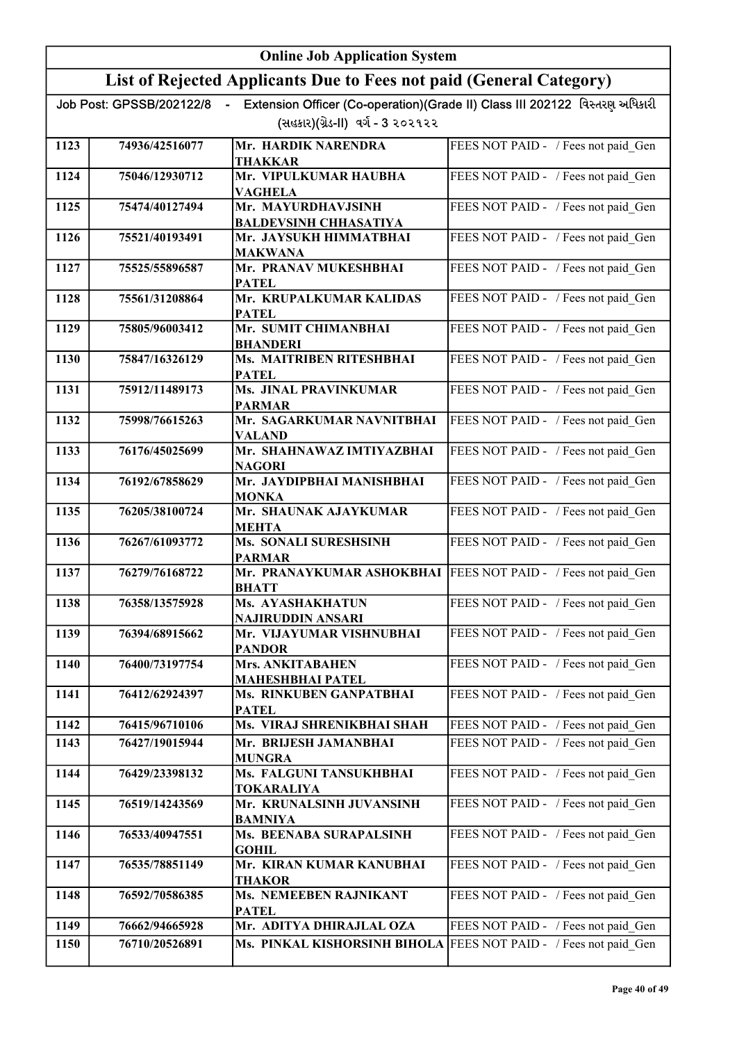# Online Job Application System

## List of Rejected Applicants Due to Fees not paid (General Category)

Job Post: GPSSB/202122/8 - Extension Officer (Co-operation)(Grade II) Class III 202122 વિસ્તરણ અધિકારી (સહકાર)(ગ્રેડ-II) વર્ગ - 3 ૨૦૨૧૨૨

| | | | |
|---|---|---|---|
| 1123 | 74936/42516077 | Mr. HARDIK NARENDRA THAKKAR | FEES NOT PAID - / Fees not paid_Gen |
| 1124 | 75046/12930712 | Mr. VIPULKUMAR HAUBHA VAGHELA | FEES NOT PAID - / Fees not paid_Gen |
| 1125 | 75474/40127494 | Mr. MAYURDHAVJSINH BALDEVSINH CHHASATIYA | FEES NOT PAID - / Fees not paid_Gen |
| 1126 | 75521/40193491 | Mr. JAYSUKH HIMMATBHAI MAKWANA | FEES NOT PAID - / Fees not paid_Gen |
| 1127 | 75525/55896587 | Mr. PRANAV MUKESHBHAI PATEL | FEES NOT PAID - / Fees not paid_Gen |
| 1128 | 75561/31208864 | Mr. KRUPALKUMAR KALIDAS PATEL | FEES NOT PAID - / Fees not paid_Gen |
| 1129 | 75805/96003412 | Mr. SUMIT CHIMANBHAI BHANDERI | FEES NOT PAID - / Fees not paid_Gen |
| 1130 | 75847/16326129 | Ms. MAITRIBEN RITESHBHAI PATEL | FEES NOT PAID - / Fees not paid_Gen |
| 1131 | 75912/11489173 | Ms. JINAL PRAVINKUMAR PARMAR | FEES NOT PAID - / Fees not paid_Gen |
| 1132 | 75998/76615263 | Mr. SAGARKUMAR NAVNITBHAI VALAND | FEES NOT PAID - / Fees not paid_Gen |
| 1133 | 76176/45025699 | Mr. SHAHNAWAZ IMTIYAZBHAI NAGORI | FEES NOT PAID - / Fees not paid_Gen |
| 1134 | 76192/67858629 | Mr. JAYDIPBHAI MANISHBHAI MONKA | FEES NOT PAID - / Fees not paid_Gen |
| 1135 | 76205/38100724 | Mr. SHAUNAK AJAYKUMAR MEHTA | FEES NOT PAID - / Fees not paid_Gen |
| 1136 | 76267/61093772 | Ms. SONALI SURESHSINH PARMAR | FEES NOT PAID - / Fees not paid_Gen |
| 1137 | 76279/76168722 | Mr. PRANAYKUMAR ASHOKBHAI BHATT | FEES NOT PAID - / Fees not paid_Gen |
| 1138 | 76358/13575928 | Ms. AYASHAKHATUN NAJIRUDDIN ANSARI | FEES NOT PAID - / Fees not paid_Gen |
| 1139 | 76394/68915662 | Mr. VIJAYUMAR VISHNUBHAI PANDOR | FEES NOT PAID - / Fees not paid_Gen |
| 1140 | 76400/73197754 | Mrs. ANKITABAHEN MAHESHBHAI PATEL | FEES NOT PAID - / Fees not paid_Gen |
| 1141 | 76412/62924397 | Ms. RINKUBEN GANPATBHAI PATEL | FEES NOT PAID - / Fees not paid_Gen |
| 1142 | 76415/96710106 | Ms. VIRAJ SHRENIKBHAI SHAH | FEES NOT PAID - / Fees not paid_Gen |
| 1143 | 76427/19015944 | Mr. BRIJESH JAMANBHAI MUNGRA | FEES NOT PAID - / Fees not paid_Gen |
| 1144 | 76429/23398132 | Ms. FALGUNI TANSUKHBHAI TOKARALIYA | FEES NOT PAID - / Fees not paid_Gen |
| 1145 | 76519/14243569 | Mr. KRUNALSINH JUVANSINH BAMNIYA | FEES NOT PAID - / Fees not paid_Gen |
| 1146 | 76533/40947551 | Ms. BEENABA SURAPALSINH GOHIL | FEES NOT PAID - / Fees not paid_Gen |
| 1147 | 76535/78851149 | Mr. KIRAN KUMAR KANUBHAI THAKOR | FEES NOT PAID - / Fees not paid_Gen |
| 1148 | 76592/70586385 | Ms. NEMEEBEN RAJNIKANT PATEL | FEES NOT PAID - / Fees not paid_Gen |
| 1149 | 76662/94665928 | Mr. ADITYA DHIRAJLAL OZA | FEES NOT PAID - / Fees not paid_Gen |
| 1150 | 76710/20526891 | Ms. PINKAL KISHORSINH BIHOLA | FEES NOT PAID - / Fees not paid_Gen |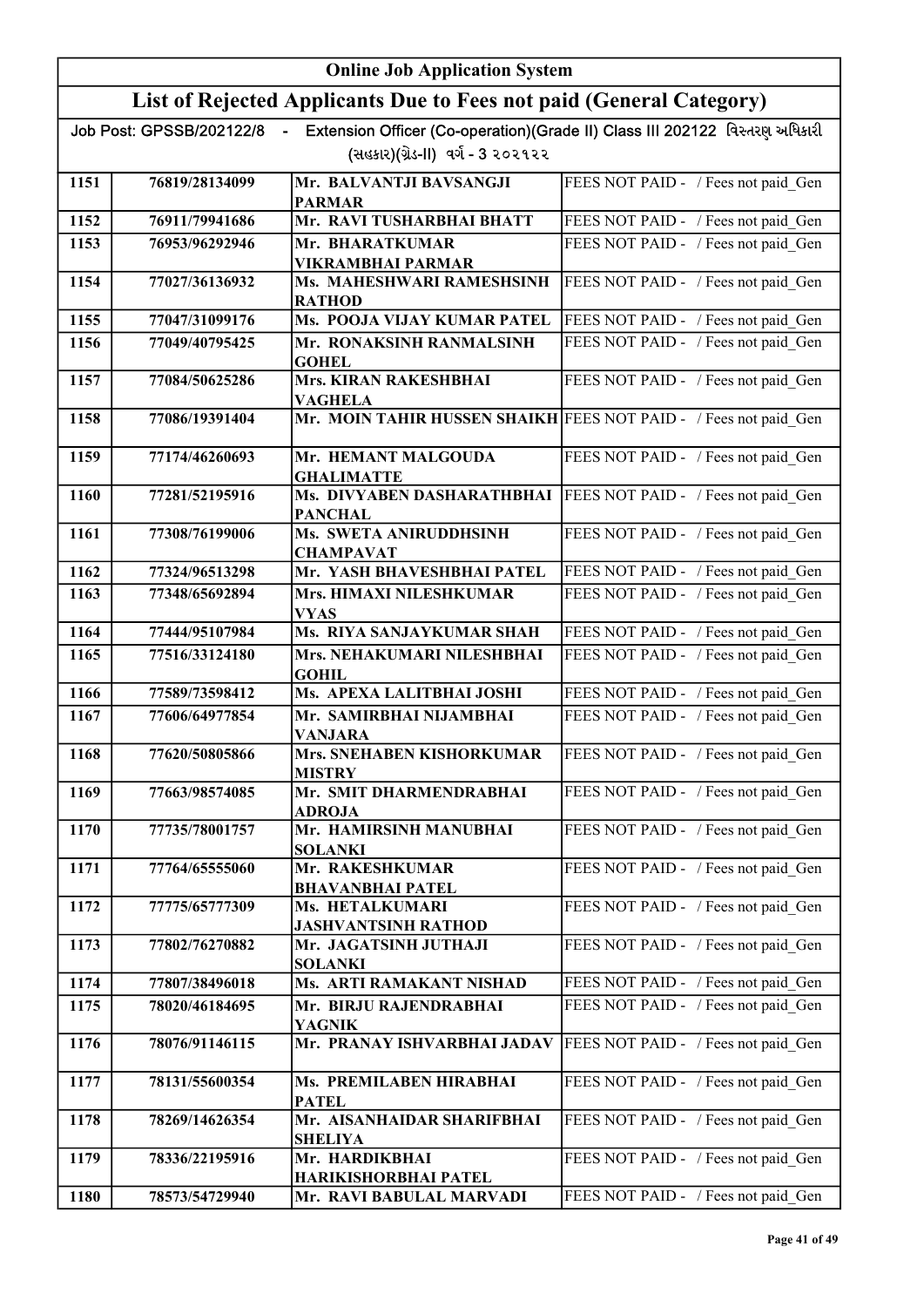# Online Job Application System

## List of Rejected Applicants Due to Fees not paid (General Category)

Job Post: GPSSB/202122/8 - Extension Officer (Co-operation)(Grade II) Class III 202122 વિસ્તરણ અધિકારી (સહકાર)(ગ્રેડ-II) વર્ગ - 3 ૨૦૨૧૨૨

| | | | |
|---|---|---|---|
| 1151 | 76819/28134099 | Mr. BALVANTJI BAVSANGJI PARMAR | FEES NOT PAID - / Fees not paid_Gen |
| 1152 | 76911/79941686 | Mr. RAVI TUSHARBHAI BHATT | FEES NOT PAID - / Fees not paid_Gen |
| 1153 | 76953/96292946 | Mr. BHARATKUMAR VIKRAMBHAI PARMAR | FEES NOT PAID - / Fees not paid_Gen |
| 1154 | 77027/36136932 | Ms. MAHESHWARI RAMESHSINH RATHOD | FEES NOT PAID - / Fees not paid_Gen |
| 1155 | 77047/31099176 | Ms. POOJA VIJAY KUMAR PATEL | FEES NOT PAID - / Fees not paid_Gen |
| 1156 | 77049/40795425 | Mr. RONAKSINH RANMALSINH GOHEL | FEES NOT PAID - / Fees not paid_Gen |
| 1157 | 77084/50625286 | Mrs. KIRAN RAKESHBHAI VAGHELA | FEES NOT PAID - / Fees not paid_Gen |
| 1158 | 77086/19391404 | Mr. MOIN TAHIR HUSSEN SHAIKH | FEES NOT PAID - / Fees not paid_Gen |
| 1159 | 77174/46260693 | Mr. HEMANT MALGOUDA GHALIMATTE | FEES NOT PAID - / Fees not paid_Gen |
| 1160 | 77281/52195916 | Ms. DIVYABEN DASHARATHBHAI PANCHAL | FEES NOT PAID - / Fees not paid_Gen |
| 1161 | 77308/76199006 | Ms. SWETA ANIRUDDHSINH CHAMPAVAT | FEES NOT PAID - / Fees not paid_Gen |
| 1162 | 77324/96513298 | Mr. YASH BHAVESHBHAI PATEL | FEES NOT PAID - / Fees not paid_Gen |
| 1163 | 77348/65692894 | Mrs. HIMAXI NILESHKUMAR VYAS | FEES NOT PAID - / Fees not paid_Gen |
| 1164 | 77444/95107984 | Ms. RIYA SANJAYKUMAR SHAH | FEES NOT PAID - / Fees not paid_Gen |
| 1165 | 77516/33124180 | Mrs. NEHAKUMARI NILESHBHAI GOHIL | FEES NOT PAID - / Fees not paid_Gen |
| 1166 | 77589/73598412 | Ms. APEXA LALITBHAI JOSHI | FEES NOT PAID - / Fees not paid_Gen |
| 1167 | 77606/64977854 | Mr. SAMIRBHAI NIJAMBHAI VANJARA | FEES NOT PAID - / Fees not paid_Gen |
| 1168 | 77620/50805866 | Mrs. SNEHABEN KISHORKUMAR MISTRY | FEES NOT PAID - / Fees not paid_Gen |
| 1169 | 77663/98574085 | Mr. SMIT DHARMENDRABHAI ADROJA | FEES NOT PAID - / Fees not paid_Gen |
| 1170 | 77735/78001757 | Mr. HAMIRSINH MANUBHAI SOLANKI | FEES NOT PAID - / Fees not paid_Gen |
| 1171 | 77764/65555060 | Mr. RAKESHKUMAR BHAVANBHAI PATEL | FEES NOT PAID - / Fees not paid_Gen |
| 1172 | 77775/65777309 | Ms. HETALKUMARI JASHVANTSINH RATHOD | FEES NOT PAID - / Fees not paid_Gen |
| 1173 | 77802/76270882 | Mr. JAGATSINH JUTHAJI SOLANKI | FEES NOT PAID - / Fees not paid_Gen |
| 1174 | 77807/38496018 | Ms. ARTI RAMAKANT NISHAD | FEES NOT PAID - / Fees not paid_Gen |
| 1175 | 78020/46184695 | Mr. BIRJU RAJENDRABHAI YAGNIK | FEES NOT PAID - / Fees not paid_Gen |
| 1176 | 78076/91146115 | Mr. PRANAY ISHVARBHAI JADAV | FEES NOT PAID - / Fees not paid_Gen |
| 1177 | 78131/55600354 | Ms. PREMILABEN HIRABHAI PATEL | FEES NOT PAID - / Fees not paid_Gen |
| 1178 | 78269/14626354 | Mr. AISANHAIDAR SHARIFBHAI SHELIYA | FEES NOT PAID - / Fees not paid_Gen |
| 1179 | 78336/22195916 | Mr. HARDIKBHAI HARIKISHORBHAI PATEL | FEES NOT PAID - / Fees not paid_Gen |
| 1180 | 78573/54729940 | Mr. RAVI BABULAL MARVADI | FEES NOT PAID - / Fees not paid_Gen |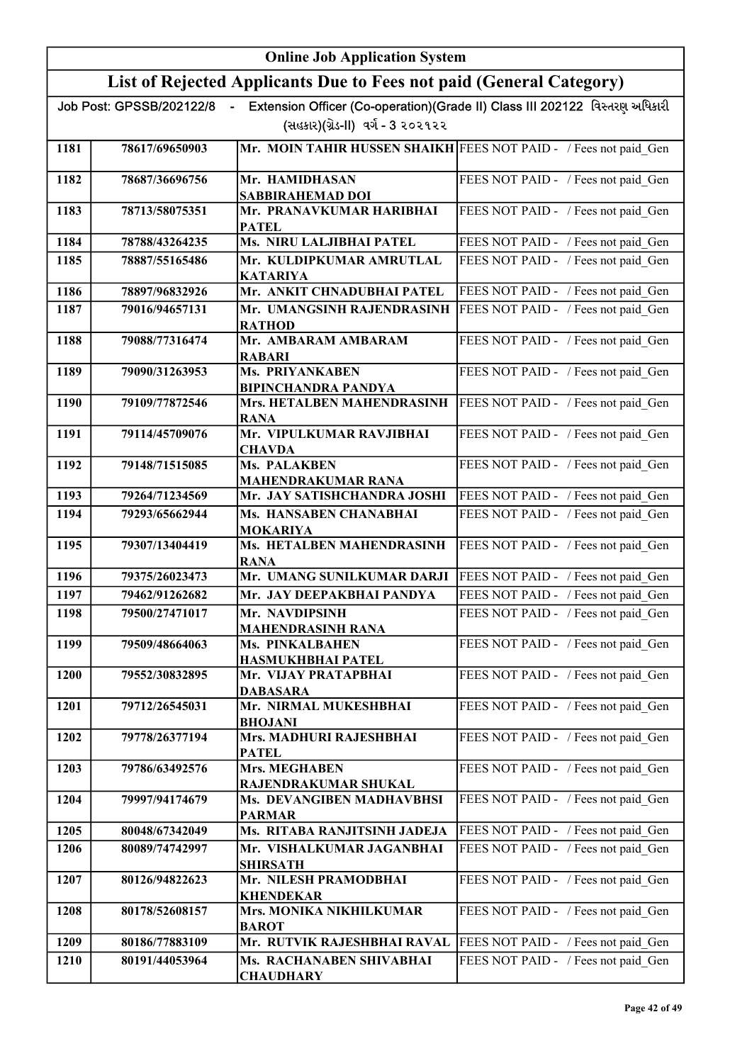# Online Job Application System

## List of Rejected Applicants Due to Fees not paid (General Category)

Job Post: GPSSB/202122/8 - Extension Officer (Co-operation)(Grade II) Class III 202122 વિસ્તરણ અધિકારી (સહકાર)(ગ્રેડ-II) વર્ગ - 3 ૨૦૨૧૨૨

| | | | |
|---|---|---|---|
| 1181 | 78617/69650903 | Mr. MOIN TAHIR HUSSEN SHAIKH | FEES NOT PAID - / Fees not paid_Gen |
| 1182 | 78687/36696756 | Mr. HAMIDHASAN SABBIRAHEMAD DOI | FEES NOT PAID - / Fees not paid_Gen |
| 1183 | 78713/58075351 | Mr. PRANAVKUMAR HARIBHAI PATEL | FEES NOT PAID - / Fees not paid_Gen |
| 1184 | 78788/43264235 | Ms. NIRU LALJIBHAI PATEL | FEES NOT PAID - / Fees not paid_Gen |
| 1185 | 78887/55165486 | Mr. KULDIPKUMAR AMRUTLAL KATARIYA | FEES NOT PAID - / Fees not paid_Gen |
| 1186 | 78897/96832926 | Mr. ANKIT CHNADUBHAI PATEL | FEES NOT PAID - / Fees not paid_Gen |
| 1187 | 79016/94657131 | Mr. UMANGSINH RAJENDRASINH RATHOD | FEES NOT PAID - / Fees not paid_Gen |
| 1188 | 79088/77316474 | Mr. AMBARAM AMBARAM RABARI | FEES NOT PAID - / Fees not paid_Gen |
| 1189 | 79090/31263953 | Ms. PRIYANKABEN BIPINCHANDRA PANDYA | FEES NOT PAID - / Fees not paid_Gen |
| 1190 | 79109/77872546 | Mrs. HETALBEN MAHENDRASINH RANA | FEES NOT PAID - / Fees not paid_Gen |
| 1191 | 79114/45709076 | Mr. VIPULKUMAR RAVJIBHAI CHAVDA | FEES NOT PAID - / Fees not paid_Gen |
| 1192 | 79148/71515085 | Ms. PALAKBEN MAHENDRAKUMAR RANA | FEES NOT PAID - / Fees not paid_Gen |
| 1193 | 79264/71234569 | Mr. JAY SATISHCHANDRA JOSHI | FEES NOT PAID - / Fees not paid_Gen |
| 1194 | 79293/65662944 | Ms. HANSABEN CHANABHAI MOKARIYA | FEES NOT PAID - / Fees not paid_Gen |
| 1195 | 79307/13404419 | Ms. HETALBEN MAHENDRASINH RANA | FEES NOT PAID - / Fees not paid_Gen |
| 1196 | 79375/26023473 | Mr. UMANG SUNILKUMAR DARJI | FEES NOT PAID - / Fees not paid_Gen |
| 1197 | 79462/91262682 | Mr. JAY DEEPAKBHAI PANDYA | FEES NOT PAID - / Fees not paid_Gen |
| 1198 | 79500/27471017 | Mr. NAVDIPSINH MAHENDRASINH RANA | FEES NOT PAID - / Fees not paid_Gen |
| 1199 | 79509/48664063 | Ms. PINKALBAHEN HASMUKHBHAI PATEL | FEES NOT PAID - / Fees not paid_Gen |
| 1200 | 79552/30832895 | Mr. VIJAY PRATAPBHAI DABASARA | FEES NOT PAID - / Fees not paid_Gen |
| 1201 | 79712/26545031 | Mr. NIRMAL MUKESHBHAI BHOJANI | FEES NOT PAID - / Fees not paid_Gen |
| 1202 | 79778/26377194 | Mrs. MADHURI RAJESHBHAI PATEL | FEES NOT PAID - / Fees not paid_Gen |
| 1203 | 79786/63492576 | Mrs. MEGHABEN RAJENDRAKUMAR SHUKAL | FEES NOT PAID - / Fees not paid_Gen |
| 1204 | 79997/94174679 | Ms. DEVANGIBEN MADHAVBHSI PARMAR | FEES NOT PAID - / Fees not paid_Gen |
| 1205 | 80048/67342049 | Ms. RITABA RANJITSINH JADEJA | FEES NOT PAID - / Fees not paid_Gen |
| 1206 | 80089/74742997 | Mr. VISHALKUMAR JAGANBHAI SHIRSATH | FEES NOT PAID - / Fees not paid_Gen |
| 1207 | 80126/94822623 | Mr. NILESH PRAMODBHAI KHENDEKAR | FEES NOT PAID - / Fees not paid_Gen |
| 1208 | 80178/52608157 | Mrs. MONIKA NIKHILKUMAR BAROT | FEES NOT PAID - / Fees not paid_Gen |
| 1209 | 80186/77883109 | Mr. RUTVIK RAJESHBHAI RAVAL | FEES NOT PAID - / Fees not paid_Gen |
| 1210 | 80191/44053964 | Ms. RACHANABEN SHIVABHAI CHAUDHARY | FEES NOT PAID - / Fees not paid_Gen |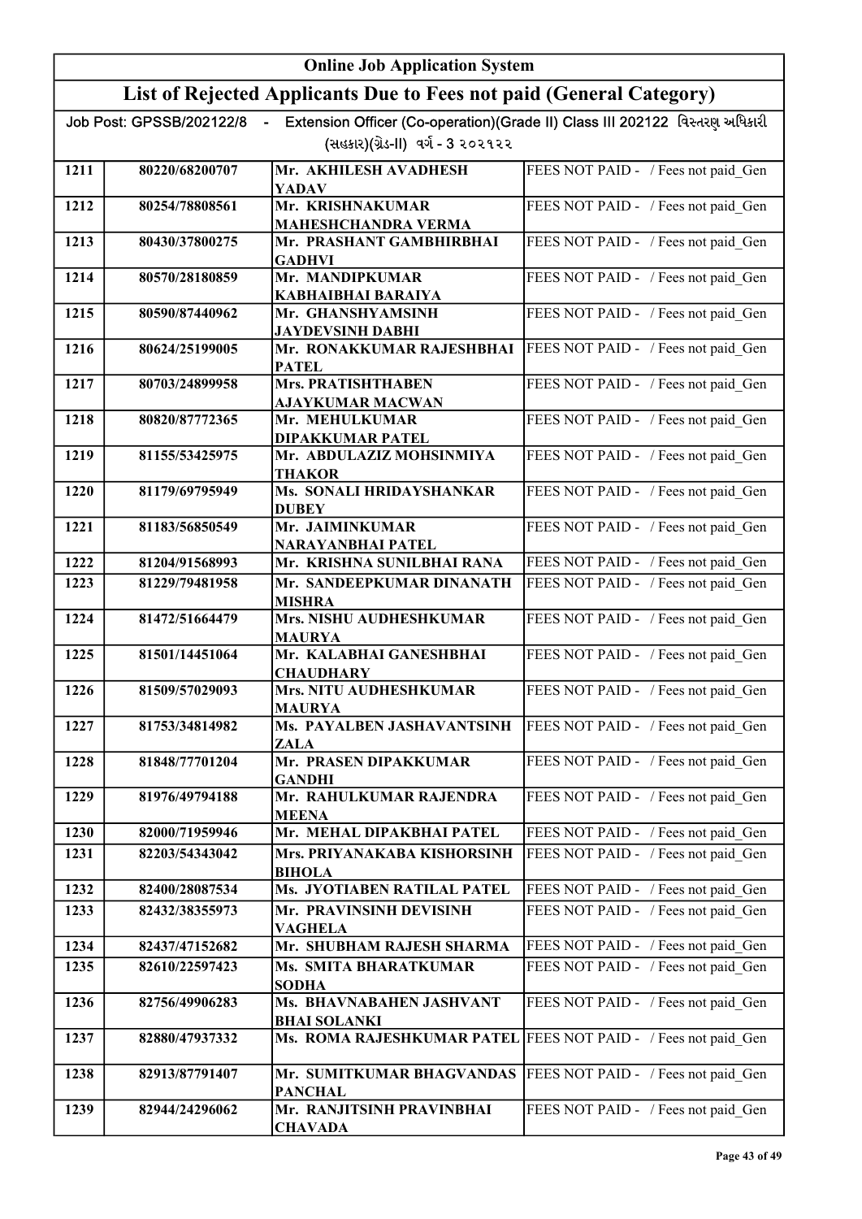# Online Job Application System

## List of Rejected Applicants Due to Fees not paid (General Category)

Job Post: GPSSB/202122/8 - Extension Officer (Co-operation)(Grade II) Class III 202122 વિસ્તરણ અધિકારી (સહકાર)(ગ્રેડ-II) વર્ગ - 3 ૨૦૨૧૨૨

| | | | |
|---|---|---|---|
| 1211 | 80220/68200707 | Mr. AKHILESH AVADHESH YADAV | FEES NOT PAID - / Fees not paid_Gen |
| 1212 | 80254/78808561 | Mr. KRISHNAKUMAR MAHESHCHANDRA VERMA | FEES NOT PAID - / Fees not paid_Gen |
| 1213 | 80430/37800275 | Mr. PRASHANT GAMBHIRBHAI GADHVI | FEES NOT PAID - / Fees not paid_Gen |
| 1214 | 80570/28180859 | Mr. MANDIPKUMAR KABHAIBHAI BARAIYA | FEES NOT PAID - / Fees not paid_Gen |
| 1215 | 80590/87440962 | Mr. GHANSHYAMSINH JAYDEVSINH DABHI | FEES NOT PAID - / Fees not paid_Gen |
| 1216 | 80624/25199005 | Mr. RONAKKUMAR RAJESHBHAI PATEL | FEES NOT PAID - / Fees not paid_Gen |
| 1217 | 80703/24899958 | Mrs. PRATISHTHABEN AJAYKUMAR MACWAN | FEES NOT PAID - / Fees not paid_Gen |
| 1218 | 80820/87772365 | Mr. MEHULKUMAR DIPAKKUMAR PATEL | FEES NOT PAID - / Fees not paid_Gen |
| 1219 | 81155/53425975 | Mr. ABDULAZIZ MOHSINMIYA THAKOR | FEES NOT PAID - / Fees not paid_Gen |
| 1220 | 81179/69795949 | Ms. SONALI HRIDAYSHANKAR DUBEY | FEES NOT PAID - / Fees not paid_Gen |
| 1221 | 81183/56850549 | Mr. JAIMINKUMAR NARAYANBHAI PATEL | FEES NOT PAID - / Fees not paid_Gen |
| 1222 | 81204/91568993 | Mr. KRISHNA SUNILBHAI RANA | FEES NOT PAID - / Fees not paid_Gen |
| 1223 | 81229/79481958 | Mr. SANDEEPKUMAR DINANATH MISHRA | FEES NOT PAID - / Fees not paid_Gen |
| 1224 | 81472/51664479 | Mrs. NISHU AUDHESHKUMAR MAURYA | FEES NOT PAID - / Fees not paid_Gen |
| 1225 | 81501/14451064 | Mr. KALABHAI GANESHBHAI CHAUDHARY | FEES NOT PAID - / Fees not paid_Gen |
| 1226 | 81509/57029093 | Mrs. NITU AUDHESHKUMAR MAURYA | FEES NOT PAID - / Fees not paid_Gen |
| 1227 | 81753/34814982 | Ms. PAYALBEN JASHAVANTSINH ZALA | FEES NOT PAID - / Fees not paid_Gen |
| 1228 | 81848/77701204 | Mr. PRASEN DIPAKKUMAR GANDHI | FEES NOT PAID - / Fees not paid_Gen |
| 1229 | 81976/49794188 | Mr. RAHULKUMAR RAJENDRA MEENA | FEES NOT PAID - / Fees not paid_Gen |
| 1230 | 82000/71959946 | Mr. MEHAL DIPAKBHAI PATEL | FEES NOT PAID - / Fees not paid_Gen |
| 1231 | 82203/54343042 | Mrs. PRIYANAKABA KISHORSINH BIHOLA | FEES NOT PAID - / Fees not paid_Gen |
| 1232 | 82400/28087534 | Ms. JYOTIABEN RATILAL PATEL | FEES NOT PAID - / Fees not paid_Gen |
| 1233 | 82432/38355973 | Mr. PRAVINSINH DEVISINH VAGHELA | FEES NOT PAID - / Fees not paid_Gen |
| 1234 | 82437/47152682 | Mr. SHUBHAM RAJESH SHARMA | FEES NOT PAID - / Fees not paid_Gen |
| 1235 | 82610/22597423 | Ms. SMITA BHARATKUMAR SODHA | FEES NOT PAID - / Fees not paid_Gen |
| 1236 | 82756/49906283 | Ms. BHAVNABAHEN JASHVANT BHAI SOLANKI | FEES NOT PAID - / Fees not paid_Gen |
| 1237 | 82880/47937332 | Ms. ROMA RAJESHKUMAR PATEL | FEES NOT PAID - / Fees not paid_Gen |
| 1238 | 82913/87791407 | Mr. SUMITKUMAR BHAGVANDAS PANCHAL | FEES NOT PAID - / Fees not paid_Gen |
| 1239 | 82944/24296062 | Mr. RANJITSINH PRAVINBHAI CHAVADA | FEES NOT PAID - / Fees not paid_Gen |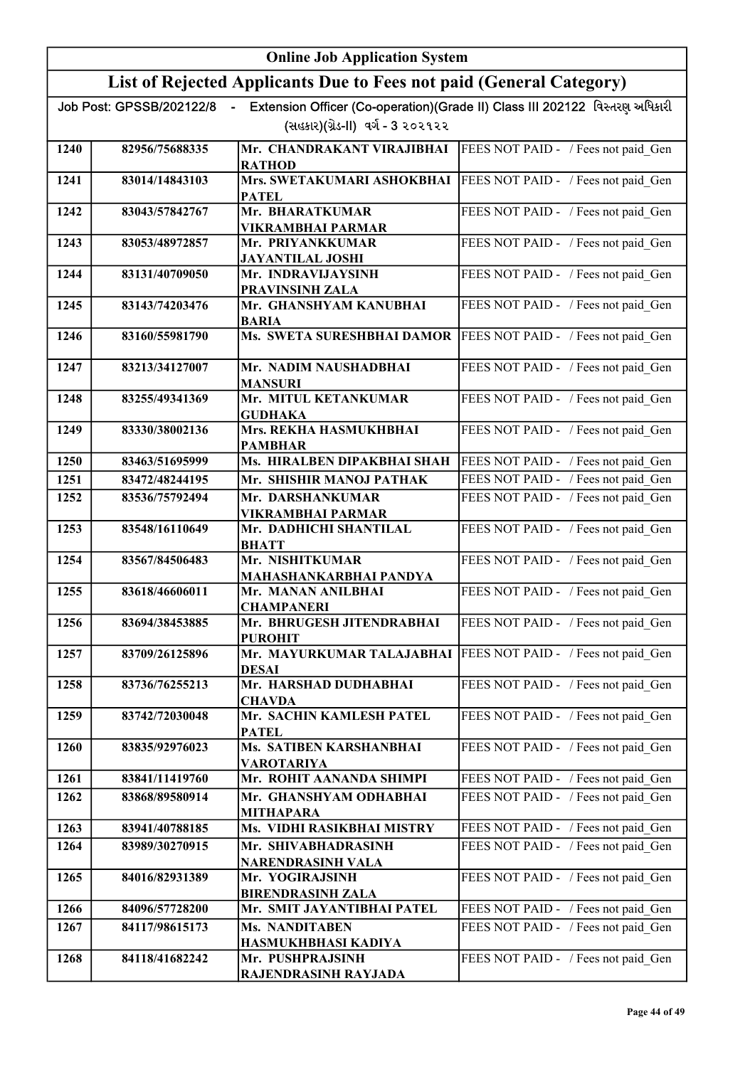| Online Job Application System | | | |
|---|---|---|---|
| List of Rejected Applicants Due to Fees not paid (General Category) | | | |
| Job Post: GPSSB/202122/8 - Extension Officer (Co-operation)(Grade II) Class III 202122 વિસ્તરણ અધિકારી (સહકાર)(ગ્રેડ-II) વર્ગ - 3 ૨૦૨૧૨૨ | | | |
| 1240 | 82956/75688335 | Mr. CHANDRAKANT VIRAJIBHAI RATHOD | FEES NOT PAID - / Fees not paid_Gen |
| 1241 | 83014/14843103 | Mrs. SWETAKUMARI ASHOKBHAI PATEL | FEES NOT PAID - / Fees not paid_Gen |
| 1242 | 83043/57842767 | Mr. BHARATKUMAR VIKRAMBHAI PARMAR | FEES NOT PAID - / Fees not paid_Gen |
| 1243 | 83053/48972857 | Mr. PRIYANKKUMAR JAYANTILAL JOSHI | FEES NOT PAID - / Fees not paid_Gen |
| 1244 | 83131/40709050 | Mr. INDRAVIJAYSINH PRAVINSINH ZALA | FEES NOT PAID - / Fees not paid_Gen |
| 1245 | 83143/74203476 | Mr. GHANSHYAM KANUBHAI BARIA | FEES NOT PAID - / Fees not paid_Gen |
| 1246 | 83160/55981790 | Ms. SWETA SURESHBHAI DAMOR | FEES NOT PAID - / Fees not paid_Gen |
| 1247 | 83213/34127007 | Mr. NADIM NAUSHADBHAI MANSURI | FEES NOT PAID - / Fees not paid_Gen |
| 1248 | 83255/49341369 | Mr. MITUL KETANKUMAR GUDHAKA | FEES NOT PAID - / Fees not paid_Gen |
| 1249 | 83330/38002136 | Mrs. REKHA HASMUKHBHAI PAMBHAR | FEES NOT PAID - / Fees not paid_Gen |
| 1250 | 83463/51695999 | Ms. HIRALBEN DIPAKBHAI SHAH | FEES NOT PAID - / Fees not paid_Gen |
| 1251 | 83472/48244195 | Mr. SHISHIR MANOJ PATHAK | FEES NOT PAID - / Fees not paid_Gen |
| 1252 | 83536/75792494 | Mr. DARSHANKUMAR VIKRAMBHAI PARMAR | FEES NOT PAID - / Fees not paid_Gen |
| 1253 | 83548/16110649 | Mr. DADHICHI SHANTILAL BHATT | FEES NOT PAID - / Fees not paid_Gen |
| 1254 | 83567/84506483 | Mr. NISHITKUMAR MAHASHANKARBHAI PANDYA | FEES NOT PAID - / Fees not paid_Gen |
| 1255 | 83618/46606011 | Mr. MANAN ANILBHAI CHAMPANERI | FEES NOT PAID - / Fees not paid_Gen |
| 1256 | 83694/38453885 | Mr. BHRUGESH JITENDRABHAI PUROHIT | FEES NOT PAID - / Fees not paid_Gen |
| 1257 | 83709/26125896 | Mr. MAYURKUMAR TALAJABHAI DESAI | FEES NOT PAID - / Fees not paid_Gen |
| 1258 | 83736/76255213 | Mr. HARSHAD DUDHABHAI CHAVDA | FEES NOT PAID - / Fees not paid_Gen |
| 1259 | 83742/72030048 | Mr. SACHIN KAMLESH PATEL PATEL | FEES NOT PAID - / Fees not paid_Gen |
| 1260 | 83835/92976023 | Ms. SATIBEN KARSHANBHAI VAROTARIYA | FEES NOT PAID - / Fees not paid_Gen |
| 1261 | 83841/11419760 | Mr. ROHIT AANANDA SHIMPI | FEES NOT PAID - / Fees not paid_Gen |
| 1262 | 83868/89580914 | Mr. GHANSHYAM ODHABHAI MITHAPARA | FEES NOT PAID - / Fees not paid_Gen |
| 1263 | 83941/40788185 | Ms. VIDHI RASIKBHAI MISTRY | FEES NOT PAID - / Fees not paid_Gen |
| 1264 | 83989/30270915 | Mr. SHIVABHADRASINH NARENDRASINH VALA | FEES NOT PAID - / Fees not paid_Gen |
| 1265 | 84016/82931389 | Mr. YOGIRAJSINH BIRENDRASINH ZALA | FEES NOT PAID - / Fees not paid_Gen |
| 1266 | 84096/57728200 | Mr. SMIT JAYANTIBHAI PATEL | FEES NOT PAID - / Fees not paid_Gen |
| 1267 | 84117/98615173 | Ms. NANDITABEN HASMUKHBHASI KADIYA | FEES NOT PAID - / Fees not paid_Gen |
| 1268 | 84118/41682242 | Mr. PUSHPRAJSINH RAJENDRASINH RAYJADA | FEES NOT PAID - / Fees not paid_Gen |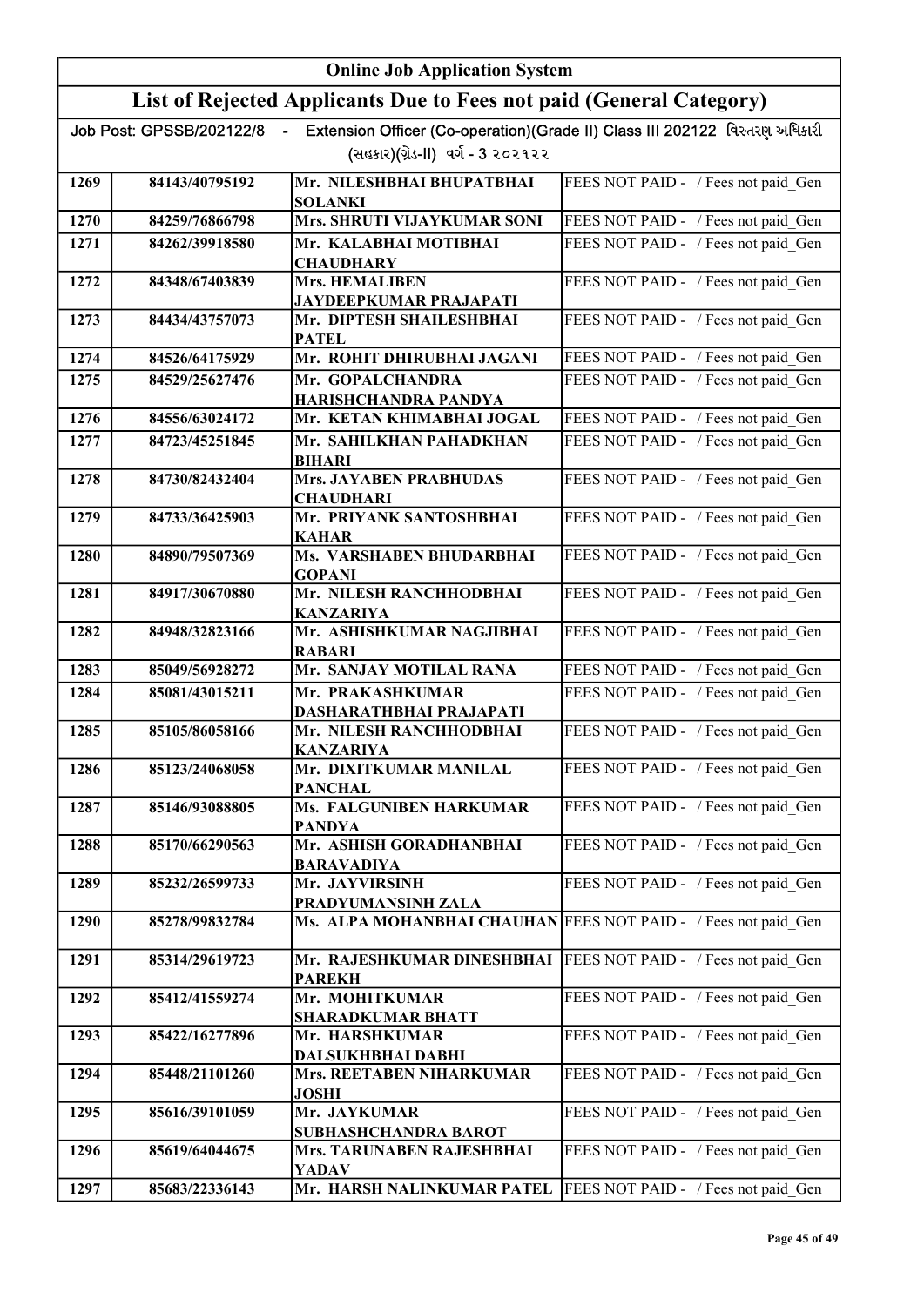# Online Job Application System

## List of Rejected Applicants Due to Fees not paid (General Category)

Job Post: GPSSB/202122/8 - Extension Officer (Co-operation)(Grade II) Class III 202122 વિસ્તરણ અધિકારી (સહકાર)(ગ્રેડ-II) વર્ગ - 3 ૨૦૨૧૨૨

| | | | |
|---|---|---|---|
| 1269 | 84143/40795192 | Mr. NILESHBHAI BHUPATBHAI SOLANKI | FEES NOT PAID - / Fees not paid_Gen |
| 1270 | 84259/76866798 | Mrs. SHRUTI VIJAYKUMAR SONI | FEES NOT PAID - / Fees not paid_Gen |
| 1271 | 84262/39918580 | Mr. KALABHAI MOTIBHAI CHAUDHARY | FEES NOT PAID - / Fees not paid_Gen |
| 1272 | 84348/67403839 | Mrs. HEMALIBEN JAYDEEPKUMAR PRAJAPATI | FEES NOT PAID - / Fees not paid_Gen |
| 1273 | 84434/43757073 | Mr. DIPTESH SHAILESHBHAI PATEL | FEES NOT PAID - / Fees not paid_Gen |
| 1274 | 84526/64175929 | Mr. ROHIT DHIRUBHAI JAGANI | FEES NOT PAID - / Fees not paid_Gen |
| 1275 | 84529/25627476 | Mr. GOPALCHANDRA HARISHCHANDRA PANDYA | FEES NOT PAID - / Fees not paid_Gen |
| 1276 | 84556/63024172 | Mr. KETAN KHIMABHAI JOGAL | FEES NOT PAID - / Fees not paid_Gen |
| 1277 | 84723/45251845 | Mr. SAHILKHAN PAHADKHAN BIHARI | FEES NOT PAID - / Fees not paid_Gen |
| 1278 | 84730/82432404 | Mrs. JAYABEN PRABHUDAS CHAUDHARI | FEES NOT PAID - / Fees not paid_Gen |
| 1279 | 84733/36425903 | Mr. PRIYANK SANTOSHBHAI KAHAR | FEES NOT PAID - / Fees not paid_Gen |
| 1280 | 84890/79507369 | Ms. VARSHABEN BHUDARBHAI GOPANI | FEES NOT PAID - / Fees not paid_Gen |
| 1281 | 84917/30670880 | Mr. NILESH RANCHHODBHAI KANZARIYA | FEES NOT PAID - / Fees not paid_Gen |
| 1282 | 84948/32823166 | Mr. ASHISHKUMAR NAGJIBHAI RABARI | FEES NOT PAID - / Fees not paid_Gen |
| 1283 | 85049/56928272 | Mr. SANJAY MOTILAL RANA | FEES NOT PAID - / Fees not paid_Gen |
| 1284 | 85081/43015211 | Mr. PRAKASHKUMAR DASHARATHBHAI PRAJAPATI | FEES NOT PAID - / Fees not paid_Gen |
| 1285 | 85105/86058166 | Mr. NILESH RANCHHODBHAI KANZARIYA | FEES NOT PAID - / Fees not paid_Gen |
| 1286 | 85123/24068058 | Mr. DIXITKUMAR MANILAL PANCHAL | FEES NOT PAID - / Fees not paid_Gen |
| 1287 | 85146/93088805 | Ms. FALGUNIBEN HARKUMAR PANDYA | FEES NOT PAID - / Fees not paid_Gen |
| 1288 | 85170/66290563 | Mr. ASHISH GORADHANBHAI BARAVADIYA | FEES NOT PAID - / Fees not paid_Gen |
| 1289 | 85232/26599733 | Mr. JAYVIRSINH PRADYUMANSINH ZALA | FEES NOT PAID - / Fees not paid_Gen |
| 1290 | 85278/99832784 | Ms. ALPA MOHANBHAI CHAUHAN | FEES NOT PAID - / Fees not paid_Gen |
| 1291 | 85314/29619723 | Mr. RAJESHKUMAR DINESHBHAI PAREKH | FEES NOT PAID - / Fees not paid_Gen |
| 1292 | 85412/41559274 | Mr. MOHITKUMAR SHARADKUMAR BHATT | FEES NOT PAID - / Fees not paid_Gen |
| 1293 | 85422/16277896 | Mr. HARSHKUMAR DALSUKHBHAI DABHI | FEES NOT PAID - / Fees not paid_Gen |
| 1294 | 85448/21101260 | Mrs. REETABEN NIHARKUMAR JOSHI | FEES NOT PAID - / Fees not paid_Gen |
| 1295 | 85616/39101059 | Mr. JAYKUMAR SUBHASHCHANDRA BAROT | FEES NOT PAID - / Fees not paid_Gen |
| 1296 | 85619/64044675 | Mrs. TARUNABEN RAJESHBHAI YADAV | FEES NOT PAID - / Fees not paid_Gen |
| 1297 | 85683/22336143 | Mr. HARSH NALINKUMAR PATEL | FEES NOT PAID - / Fees not paid_Gen |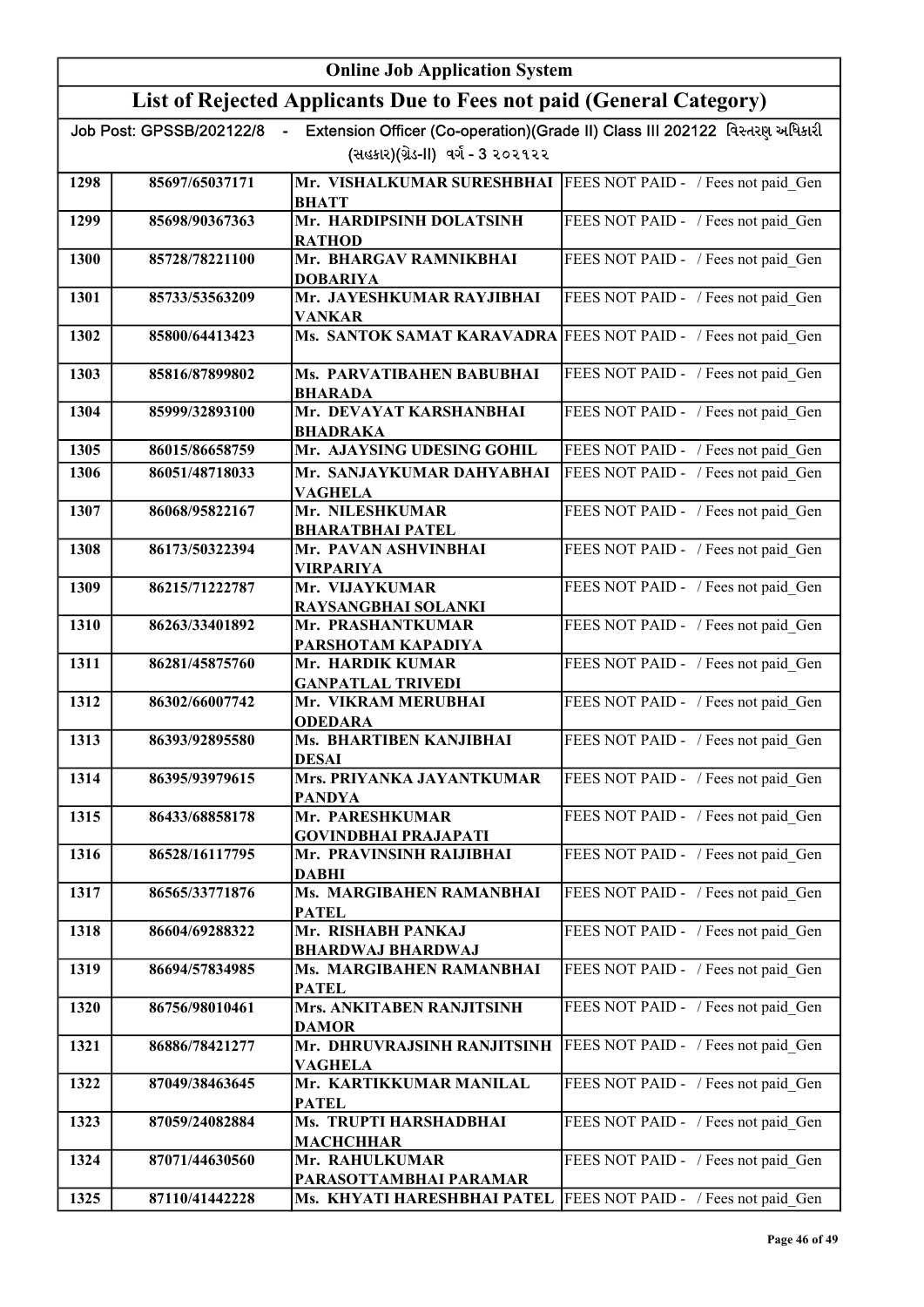| Online Job Application System | | | |
|---|---|---|---|
| **List of Rejected Applicants Due to Fees not paid (General Category)** | | | |
| Job Post: GPSSB/202122/8 - Extension Officer (Co-operation)(Grade II) Class III 202122 વિસ્તરણ અધિકારી (સહકાર)(ગ્રેડ-II) વર્ગ - 3 ૨૦૨૧૨૨ | | | |
| 1298 | 85697/65037171 | Mr. VISHALKUMAR SURESHBHAI BHATT | FEES NOT PAID - / Fees not paid_Gen |
| 1299 | 85698/90367363 | Mr. HARDIPSINH DOLATSINH RATHOD | FEES NOT PAID - / Fees not paid_Gen |
| 1300 | 85728/78221100 | Mr. BHARGAV RAMNIKBHAI DOBARIYA | FEES NOT PAID - / Fees not paid_Gen |
| 1301 | 85733/53563209 | Mr. JAYESHKUMAR RAYJIBHAI VANKAR | FEES NOT PAID - / Fees not paid_Gen |
| 1302 | 85800/64413423 | Ms. SANTOK SAMAT KARAVADRA | FEES NOT PAID - / Fees not paid_Gen |
| 1303 | 85816/87899802 | Ms. PARVATIBAHEN BABUBHAI BHARADA | FEES NOT PAID - / Fees not paid_Gen |
| 1304 | 85999/32893100 | Mr. DEVAYAT KARSHANBHAI BHADRAKA | FEES NOT PAID - / Fees not paid_Gen |
| 1305 | 86015/86658759 | Mr. AJAYSING UDESING GOHIL | FEES NOT PAID - / Fees not paid_Gen |
| 1306 | 86051/48718033 | Mr. SANJAYKUMAR DAHYABHAI VAGHELA | FEES NOT PAID - / Fees not paid_Gen |
| 1307 | 86068/95822167 | Mr. NILESHKUMAR BHARATBHAI PATEL | FEES NOT PAID - / Fees not paid_Gen |
| 1308 | 86173/50322394 | Mr. PAVAN ASHVINBHAI VIRPARIYA | FEES NOT PAID - / Fees not paid_Gen |
| 1309 | 86215/71222787 | Mr. VIJAYKUMAR RAYSANGBHAI SOLANKI | FEES NOT PAID - / Fees not paid_Gen |
| 1310 | 86263/33401892 | Mr. PRASHANTKUMAR PARSHOTAM KAPADIYA | FEES NOT PAID - / Fees not paid_Gen |
| 1311 | 86281/45875760 | Mr. HARDIK KUMAR GANPATLAL TRIVEDI | FEES NOT PAID - / Fees not paid_Gen |
| 1312 | 86302/66007742 | Mr. VIKRAM MERUBHAI ODEDARA | FEES NOT PAID - / Fees not paid_Gen |
| 1313 | 86393/92895580 | Ms. BHARTIBEN KANJIBHAI DESAI | FEES NOT PAID - / Fees not paid_Gen |
| 1314 | 86395/93979615 | Mrs. PRIYANKA JAYANTKUMAR PANDYA | FEES NOT PAID - / Fees not paid_Gen |
| 1315 | 86433/68858178 | Mr. PARESHKUMAR GOVINDBHAI PRAJAPATI | FEES NOT PAID - / Fees not paid_Gen |
| 1316 | 86528/16117795 | Mr. PRAVINSINH RAIJIBHAI DABHI | FEES NOT PAID - / Fees not paid_Gen |
| 1317 | 86565/33771876 | Ms. MARGIBAHEN RAMANBHAI PATEL | FEES NOT PAID - / Fees not paid_Gen |
| 1318 | 86604/69288322 | Mr. RISHABH PANKAJ BHARDWAJ BHARDWAJ | FEES NOT PAID - / Fees not paid_Gen |
| 1319 | 86694/57834985 | Ms. MARGIBAHEN RAMANBHAI PATEL | FEES NOT PAID - / Fees not paid_Gen |
| 1320 | 86756/98010461 | Mrs. ANKITABEN RANJITSINH DAMOR | FEES NOT PAID - / Fees not paid_Gen |
| 1321 | 86886/78421277 | Mr. DHRUVRAJSINH RANJITSINH VAGHELA | FEES NOT PAID - / Fees not paid_Gen |
| 1322 | 87049/38463645 | Mr. KARTIKKUMAR MANILAL PATEL | FEES NOT PAID - / Fees not paid_Gen |
| 1323 | 87059/24082884 | Ms. TRUPTI HARSHADBHAI MACHCHHAR | FEES NOT PAID - / Fees not paid_Gen |
| 1324 | 87071/44630560 | Mr. RAHULKUMAR PARASOTTAMBHAI PARAMAR | FEES NOT PAID - / Fees not paid_Gen |
| 1325 | 87110/41442228 | Ms. KHYATI HARESHBHAI PATEL | FEES NOT PAID - / Fees not paid_Gen |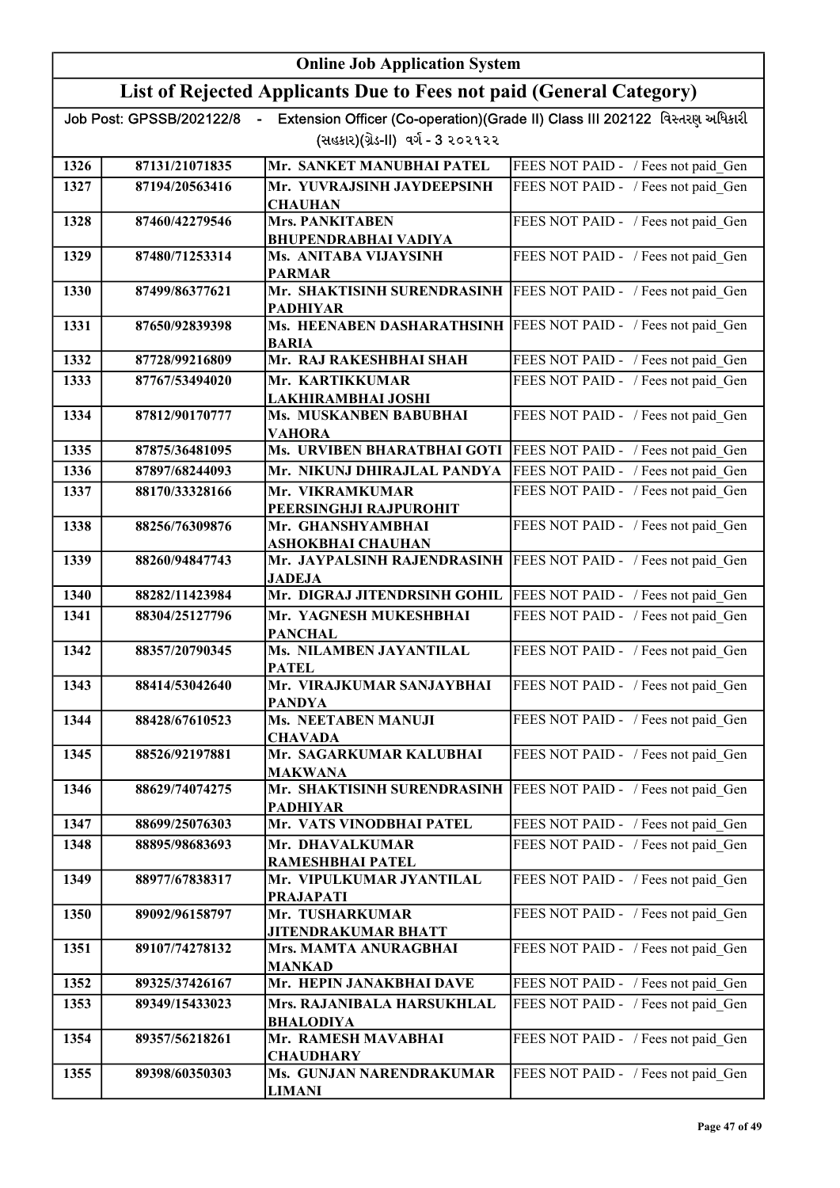# Online Job Application System

## List of Rejected Applicants Due to Fees not paid (General Category)

Job Post: GPSSB/202122/8 - Extension Officer (Co-operation)(Grade II) Class III 202122 વિસ્તરણ અધિકારી (સહકાર)(ગ્રેડ-II) વર્ગ - 3 ૨૦૨૧૨૨

| | | | |
|---|---|---|---|
| 1326 | 87131/21071835 | Mr. SANKET MANUBHAI PATEL | FEES NOT PAID - / Fees not paid_Gen |
| 1327 | 87194/20563416 | Mr. YUVRAJSINH JAYDEEPSINH CHAUHAN | FEES NOT PAID - / Fees not paid_Gen |
| 1328 | 87460/42279546 | Mrs. PANKITABEN BHUPENDRABHAI VADIYA | FEES NOT PAID - / Fees not paid_Gen |
| 1329 | 87480/71253314 | Ms. ANITABA VIJAYSINH PARMAR | FEES NOT PAID - / Fees not paid_Gen |
| 1330 | 87499/86377621 | Mr. SHAKTISINH SURENDRASINH PADHIYAR | FEES NOT PAID - / Fees not paid_Gen |
| 1331 | 87650/92839398 | Ms. HEENABEN DASHARATHSINH BARIA | FEES NOT PAID - / Fees not paid_Gen |
| 1332 | 87728/99216809 | Mr. RAJ RAKESHBHAI SHAH | FEES NOT PAID - / Fees not paid_Gen |
| 1333 | 87767/53494020 | Mr. KARTIKKUMAR LAKHIRAMBHAI JOSHI | FEES NOT PAID - / Fees not paid_Gen |
| 1334 | 87812/90170777 | Ms. MUSKANBEN BABUBHAI VAHORA | FEES NOT PAID - / Fees not paid_Gen |
| 1335 | 87875/36481095 | Ms. URVIBEN BHARATBHAI GOTI | FEES NOT PAID - / Fees not paid_Gen |
| 1336 | 87897/68244093 | Mr. NIKUNJ DHIRAJLAL PANDYA | FEES NOT PAID - / Fees not paid_Gen |
| 1337 | 88170/33328166 | Mr. VIKRAMKUMAR PEERSINGHJI RAJPUROHIT | FEES NOT PAID - / Fees not paid_Gen |
| 1338 | 88256/76309876 | Mr. GHANSHYAMBHAI ASHOKBHAI CHAUHAN | FEES NOT PAID - / Fees not paid_Gen |
| 1339 | 88260/94847743 | Mr. JAYPALSINH RAJENDRASINH JADEJA | FEES NOT PAID - / Fees not paid_Gen |
| 1340 | 88282/11423984 | Mr. DIGRAJ JITENDRSINH GOHIL | FEES NOT PAID - / Fees not paid_Gen |
| 1341 | 88304/25127796 | Mr. YAGNESH MUKESHBHAI PANCHAL | FEES NOT PAID - / Fees not paid_Gen |
| 1342 | 88357/20790345 | Ms. NILAMBEN JAYANTILAL PATEL | FEES NOT PAID - / Fees not paid_Gen |
| 1343 | 88414/53042640 | Mr. VIRAJKUMAR SANJAYBHAI PANDYA | FEES NOT PAID - / Fees not paid_Gen |
| 1344 | 88428/67610523 | Ms. NEETABEN MANUJI CHAVADA | FEES NOT PAID - / Fees not paid_Gen |
| 1345 | 88526/92197881 | Mr. SAGARKUMAR KALUBHAI MAKWANA | FEES NOT PAID - / Fees not paid_Gen |
| 1346 | 88629/74074275 | Mr. SHAKTISINH SURENDRASINH PADHIYAR | FEES NOT PAID - / Fees not paid_Gen |
| 1347 | 88699/25076303 | Mr. VATS VINODBHAI PATEL | FEES NOT PAID - / Fees not paid_Gen |
| 1348 | 88895/98683693 | Mr. DHAVALKUMAR RAMESHBHAI PATEL | FEES NOT PAID - / Fees not paid_Gen |
| 1349 | 88977/67838317 | Mr. VIPULKUMAR JYANTILAL PRAJAPATI | FEES NOT PAID - / Fees not paid_Gen |
| 1350 | 89092/96158797 | Mr. TUSHARKUMAR JITENDRAKUMAR BHATT | FEES NOT PAID - / Fees not paid_Gen |
| 1351 | 89107/74278132 | Mrs. MAMTA ANURAGBHAI MANKAD | FEES NOT PAID - / Fees not paid_Gen |
| 1352 | 89325/37426167 | Mr. HEPIN JANAKBHAI DAVE | FEES NOT PAID - / Fees not paid_Gen |
| 1353 | 89349/15433023 | Mrs. RAJANIBALA HARSUKHLAL BHALODIYA | FEES NOT PAID - / Fees not paid_Gen |
| 1354 | 89357/56218261 | Mr. RAMESH MAVABHAI CHAUDHARY | FEES NOT PAID - / Fees not paid_Gen |
| 1355 | 89398/60350303 | Ms. GUNJAN NARENDRAKUMAR LIMANI | FEES NOT PAID - / Fees not paid_Gen |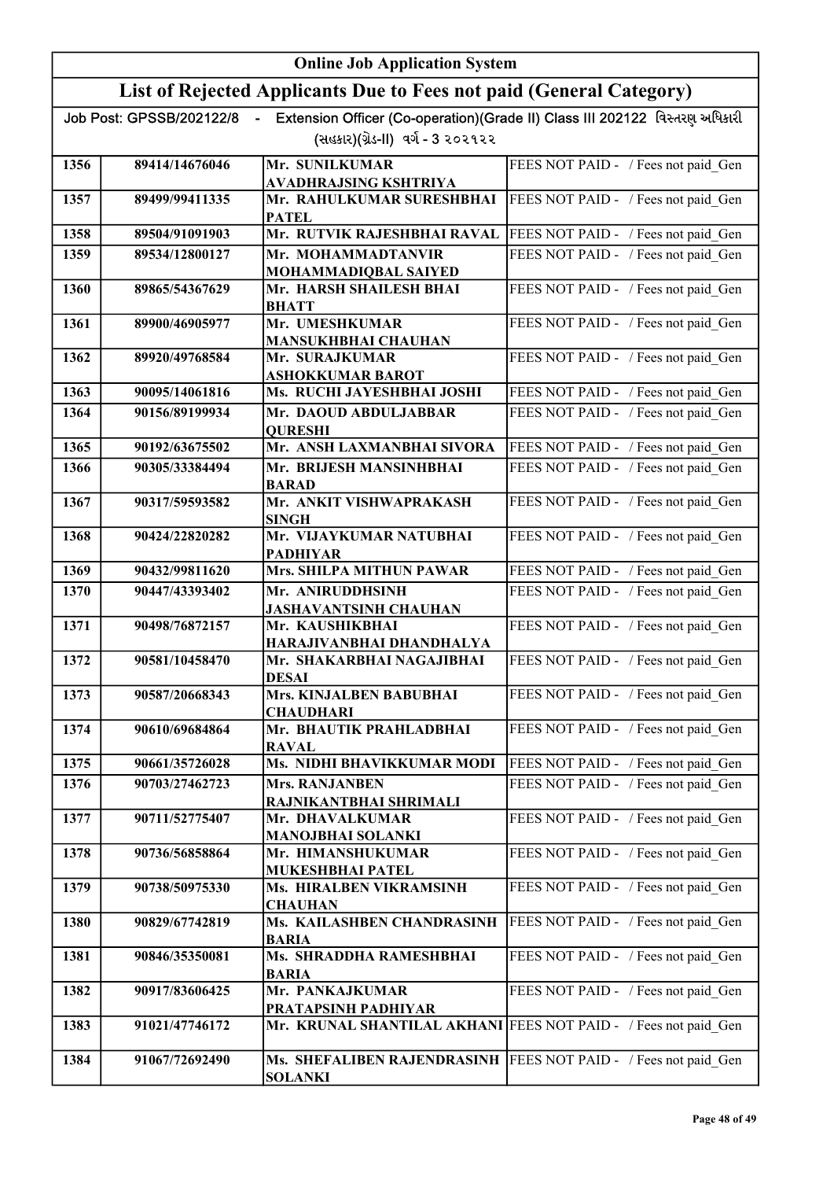# Online Job Application System

## List of Rejected Applicants Due to Fees not paid (General Category)

Job Post: GPSSB/202122/8 - Extension Officer (Co-operation)(Grade II) Class III 202122 વિસ્તરણ અધિકારી (સહકાર)(ગ્રેડ-II) વર્ગ - 3 ૨૦૨૧૨૨

| | | | |
|---|---|---|---|
| 1356 | 89414/14676046 | Mr. SUNILKUMAR AVADHRAJSING KSHTRIYA | FEES NOT PAID - / Fees not paid_Gen |
| 1357 | 89499/99411335 | Mr. RAHULKUMAR SURESHBHAI PATEL | FEES NOT PAID - / Fees not paid_Gen |
| 1358 | 89504/91091903 | Mr. RUTVIK RAJESHBHAI RAVAL | FEES NOT PAID - / Fees not paid_Gen |
| 1359 | 89534/12800127 | Mr. MOHAMMADTANVIR MOHAMMADIQBAL SAIYED | FEES NOT PAID - / Fees not paid_Gen |
| 1360 | 89865/54367629 | Mr. HARSH SHAILESH BHAI BHATT | FEES NOT PAID - / Fees not paid_Gen |
| 1361 | 89900/46905977 | Mr. UMESHKUMAR MANSUKHBHAI CHAUHAN | FEES NOT PAID - / Fees not paid_Gen |
| 1362 | 89920/49768584 | Mr. SURAJKUMAR ASHOKKUMAR BAROT | FEES NOT PAID - / Fees not paid_Gen |
| 1363 | 90095/14061816 | Ms. RUCHI JAYESHBHAI JOSHI | FEES NOT PAID - / Fees not paid_Gen |
| 1364 | 90156/89199934 | Mr. DAOUD ABDULJABBAR QURESHI | FEES NOT PAID - / Fees not paid_Gen |
| 1365 | 90192/63675502 | Mr. ANSH LAXMANBHAI SIVORA | FEES NOT PAID - / Fees not paid_Gen |
| 1366 | 90305/33384494 | Mr. BRIJESH MANSINHBHAI BARAD | FEES NOT PAID - / Fees not paid_Gen |
| 1367 | 90317/59593582 | Mr. ANKIT VISHWAPRAKASH SINGH | FEES NOT PAID - / Fees not paid_Gen |
| 1368 | 90424/22820282 | Mr. VIJAYKUMAR NATUBHAI PADHIYAR | FEES NOT PAID - / Fees not paid_Gen |
| 1369 | 90432/99811620 | Mrs. SHILPA MITHUN PAWAR | FEES NOT PAID - / Fees not paid_Gen |
| 1370 | 90447/43393402 | Mr. ANIRUDDHSINH JASHAVANTSINH CHAUHAN | FEES NOT PAID - / Fees not paid_Gen |
| 1371 | 90498/76872157 | Mr. KAUSHIKBHAI HARAJIVANBHAI DHANDHALYA | FEES NOT PAID - / Fees not paid_Gen |
| 1372 | 90581/10458470 | Mr. SHAKARBHAI NAGAJIBHAI DESAI | FEES NOT PAID - / Fees not paid_Gen |
| 1373 | 90587/20668343 | Mrs. KINJALBEN BABUBHAI CHAUDHARI | FEES NOT PAID - / Fees not paid_Gen |
| 1374 | 90610/69684864 | Mr. BHAUTIK PRAHLADBHAI RAVAL | FEES NOT PAID - / Fees not paid_Gen |
| 1375 | 90661/35726028 | Ms. NIDHI BHAVIKKUMAR MODI | FEES NOT PAID - / Fees not paid_Gen |
| 1376 | 90703/27462723 | Mrs. RANJANBEN RAJNIKANTBHAI SHRIMALI | FEES NOT PAID - / Fees not paid_Gen |
| 1377 | 90711/52775407 | Mr. DHAVALKUMAR MANOJBHAI SOLANKI | FEES NOT PAID - / Fees not paid_Gen |
| 1378 | 90736/56858864 | Mr. HIMANSHUKUMAR MUKESHBHAI PATEL | FEES NOT PAID - / Fees not paid_Gen |
| 1379 | 90738/50975330 | Ms. HIRALBEN VIKRAMSINH CHAUHAN | FEES NOT PAID - / Fees not paid_Gen |
| 1380 | 90829/67742819 | Ms. KAILASHBEN CHANDRASINH BARIA | FEES NOT PAID - / Fees not paid_Gen |
| 1381 | 90846/35350081 | Ms. SHRADDHA RAMESHBHAI BARIA | FEES NOT PAID - / Fees not paid_Gen |
| 1382 | 90917/83606425 | Mr. PANKAJKUMAR PRATAPSINH PADHIYAR | FEES NOT PAID - / Fees not paid_Gen |
| 1383 | 91021/47746172 | Mr. KRUNAL SHANTILAL AKHANI | FEES NOT PAID - / Fees not paid_Gen |
| 1384 | 91067/72692490 | Ms. SHEFALIBEN RAJENDRASINH SOLANKI | FEES NOT PAID - / Fees not paid_Gen |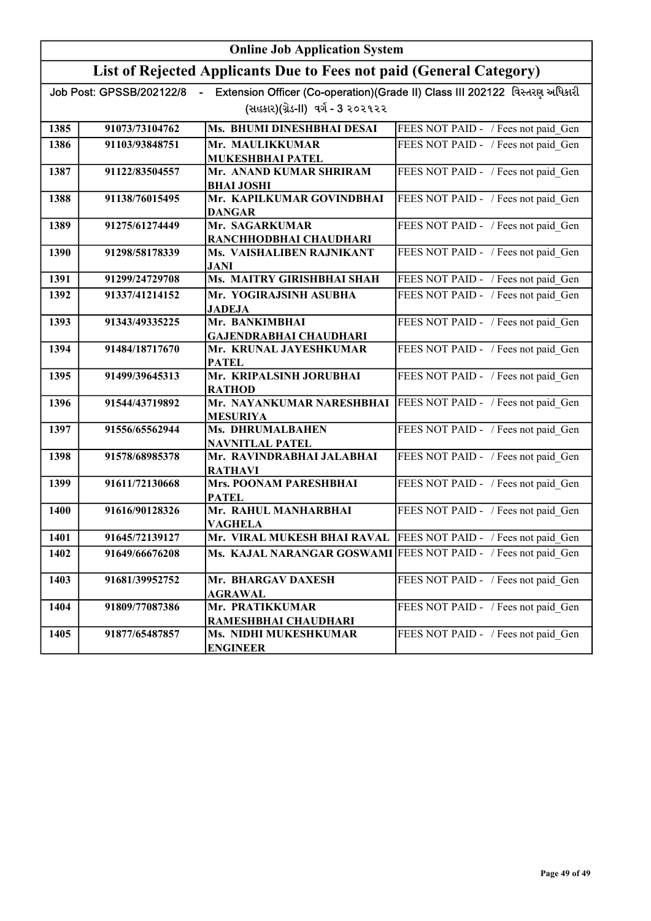## Online Job Application System

## List of Rejected Applicants Due to Fees not paid (General Category)

Job Post: GPSSB/202122/8 - Extension Officer (Co-operation)(Grade II) Class III 202122 વિસ્તરણ અધિકારી (સહકાર)(ગ્રેડ-II) વર્ગ - 3 ૨૦૨૧૨૨

| | | | |
|---|---|---|---|
| 1385 | 91073/73104762 | Ms. BHUMI DINESHBHAI DESAI | FEES NOT PAID - / Fees not paid_Gen |
| 1386 | 91103/93848751 | Mr. MAULIKKUMAR MUKESHBHAI PATEL | FEES NOT PAID - / Fees not paid_Gen |
| 1387 | 91122/83504557 | Mr. ANAND KUMAR SHRIRAM BHAI JOSHI | FEES NOT PAID - / Fees not paid_Gen |
| 1388 | 91138/76015495 | Mr. KAPILKUMAR GOVINDBHAI DANGAR | FEES NOT PAID - / Fees not paid_Gen |
| 1389 | 91275/61274449 | Mr. SAGARKUMAR RANCHHODBHAI CHAUDHARI | FEES NOT PAID - / Fees not paid_Gen |
| 1390 | 91298/58178339 | Ms. VAISHALIBEN RAJNIKANT JANI | FEES NOT PAID - / Fees not paid_Gen |
| 1391 | 91299/24729708 | Ms. MAITRY GIRISHBHAI SHAH | FEES NOT PAID - / Fees not paid_Gen |
| 1392 | 91337/41214152 | Mr. YOGIRAJSINH ASUBHA JADEJA | FEES NOT PAID - / Fees not paid_Gen |
| 1393 | 91343/49335225 | Mr. BANKIMBHAI GAJENDRABHAI CHAUDHARI | FEES NOT PAID - / Fees not paid_Gen |
| 1394 | 91484/18717670 | Mr. KRUNAL JAYESHKUMAR PATEL | FEES NOT PAID - / Fees not paid_Gen |
| 1395 | 91499/39645313 | Mr. KRIPALSINH JORUBHAI RATHOD | FEES NOT PAID - / Fees not paid_Gen |
| 1396 | 91544/43719892 | Mr. NAYANKUMAR NARESHBHAI MESURIYA | FEES NOT PAID - / Fees not paid_Gen |
| 1397 | 91556/65562944 | Ms. DHRUMALBAHEN NAVNITLAL PATEL | FEES NOT PAID - / Fees not paid_Gen |
| 1398 | 91578/68985378 | Mr. RAVINDRABHAI JALABHAI RATHAVI | FEES NOT PAID - / Fees not paid_Gen |
| 1399 | 91611/72130668 | Mrs. POONAM PARESHBHAI PATEL | FEES NOT PAID - / Fees not paid_Gen |
| 1400 | 91616/90128326 | Mr. RAHUL MANHARBHAI VAGHELA | FEES NOT PAID - / Fees not paid_Gen |
| 1401 | 91645/72139127 | Mr. VIRAL MUKESH BHAI RAVAL | FEES NOT PAID - / Fees not paid_Gen |
| 1402 | 91649/66676208 | Ms. KAJAL NARANGAR GOSWAMI | FEES NOT PAID - / Fees not paid_Gen |
| 1403 | 91681/39952752 | Mr. BHARGAV DAXESH AGRAWAL | FEES NOT PAID - / Fees not paid_Gen |
| 1404 | 91809/77087386 | Mr. PRATIKKUMAR RAMESHBHAI CHAUDHARI | FEES NOT PAID - / Fees not paid_Gen |
| 1405 | 91877/65487857 | Ms. NIDHI MUKESHKUMAR ENGINEER | FEES NOT PAID - / Fees not paid_Gen |